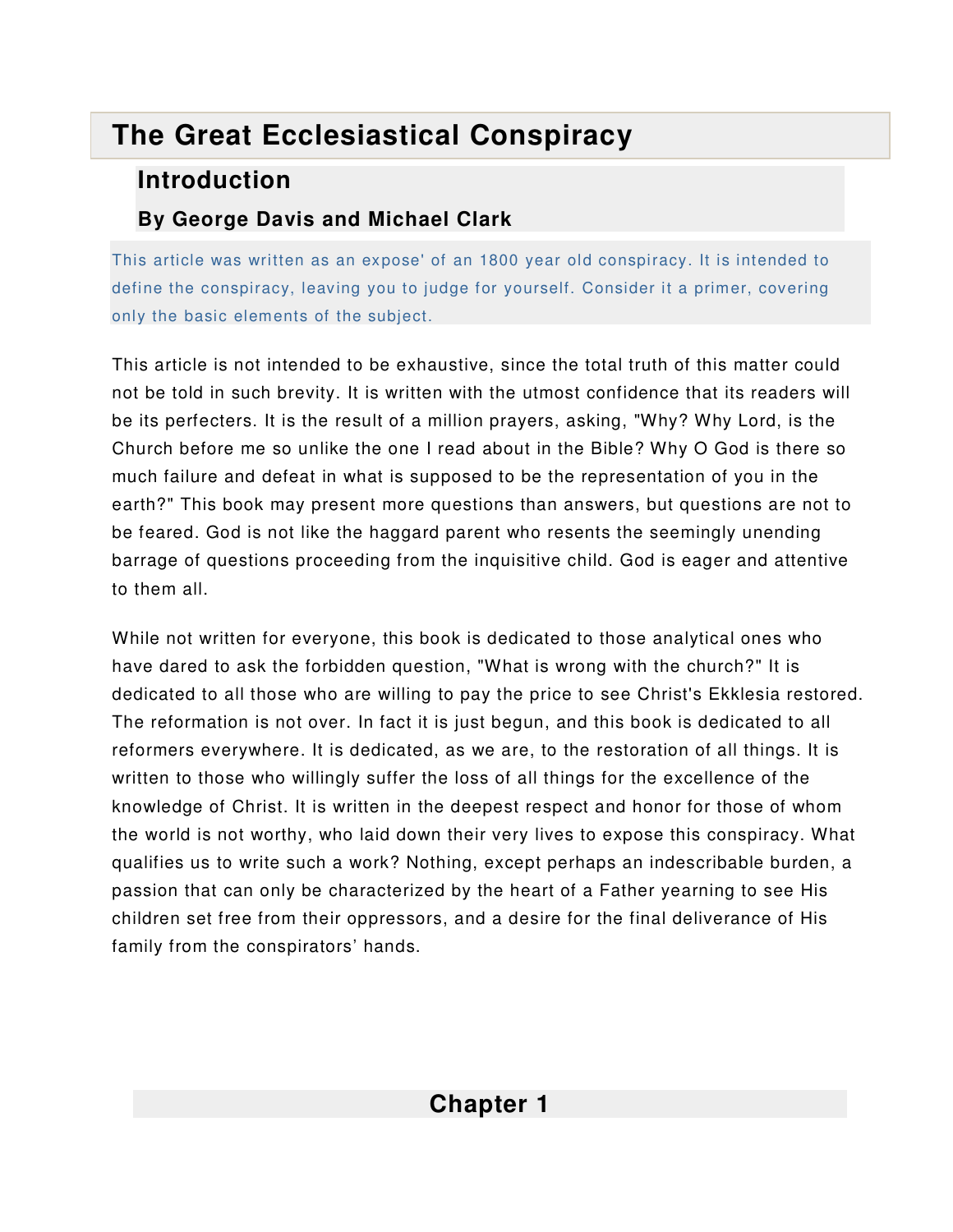# The Great Ecclesiastical Conspiracy

## Introduction

### By George Davis and Michael Clark

This article was written as an expose' of an 1800 year old conspiracy. It is intended to define the conspiracy, leaving you to judge for yourself. Consider it a primer, covering only the basic elements of the subject.

This article is not intended to be exhaustive, since the total truth of this matter could not be told in such brevity. It is written with the utmost confidence that its readers will be its perfecters. It is the result of a million prayers, asking, "Why? Why Lord, is the Church before me so unlike the one I read about in the Bible? Why O God is there so much failure and defeat in what is supposed to be the representation of you in the earth?" This book may present more questions than answers, but questions are not to be feared. God is not like the haggard parent who resents the seemingly unending barrage of questions proceeding from the inquisitive child. God is eager and attentive to them all.

While not written for everyone, this book is dedicated to those analytical ones who have dared to ask the forbidden question, "What is wrong with the church?" It is dedicated to all those who are willing to pay the price to see Christ's Ekklesia restored. The reformation is not over. In fact it is just begun, and this book is dedicated to all reformers everywhere. It is dedicated, as we are, to the restoration of all things. It is written to those who willingly suffer the loss of all things for the excellence of the knowledge of Christ. It is written in the deepest respect and honor for those of whom the world is not worthy, who laid down their very lives to expose this conspiracy. What qualifies us to write such a work? Nothing, except perhaps an indescribable burden, a passion that can only be characterized by the heart of a Father yearning to see His children set free from their oppressors, and a desire for the final deliverance of His family from the conspirators' hands.

## Chapter 1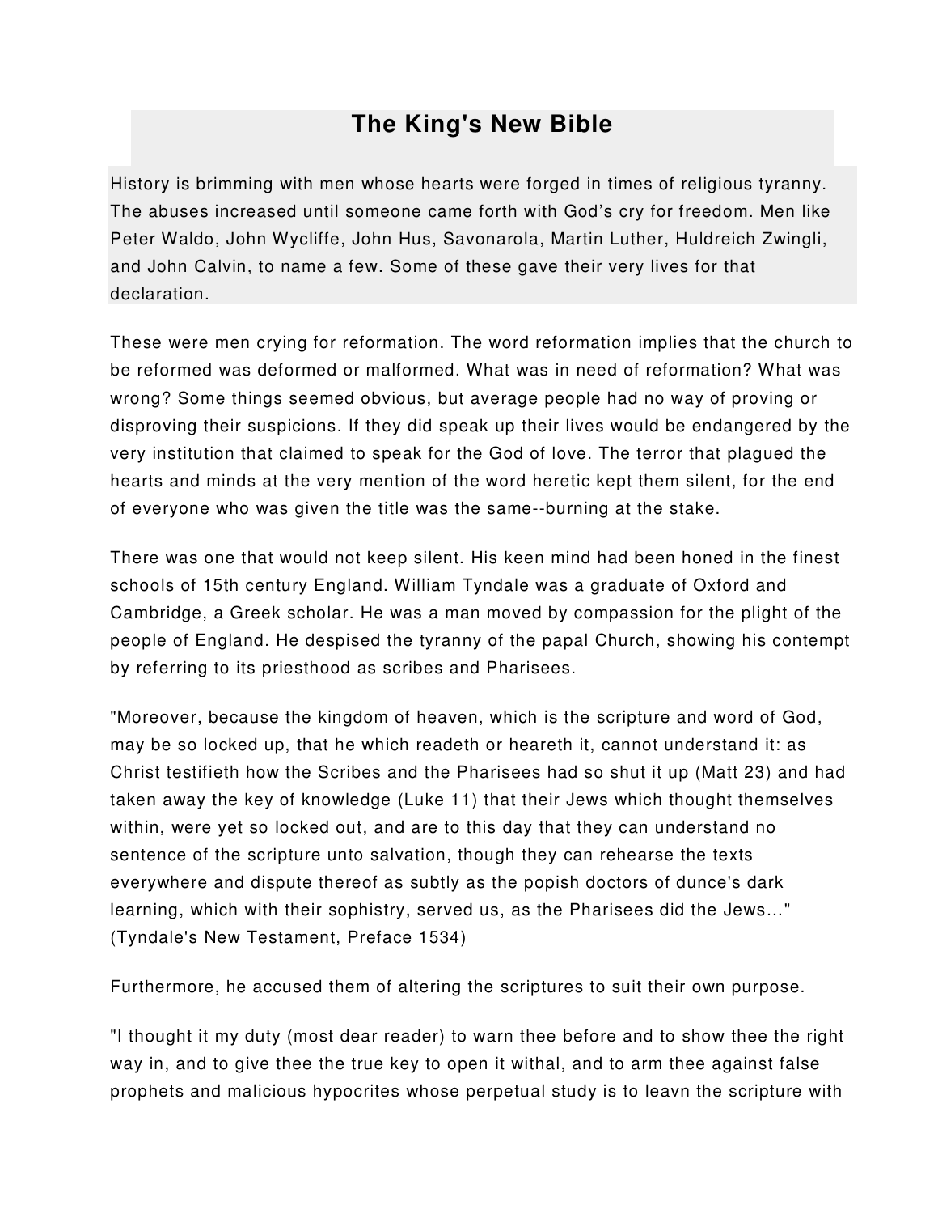# The King's New Bible

History is brimming with men whose hearts were forged in times of religious tyranny. The abuses increased until someone came forth with God's cry for freedom. Men like Peter Waldo, John Wycliffe, John Hus, Savonarola, Martin Luther, Huldreich Zwingli, and John Calvin, to name a few. Some of these gave their very lives for that declaration.

These were men crying for reformation. The word reformation implies that the church to be reformed was deformed or malformed. What was in need of reformation? What was wrong? Some things seemed obvious, but average people had no way of proving or disproving their suspicions. If they did speak up their lives would be endangered by the very institution that claimed to speak for the God of love. The terror that plagued the hearts and minds at the very mention of the word heretic kept them silent, for the end of everyone who was given the title was the same--burning at the stake.

There was one that would not keep silent. His keen mind had been honed in the finest schools of 15th century England. William Tyndale was a graduate of Oxford and Cambridge, a Greek scholar. He was a man moved by compassion for the plight of the people of England. He despised the tyranny of the papal Church, showing his contempt by referring to its priesthood as scribes and Pharisees.

"Moreover, because the kingdom of heaven, which is the scripture and word of God, may be so locked up, that he which readeth or heareth it, cannot understand it: as Christ testifieth how the Scribes and the Pharisees had so shut it up (Matt 23) and had taken away the key of knowledge (Luke 11) that their Jews which thought themselves within, were yet so locked out, and are to this day that they can understand no sentence of the scripture unto salvation, though they can rehearse the texts everywhere and dispute thereof as subtly as the popish doctors of dunce's dark learning, which with their sophistry, served us, as the Pharisees did the Jews..." (Tyndale's New Testament, Preface 1534)

Furthermore, he accused them of altering the scriptures to suit their own purpose.

"I thought it my duty (most dear reader) to warn thee before and to show thee the right way in, and to give thee the true key to open it withal, and to arm thee against false prophets and malicious hypocrites whose perpetual study is to leavn the scripture with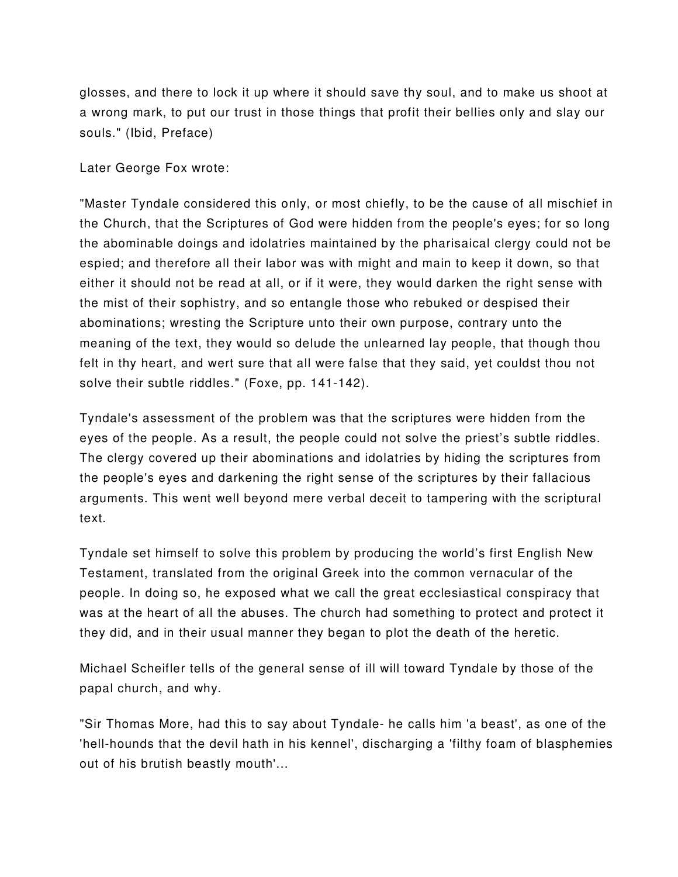glosses, and there to lock it up where it should save thy soul, and to make us shoot at a wrong mark, to put our trust in those things that profit their bellies only and slay our souls." (Ibid, Preface)

Later George Fox wrote:

"Master Tyndale considered this only, or most chiefly, to be the cause of all mischief in the Church, that the Scriptures of God were hidden from the people's eyes; for so long the abominable doings and idolatries maintained by the pharisaical clergy could not be espied; and therefore all their labor was with might and main to keep it down, so that either it should not be read at all, or if it were, they would darken the right sense with the mist of their sophistry, and so entangle those who rebuked or despised their abominations; wresting the Scripture unto their own purpose, contrary unto the meaning of the text, they would so delude the unlearned lay people, that though thou felt in thy heart, and wert sure that all were false that they said, yet couldst thou not solve their subtle riddles." (Foxe, pp. 141-142).

Tyndale's assessment of the problem was that the scriptures were hidden from the eyes of the people. As a result, the people could not solve the priest’s subtle riddles. The clergy covered up their abominations and idolatries by hiding the scriptures from the people's eyes and darkening the right sense of the scriptures by their fallacious arguments. This went well beyond mere verbal deceit to tampering with the scriptural text.

Tyndale set himself to solve this problem by producing the world’s first English New Testament, translated from the original Greek into the common vernacular of the people. In doing so, he exposed what we call the great ecclesiastical conspiracy that was at the heart of all the abuses. The church had something to protect and protect it they did, and in their usual manner they began to plot the death of the heretic.

Michael Scheifler tells of the general sense of ill will toward Tyndale by those of the papal church, and why.

"Sir Thomas More, had this to say about Tyndale- he calls him 'a beast', as one of the 'hell-hounds that the devil hath in his kennel', discharging a 'filthy foam of blasphemies out of his brutish beastly mouth'...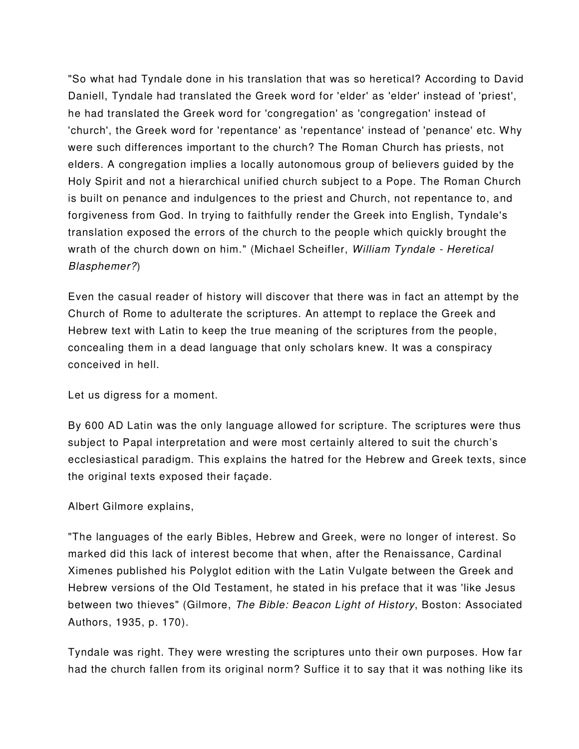"So what had Tyndale done in his translation that was so heretical? According to David Daniell, Tyndale had translated the Greek word for 'elder' as 'elder' instead of 'priest', he had translated the Greek word for 'congregation' as 'congregation' instead of 'church', the Greek word for 'repentance' as 'repentance' instead of 'penance' etc. Why were such differences important to the church? The Roman Church has priests, not elders. A congregation implies a locally autonomous group of believers guided by the Holy Spirit and not a hierarchical unified church subject to a Pope. The Roman Church is built on penance and indulgences to the priest and Church, not repentance to, and forgiveness from God. In trying to faithfully render the Greek into English, Tyndale's translation exposed the errors of the church to the people which quickly brought the wrath of the church down on him." (Michael Scheifler, *William Tyndale - Heretical Blasphemer?*)

Even the casual reader of history will discover that there was in fact an attempt by the Church of Rome to adulterate the scriptures. An attempt to replace the Greek and Hebrew text with Latin to keep the true meaning of the scriptures from the people, concealing them in a dead language that only scholars knew. It was a conspiracy conceived in hell.

Let us digress for a moment.

By 600 AD Latin was the only language allowed for scripture. The scriptures were thus subject to Papal interpretation and were most certainly altered to suit the church's ecclesiastical paradigm. This explains the hatred for the Hebrew and Greek texts, since the original texts exposed their façade.

Albert Gilmore explains,

"The languages of the early Bibles, Hebrew and Greek, were no longer of interest. So marked did this lack of interest become that when, after the Renaissance, Cardinal Ximenes published his Polyglot edition with the Latin Vulgate between the Greek and Hebrew versions of the Old Testament, he stated in his preface that it was 'like Jesus between two thieves" (Gilmore, *The Bible: Beacon Light of History*, Boston: Associated Authors, 1935, p. 170).

Tyndale was right. They were wresting the scriptures unto their own purposes. How far had the church fallen from its original norm? Suffice it to say that it was nothing like its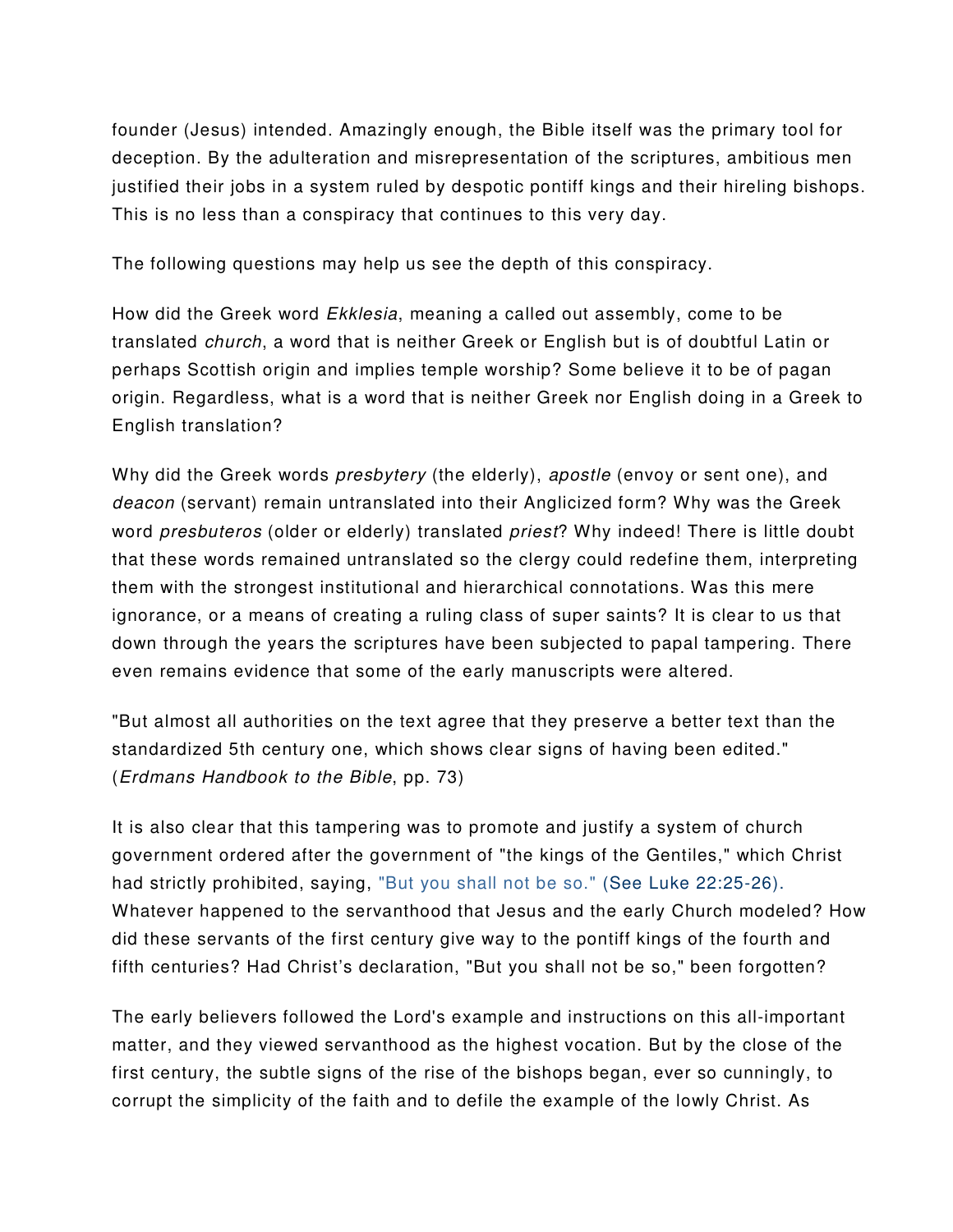founder (Jesus) intended. Amazingly enough, the Bible itself was the primary tool for deception. By the adulteration and misrepresentation of the scriptures, ambitious men justified their jobs in a system ruled by despotic pontiff kings and their hireling bishops. This is no less than a conspiracy that continues to this very day.

The following questions may help us see the depth of this conspiracy.

How did the Greek word *Ekklesia*, meaning a called out assembly, come to be translated *church*, a word that is neither Greek or English but is of doubtful Latin or perhaps Scottish origin and implies temple worship? Some believe it to be of pagan origin. Regardless, what is a word that is neither Greek nor English doing in a Greek to English translation?

Why did the Greek words *presbytery* (the elderly), *apostle* (envoy or sent one), and *deacon* (servant) remain untranslated into their Anglicized form? Why was the Greek word *presbuteros* (older or elderly) translated *priest*? Why indeed! There is little doubt that these words remained untranslated so the clergy could redefine them, interpreting them with the strongest institutional and hierarchical connotations. Was this mere ignorance, or a means of creating a ruling class of super saints? It is clear to us that down through the years the scriptures have been subjected to papal tampering. There even remains evidence that some of the early manuscripts were altered.

"But almost all authorities on the text agree that they preserve a better text than the standardized 5th century one, which shows clear signs of having been edited." (*Erdmans Handbook to the Bible*, pp. 73)

It is also clear that this tampering was to promote and justify a system of church government ordered after the government of "the kings of the Gentiles," which Christ had strictly prohibited, saying, "But you shall not be so." (See Luke 22:25-26). Whatever happened to the servanthood that Jesus and the early Church modeled? How did these servants of the first century give way to the pontiff kings of the fourth and fifth centuries? Had Christ's declaration, "But you shall not be so," been forgotten?

The early believers followed the Lord's example and instructions on this all-important matter, and they viewed servanthood as the highest vocation. But by the close of the first century, the subtle signs of the rise of the bishops began, ever so cunningly, to corrupt the simplicity of the faith and to defile the example of the lowly Christ. As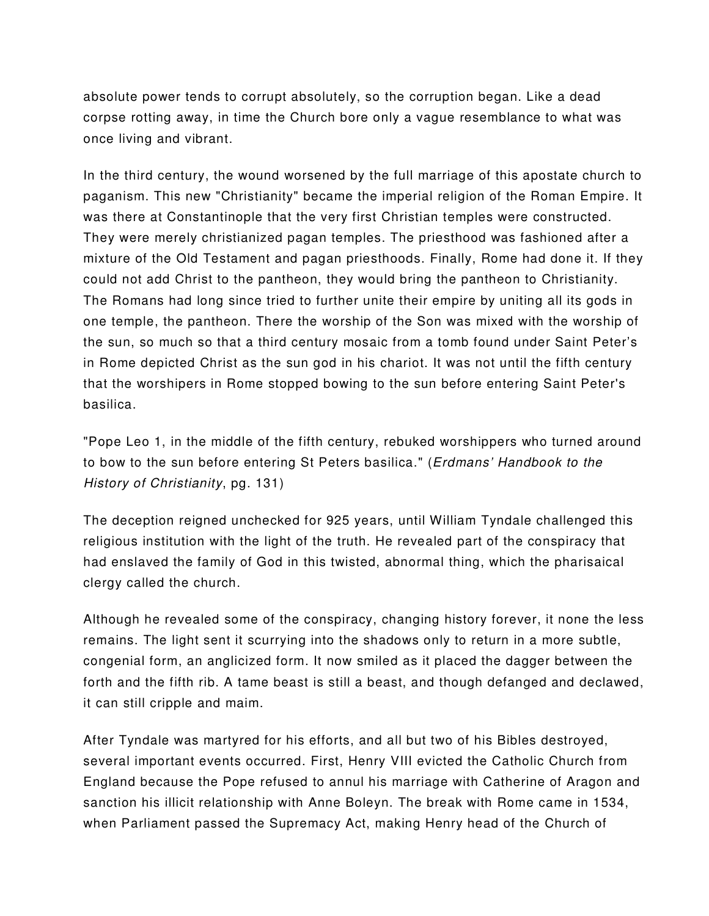absolute power tends to corrupt absolutely, so the corruption began. Like a dead corpse rotting away, in time the Church bore only a vague resemblance to what was once living and vibrant.

In the third century, the wound worsened by the full marriage of this apostate church to paganism. This new "Christianity" became the imperial religion of the Roman Empire. It was there at Constantinople that the very first Christian temples were constructed. They were merely christianized pagan temples. The priesthood was fashioned after a mixture of the Old Testament and pagan priesthoods. Finally, Rome had done it. If they could not add Christ to the pantheon, they would bring the pantheon to Christianity. The Romans had long since tried to further unite their empire by uniting all its gods in one temple, the pantheon. There the worship of the Son was mixed with the worship of the sun, so much so that a third century mosaic from a tomb found under Saint Peter's in Rome depicted Christ as the sun god in his chariot. It was not until the fifth century that the worshipers in Rome stopped bowing to the sun before entering Saint Peter's basilica.

"Pope Leo 1, in the middle of the fifth century, rebuked worshippers who turned around to bow to the sun before entering St Peters basilica." (*Erdmans' Handbook to the History of Christianity*, pg. 131)

The deception reigned unchecked for 925 years, until William Tyndale challenged this religious institution with the light of the truth. He revealed part of the conspiracy that had enslaved the family of God in this twisted, abnormal thing, which the pharisaical clergy called the church.

Although he revealed some of the conspiracy, changing history forever, it none the less remains. The light sent it scurrying into the shadows only to return in a more subtle, congenial form, an anglicized form. It now smiled as it placed the dagger between the forth and the fifth rib. A tame beast is still a beast, and though defanged and declawed, it can still cripple and maim.

After Tyndale was martyred for his efforts, and all but two of his Bibles destroyed, several important events occurred. First, Henry VIII evicted the Catholic Church from England because the Pope refused to annul his marriage with Catherine of Aragon and sanction his illicit relationship with Anne Boleyn. The break with Rome came in 1534, when Parliament passed the Supremacy Act, making Henry head of the Church of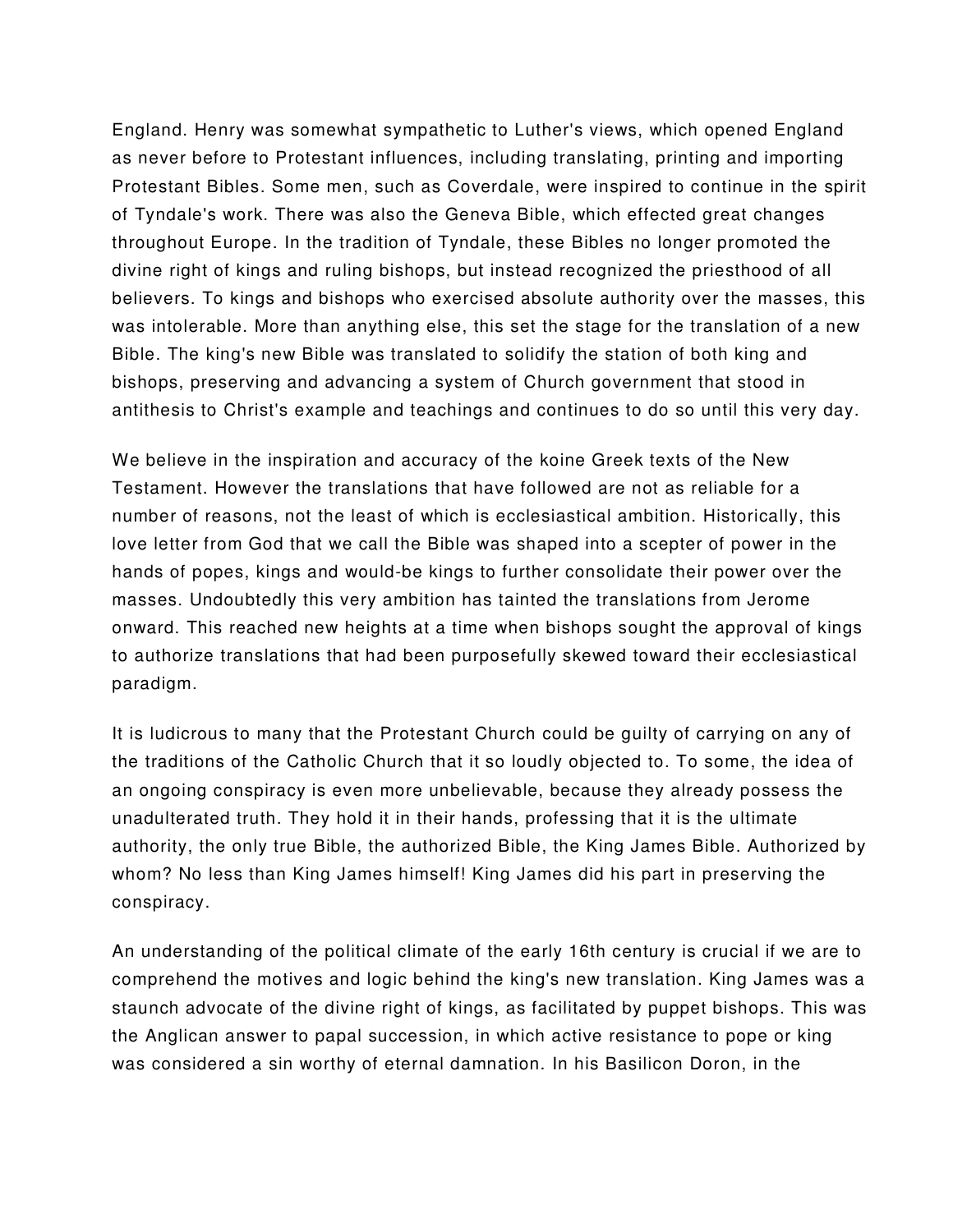England. Henry was somewhat sympathetic to Luther's views, which opened England as never before to Protestant influences, including translating, printing and importing Protestant Bibles. Some men, such as Coverdale, were inspired to continue in the spirit of Tyndale's work. There was also the Geneva Bible, which effected great changes throughout Europe. In the tradition of Tyndale, these Bibles no longer promoted the divine right of kings and ruling bishops, but instead recognized the priesthood of all believers. To kings and bishops who exercised absolute authority over the masses, this was intolerable. More than anything else, this set the stage for the translation of a new Bible. The king's new Bible was translated to solidify the station of both king and bishops, preserving and advancing a system of Church government that stood in antithesis to Christ's example and teachings and continues to do so until this very day.

We believe in the inspiration and accuracy of the koine Greek texts of the New Testament. However the translations that have followed are not as reliable for a number of reasons, not the least of which is ecclesiastical ambition. Historically, this love letter from God that we call the Bible was shaped into a scepter of power in the hands of popes, kings and would-be kings to further consolidate their power over the masses. Undoubtedly this very ambition has tainted the translations from Jerome onward. This reached new heights at a time when bishops sought the approval of kings to authorize translations that had been purposefully skewed toward their ecclesiastical paradigm.

It is ludicrous to many that the Protestant Church could be guilty of carrying on any of the traditions of the Catholic Church that it so loudly objected to. To some, the idea of an ongoing conspiracy is even more unbelievable, because they already possess the unadulterated truth. They hold it in their hands, professing that it is the ultimate authority, the only true Bible, the authorized Bible, the King James Bible. Authorized by whom? No less than King James himself! King James did his part in preserving the conspiracy.

An understanding of the political climate of the early 16th century is crucial if we are to comprehend the motives and logic behind the king's new translation. King James was a staunch advocate of the divine right of kings, as facilitated by puppet bishops. This was the Anglican answer to papal succession, in which active resistance to pope or king was considered a sin worthy of eternal damnation. In his Basilicon Doron, in the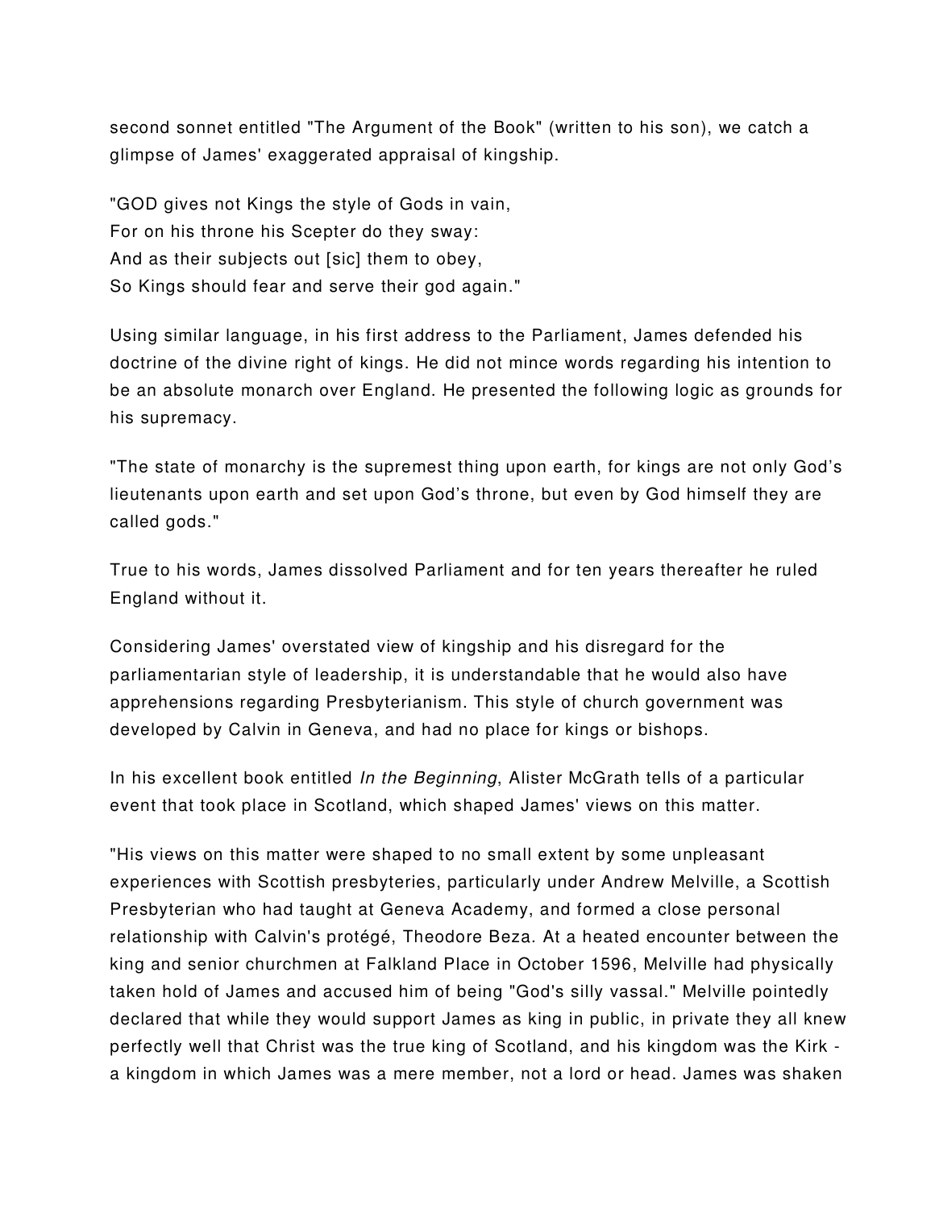second sonnet entitled "The Argument of the Book" (written to his son), we catch a glimpse of James' exaggerated appraisal of kingship.

"GOD gives not Kings the style of Gods in vain,
For on his throne his Scepter do they sway:
And as their subjects out [sic] them to obey,
So Kings should fear and serve their god again."

Using similar language, in his first address to the Parliament, James defended his doctrine of the divine right of kings. He did not mince words regarding his intention to be an absolute monarch over England. He presented the following logic as grounds for his supremacy.

"The state of monarchy is the supremest thing upon earth, for kings are not only God's lieutenants upon earth and set upon God's throne, but even by God himself they are called gods."

True to his words, James dissolved Parliament and for ten years thereafter he ruled England without it.

Considering James' overstated view of kingship and his disregard for the parliamentarian style of leadership, it is understandable that he would also have apprehensions regarding Presbyterianism. This style of church government was developed by Calvin in Geneva, and had no place for kings or bishops.

In his excellent book entitled *In the Beginning*, Alister McGrath tells of a particular event that took place in Scotland, which shaped James' views on this matter.

"His views on this matter were shaped to no small extent by some unpleasant experiences with Scottish presbyteries, particularly under Andrew Melville, a Scottish Presbyterian who had taught at Geneva Academy, and formed a close personal relationship with Calvin's protégé, Theodore Beza. At a heated encounter between the king and senior churchmen at Falkland Place in October 1596, Melville had physically taken hold of James and accused him of being "God's silly vassal." Melville pointedly declared that while they would support James as king in public, in private they all knew perfectly well that Christ was the true king of Scotland, and his kingdom was the Kirk - a kingdom in which James was a mere member, not a lord or head. James was shaken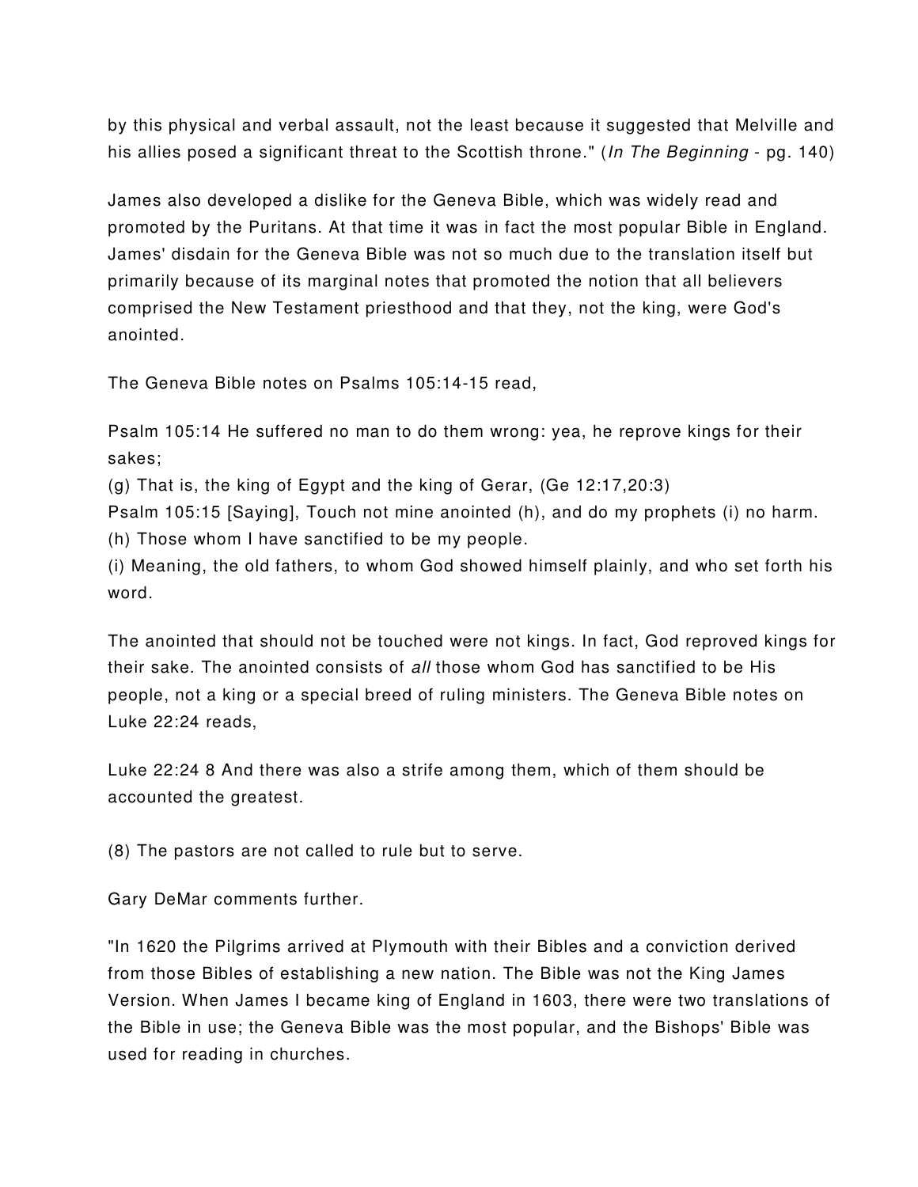by this physical and verbal assault, not the least because it suggested that Melville and his allies posed a significant threat to the Scottish throne." (*In The Beginning* - pg. 140)

James also developed a dislike for the Geneva Bible, which was widely read and promoted by the Puritans. At that time it was in fact the most popular Bible in England. James' disdain for the Geneva Bible was not so much due to the translation itself but primarily because of its marginal notes that promoted the notion that all believers comprised the New Testament priesthood and that they, not the king, were God's anointed.

The Geneva Bible notes on Psalms 105:14-15 read,

Psalm 105:14 He suffered no man to do them wrong: yea, he reprove kings for their sakes;
(g) That is, the king of Egypt and the king of Gerar, (Ge 12:17,20:3)
Psalm 105:15 [Saying], Touch not mine anointed (h), and do my prophets (i) no harm.
(h) Those whom I have sanctified to be my people.
(i) Meaning, the old fathers, to whom God showed himself plainly, and who set forth his word.

The anointed that should not be touched were not kings. In fact, God reproved kings for their sake. The anointed consists of *all* those whom God has sanctified to be His people, not a king or a special breed of ruling ministers. The Geneva Bible notes on Luke 22:24 reads,

Luke 22:24 8 And there was also a strife among them, which of them should be accounted the greatest.

(8) The pastors are not called to rule but to serve.

Gary DeMar comments further.

"In 1620 the Pilgrims arrived at Plymouth with their Bibles and a conviction derived from those Bibles of establishing a new nation. The Bible was not the King James Version. When James I became king of England in 1603, there were two translations of the Bible in use; the Geneva Bible was the most popular, and the Bishops' Bible was used for reading in churches.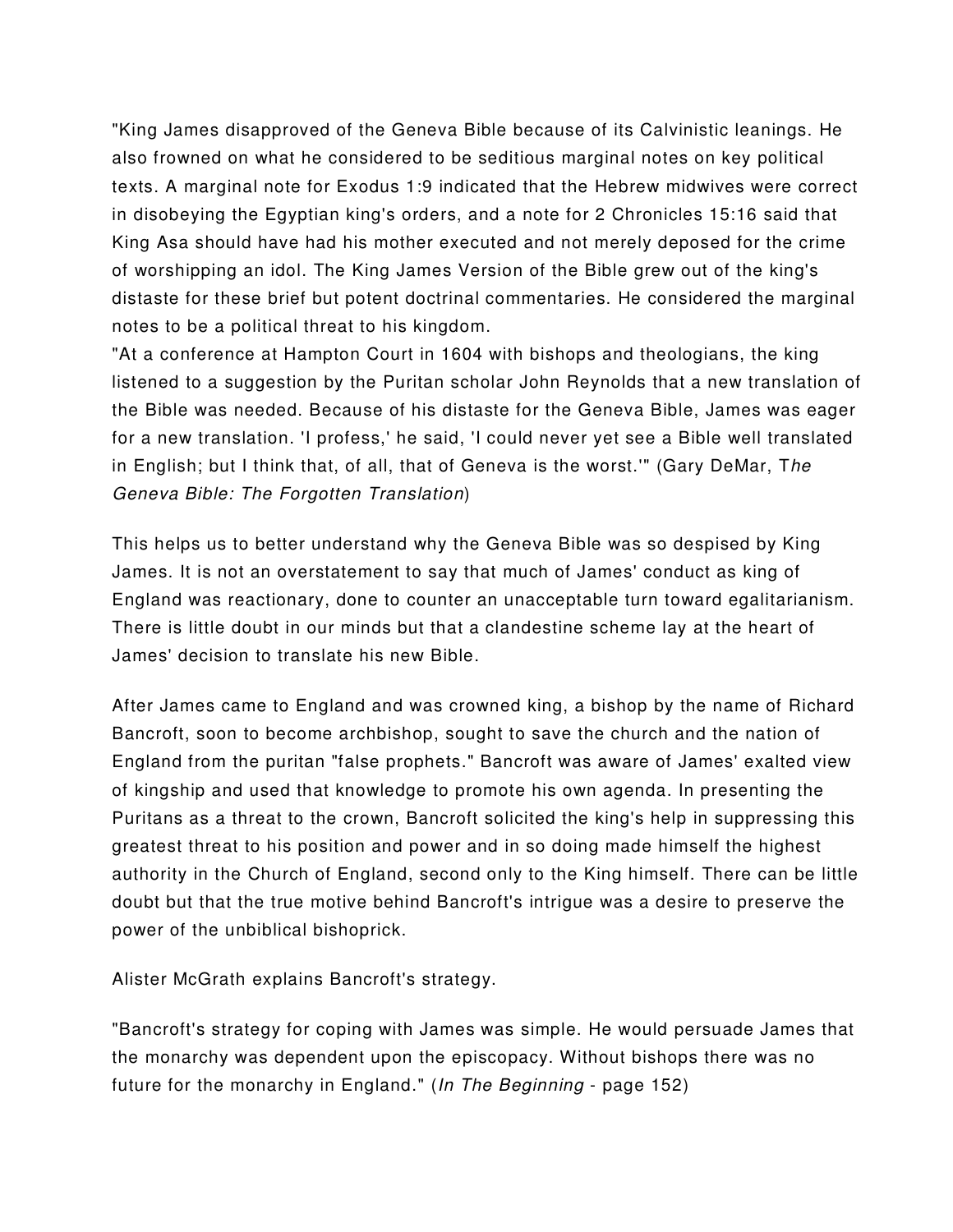"King James disapproved of the Geneva Bible because of its Calvinistic leanings. He also frowned on what he considered to be seditious marginal notes on key political texts. A marginal note for Exodus 1:9 indicated that the Hebrew midwives were correct in disobeying the Egyptian king's orders, and a note for 2 Chronicles 15:16 said that King Asa should have had his mother executed and not merely deposed for the crime of worshipping an idol. The King James Version of the Bible grew out of the king's distaste for these brief but potent doctrinal commentaries. He considered the marginal notes to be a political threat to his kingdom.

"At a conference at Hampton Court in 1604 with bishops and theologians, the king listened to a suggestion by the Puritan scholar John Reynolds that a new translation of the Bible was needed. Because of his distaste for the Geneva Bible, James was eager for a new translation. 'I profess,' he said, 'I could never yet see a Bible well translated in English; but I think that, of all, that of Geneva is the worst.'" (Gary DeMar, *The Geneva Bible: The Forgotten Translation*)

This helps us to better understand why the Geneva Bible was so despised by King James. It is not an overstatement to say that much of James' conduct as king of England was reactionary, done to counter an unacceptable turn toward egalitarianism. There is little doubt in our minds but that a clandestine scheme lay at the heart of James' decision to translate his new Bible.

After James came to England and was crowned king, a bishop by the name of Richard Bancroft, soon to become archbishop, sought to save the church and the nation of England from the puritan "false prophets." Bancroft was aware of James' exalted view of kingship and used that knowledge to promote his own agenda. In presenting the Puritans as a threat to the crown, Bancroft solicited the king's help in suppressing this greatest threat to his position and power and in so doing made himself the highest authority in the Church of England, second only to the King himself. There can be little doubt but that the true motive behind Bancroft's intrigue was a desire to preserve the power of the unbiblical bishoprick.

Alister McGrath explains Bancroft's strategy.

"Bancroft's strategy for coping with James was simple. He would persuade James that the monarchy was dependent upon the episcopacy. Without bishops there was no future for the monarchy in England." (*In The Beginning* - page 152)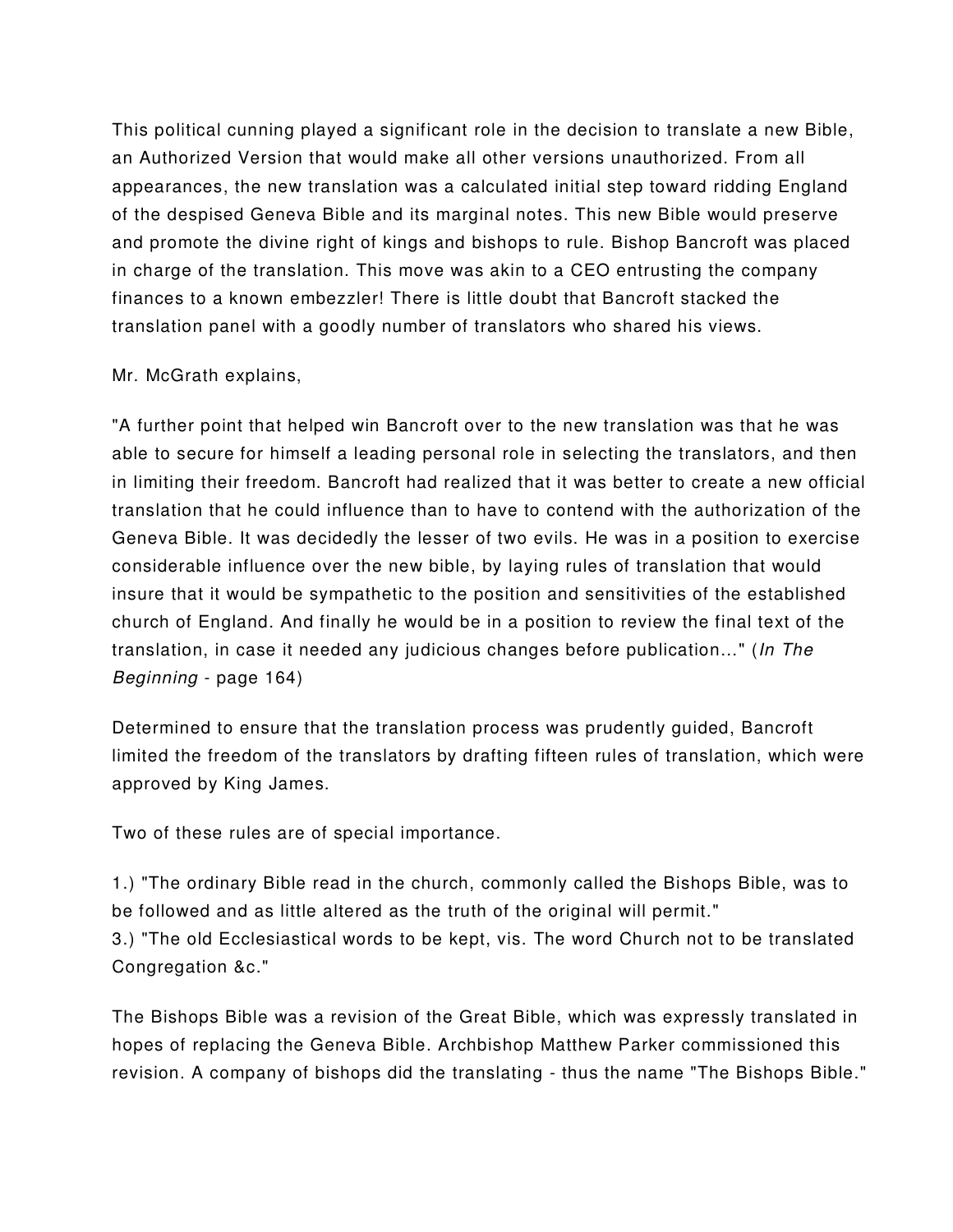This political cunning played a significant role in the decision to translate a new Bible, an Authorized Version that would make all other versions unauthorized. From all appearances, the new translation was a calculated initial step toward ridding England of the despised Geneva Bible and its marginal notes. This new Bible would preserve and promote the divine right of kings and bishops to rule. Bishop Bancroft was placed in charge of the translation. This move was akin to a CEO entrusting the company finances to a known embezzler! There is little doubt that Bancroft stacked the translation panel with a goodly number of translators who shared his views.

Mr. McGrath explains,

"A further point that helped win Bancroft over to the new translation was that he was able to secure for himself a leading personal role in selecting the translators, and then in limiting their freedom. Bancroft had realized that it was better to create a new official translation that he could influence than to have to contend with the authorization of the Geneva Bible. It was decidedly the lesser of two evils. He was in a position to exercise considerable influence over the new bible, by laying rules of translation that would insure that it would be sympathetic to the position and sensitivities of the established church of England. And finally he would be in a position to review the final text of the translation, in case it needed any judicious changes before publication..." (*In The Beginning* - page 164)

Determined to ensure that the translation process was prudently guided, Bancroft limited the freedom of the translators by drafting fifteen rules of translation, which were approved by King James.

Two of these rules are of special importance.

1.) "The ordinary Bible read in the church, commonly called the Bishops Bible, was to be followed and as little altered as the truth of the original will permit."
3.) "The old Ecclesiastical words to be kept, vis. The word Church not to be translated Congregation &c."

The Bishops Bible was a revision of the Great Bible, which was expressly translated in hopes of replacing the Geneva Bible. Archbishop Matthew Parker commissioned this revision. A company of bishops did the translating - thus the name "The Bishops Bible."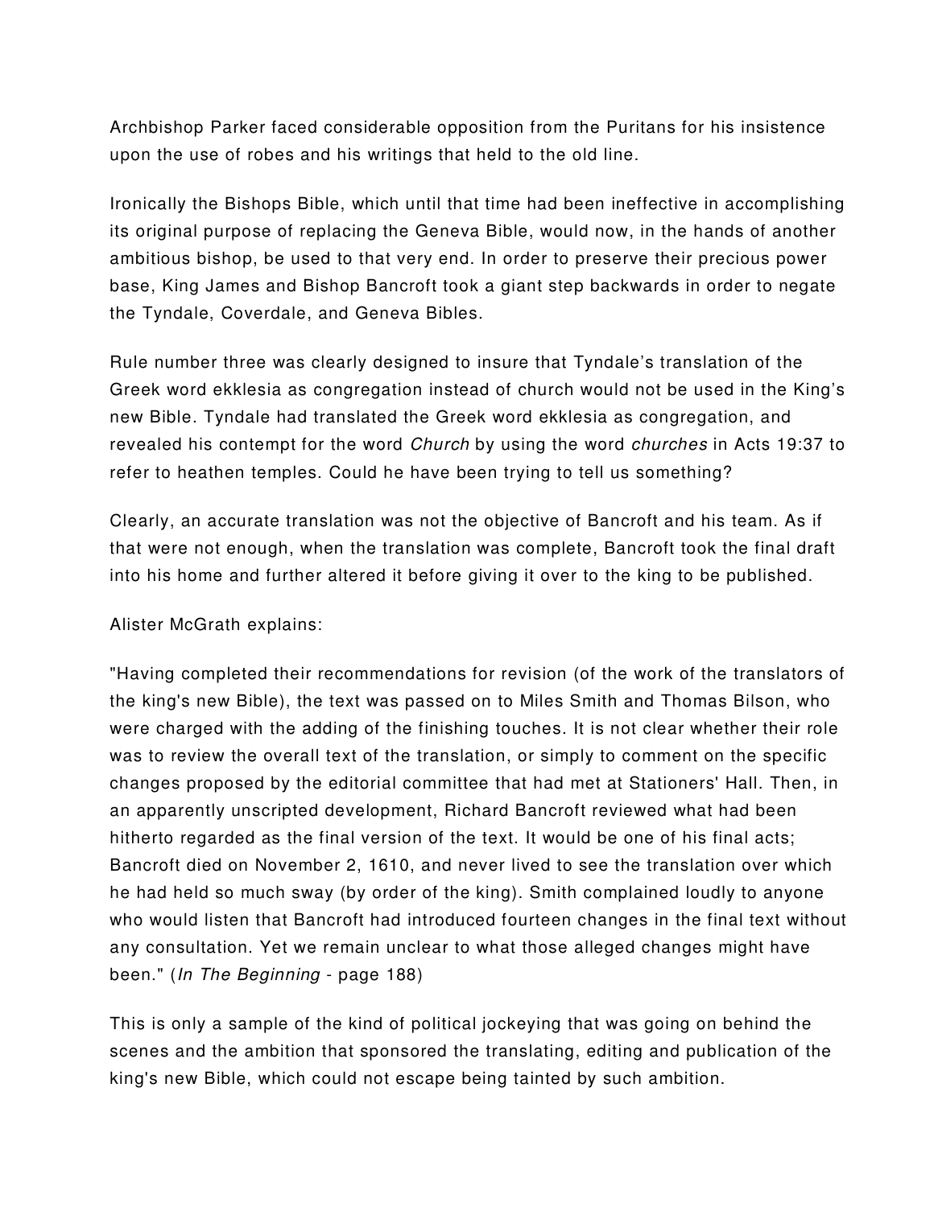Archbishop Parker faced considerable opposition from the Puritans for his insistence upon the use of robes and his writings that held to the old line.

Ironically the Bishops Bible, which until that time had been ineffective in accomplishing its original purpose of replacing the Geneva Bible, would now, in the hands of another ambitious bishop, be used to that very end. In order to preserve their precious power base, King James and Bishop Bancroft took a giant step backwards in order to negate the Tyndale, Coverdale, and Geneva Bibles.

Rule number three was clearly designed to insure that Tyndale's translation of the Greek word ekklesia as congregation instead of church would not be used in the King's new Bible. Tyndale had translated the Greek word ekklesia as congregation, and revealed his contempt for the word *Church* by using the word *churches* in Acts 19:37 to refer to heathen temples. Could he have been trying to tell us something?

Clearly, an accurate translation was not the objective of Bancroft and his team. As if that were not enough, when the translation was complete, Bancroft took the final draft into his home and further altered it before giving it over to the king to be published.

Alister McGrath explains:

"Having completed their recommendations for revision (of the work of the translators of the king's new Bible), the text was passed on to Miles Smith and Thomas Bilson, who were charged with the adding of the finishing touches. It is not clear whether their role was to review the overall text of the translation, or simply to comment on the specific changes proposed by the editorial committee that had met at Stationers' Hall. Then, in an apparently unscripted development, Richard Bancroft reviewed what had been hitherto regarded as the final version of the text. It would be one of his final acts; Bancroft died on November 2, 1610, and never lived to see the translation over which he had held so much sway (by order of the king). Smith complained loudly to anyone who would listen that Bancroft had introduced fourteen changes in the final text without any consultation. Yet we remain unclear to what those alleged changes might have been." (*In The Beginning* - page 188)

This is only a sample of the kind of political jockeying that was going on behind the scenes and the ambition that sponsored the translating, editing and publication of the king's new Bible, which could not escape being tainted by such ambition.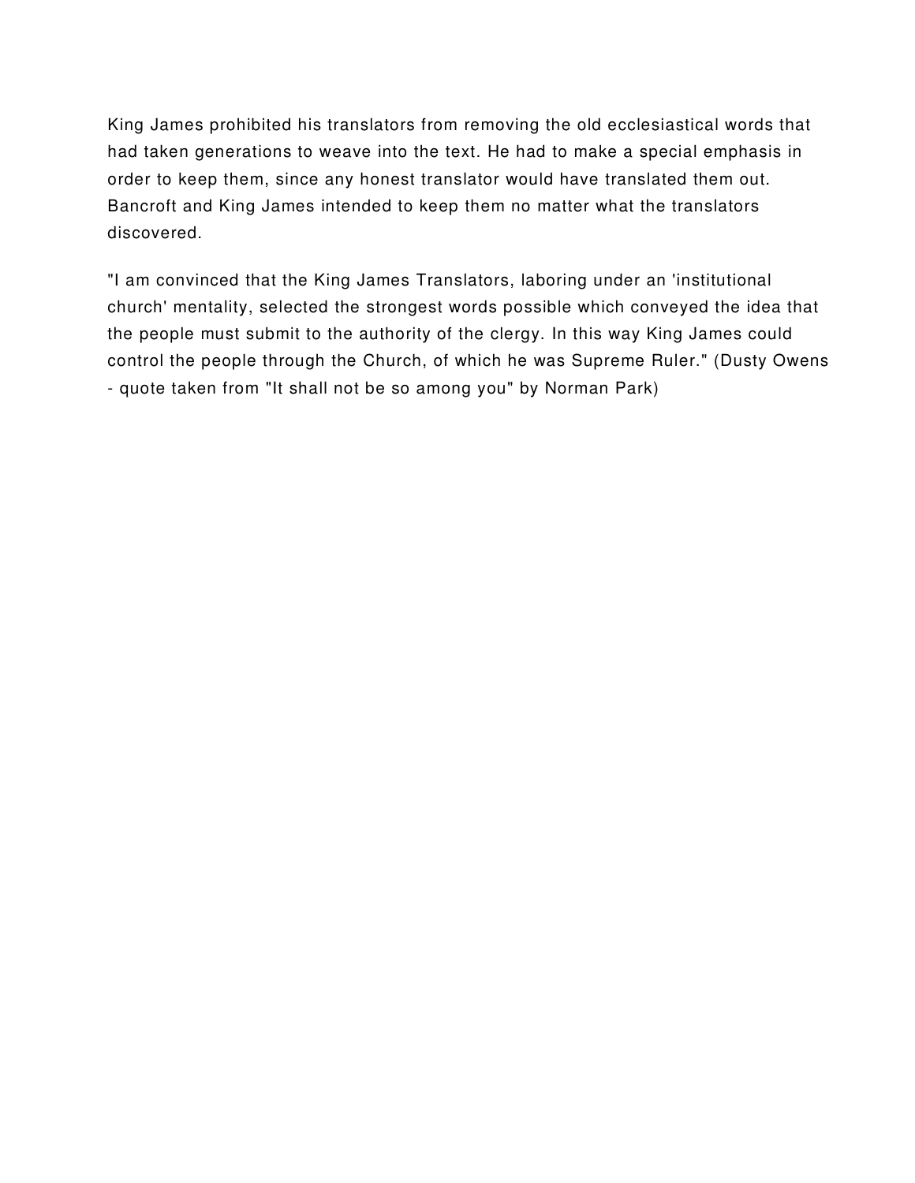King James prohibited his translators from removing the old ecclesiastical words that had taken generations to weave into the text. He had to make a special emphasis in order to keep them, since any honest translator would have translated them out. Bancroft and King James intended to keep them no matter what the translators discovered.

"I am convinced that the King James Translators, laboring under an 'institutional church' mentality, selected the strongest words possible which conveyed the idea that the people must submit to the authority of the clergy. In this way King James could control the people through the Church, of which he was Supreme Ruler." (Dusty Owens - quote taken from "It shall not be so among you" by Norman Park)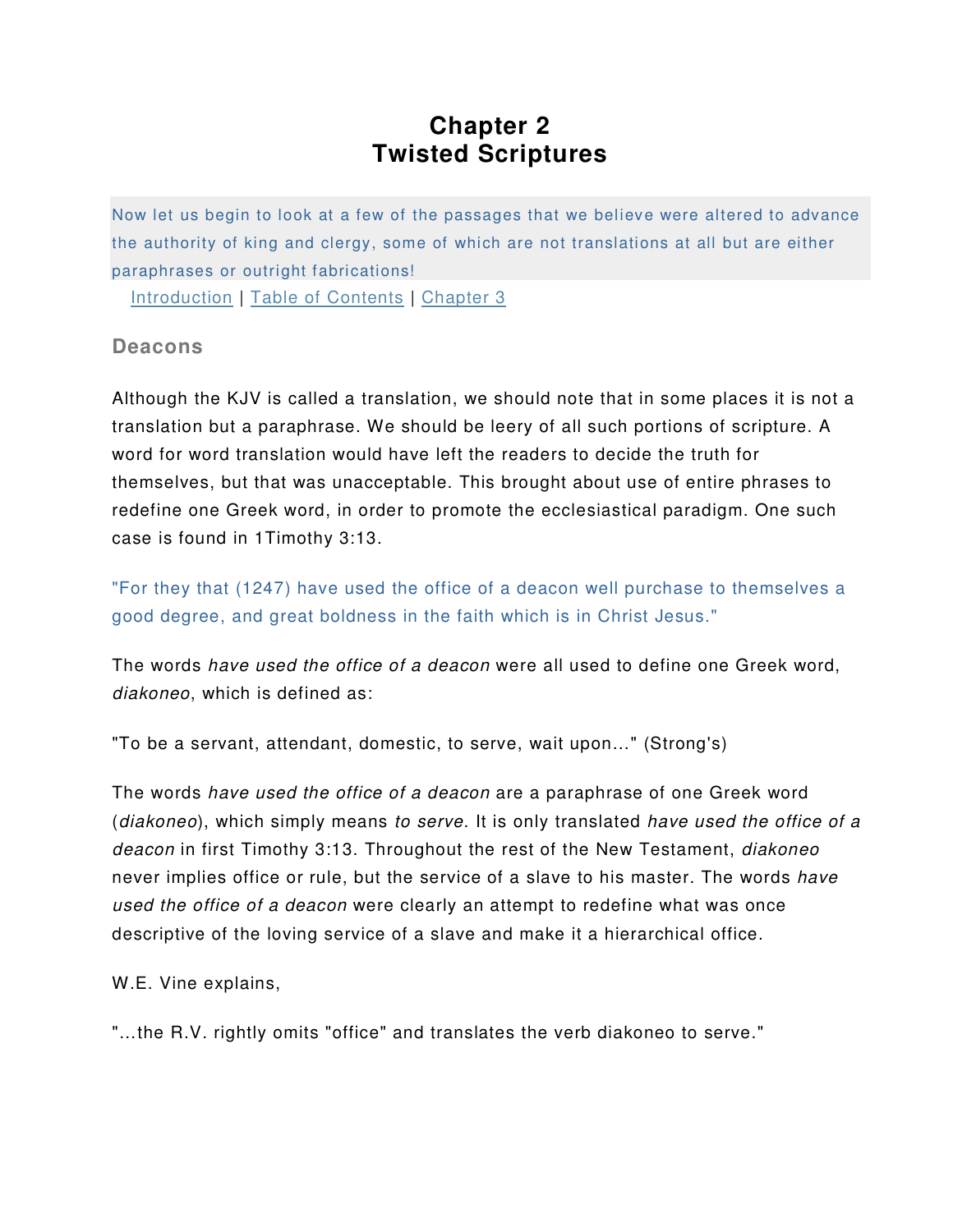# Chapter 2
# Twisted Scriptures

Now let us begin to look at a few of the passages that we believe were altered to advance the authority of king and clergy, some of which are not translations at all but are either paraphrases or outright fabrications!

Introduction | Table of Contents | Chapter 3

### Deacons

Although the KJV is called a translation, we should note that in some places it is not a translation but a paraphrase. We should be leery of all such portions of scripture. A word for word translation would have left the readers to decide the truth for themselves, but that was unacceptable. This brought about use of entire phrases to redefine one Greek word, in order to promote the ecclesiastical paradigm. One such case is found in 1Timothy 3:13.

"For they that (1247) have used the office of a deacon well purchase to themselves a good degree, and great boldness in the faith which is in Christ Jesus."

The words *have used the office of a deacon* were all used to define one Greek word, *diakoneo*, which is defined as:

"To be a servant, attendant, domestic, to serve, wait upon..." (Strong's)

The words *have used the office of a deacon* are a paraphrase of one Greek word (*diakoneo*), which simply means *to serve*. It is only translated *have used the office of a deacon* in first Timothy 3:13. Throughout the rest of the New Testament, *diakoneo* never implies office or rule, but the service of a slave to his master. The words *have used the office of a deacon* were clearly an attempt to redefine what was once descriptive of the loving service of a slave and make it a hierarchical office.

W.E. Vine explains,

"...the R.V. rightly omits "office" and translates the verb diakoneo to serve."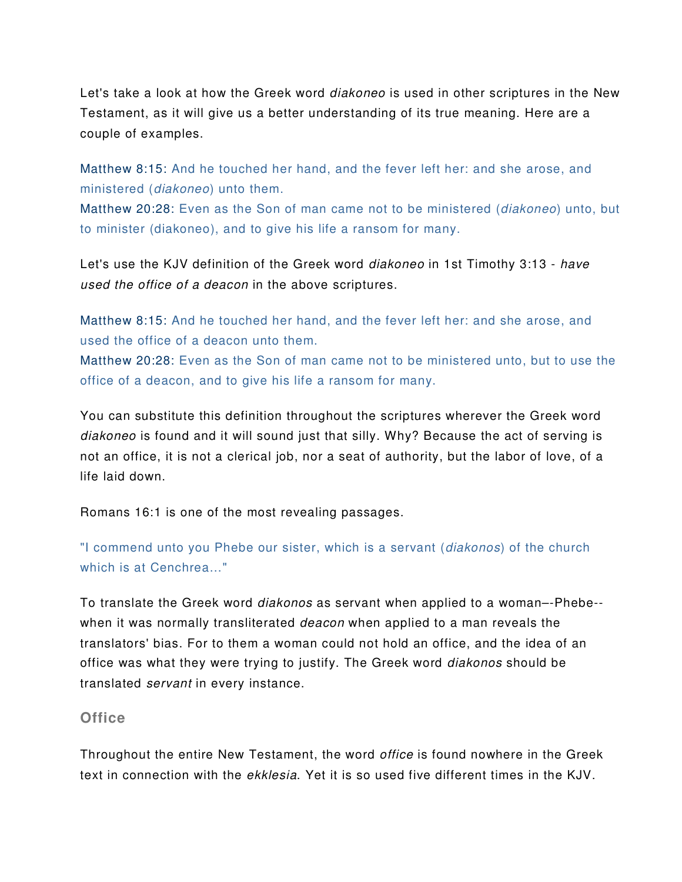Let's take a look at how the Greek word *diakoneo* is used in other scriptures in the New Testament, as it will give us a better understanding of its true meaning. Here are a couple of examples.

Matthew 8:15: And he touched her hand, and the fever left her: and she arose, and ministered (*diakoneo*) unto them.
Matthew 20:28: Even as the Son of man came not to be ministered (*diakoneo*) unto, but to minister (diakoneo), and to give his life a ransom for many.

Let's use the KJV definition of the Greek word *diakoneo* in 1st Timothy 3:13 - *have used the office of a deacon* in the above scriptures.

Matthew 8:15: And he touched her hand, and the fever left her: and she arose, and used the office of a deacon unto them.
Matthew 20:28: Even as the Son of man came not to be ministered unto, but to use the office of a deacon, and to give his life a ransom for many.

You can substitute this definition throughout the scriptures wherever the Greek word *diakoneo* is found and it will sound just that silly. Why? Because the act of serving is not an office, it is not a clerical job, nor a seat of authority, but the labor of love, of a life laid down.

Romans 16:1 is one of the most revealing passages.

"I commend unto you Phebe our sister, which is a servant (*diakonos*) of the church which is at Cenchrea..."

To translate the Greek word *diakonos* as servant when applied to a woman–-Phebe--when it was normally transliterated *deacon* when applied to a man reveals the translators' bias. For to them a woman could not hold an office, and the idea of an office was what they were trying to justify. The Greek word *diakonos* should be translated *servant* in every instance.

### Office

Throughout the entire New Testament, the word *office* is found nowhere in the Greek text in connection with the *ekklesia*. Yet it is so used five different times in the KJV.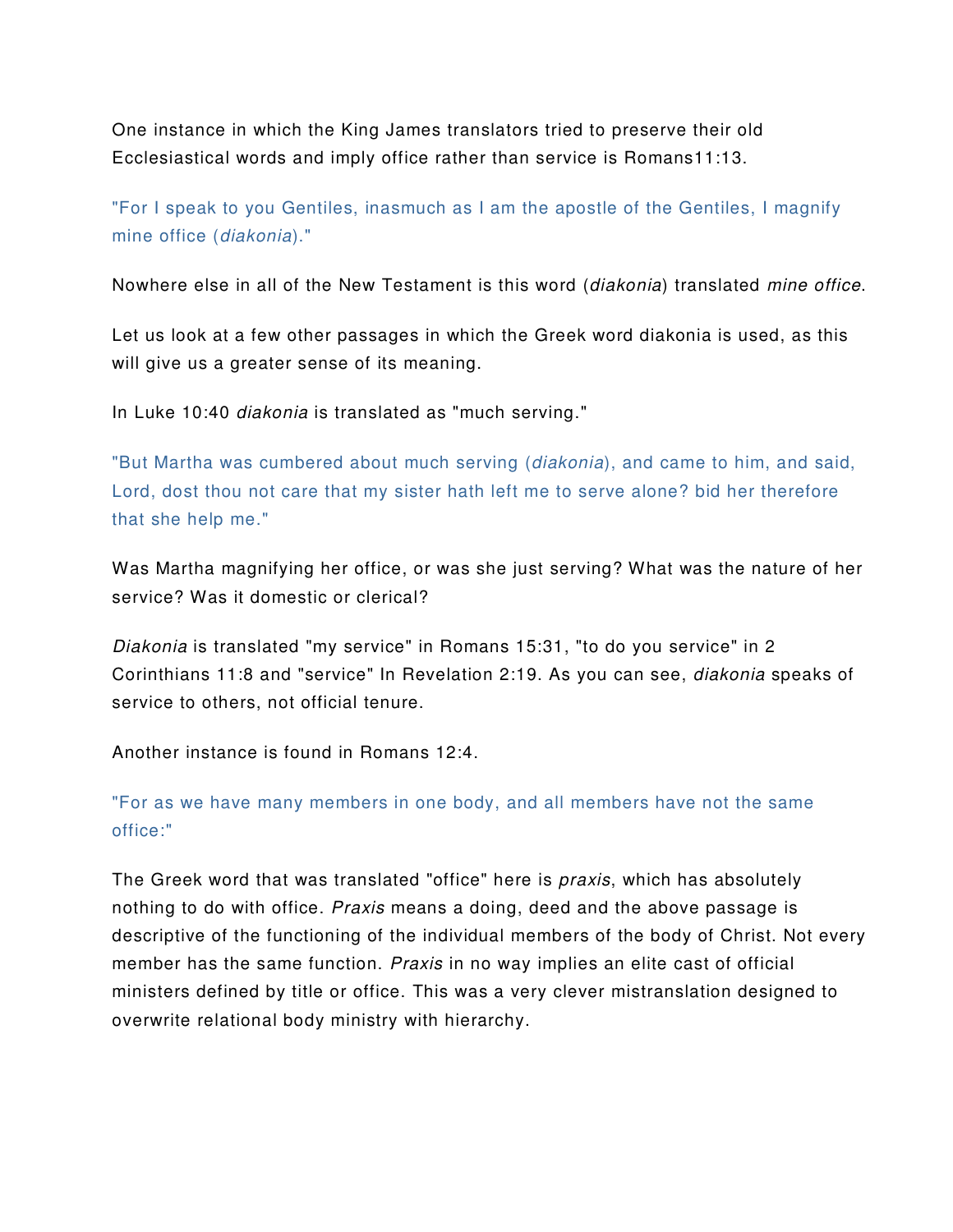One instance in which the King James translators tried to preserve their old Ecclesiastical words and imply office rather than service is Romans11:13.

"For I speak to you Gentiles, inasmuch as I am the apostle of the Gentiles, I magnify mine office (*diakonia*)."

Nowhere else in all of the New Testament is this word (*diakonia*) translated *mine office*.

Let us look at a few other passages in which the Greek word diakonia is used, as this will give us a greater sense of its meaning.

In Luke 10:40 *diakonia* is translated as "much serving."

"But Martha was cumbered about much serving (*diakonia*), and came to him, and said, Lord, dost thou not care that my sister hath left me to serve alone? bid her therefore that she help me."

Was Martha magnifying her office, or was she just serving? What was the nature of her service? Was it domestic or clerical?

*Diakonia* is translated "my service" in Romans 15:31, "to do you service" in 2 Corinthians 11:8 and "service" In Revelation 2:19. As you can see, *diakonia* speaks of service to others, not official tenure.

Another instance is found in Romans 12:4.

"For as we have many members in one body, and all members have not the same office:"

The Greek word that was translated "office" here is *praxis*, which has absolutely nothing to do with office. *Praxis* means a doing, deed and the above passage is descriptive of the functioning of the individual members of the body of Christ. Not every member has the same function. *Praxis* in no way implies an elite cast of official ministers defined by title or office. This was a very clever mistranslation designed to overwrite relational body ministry with hierarchy.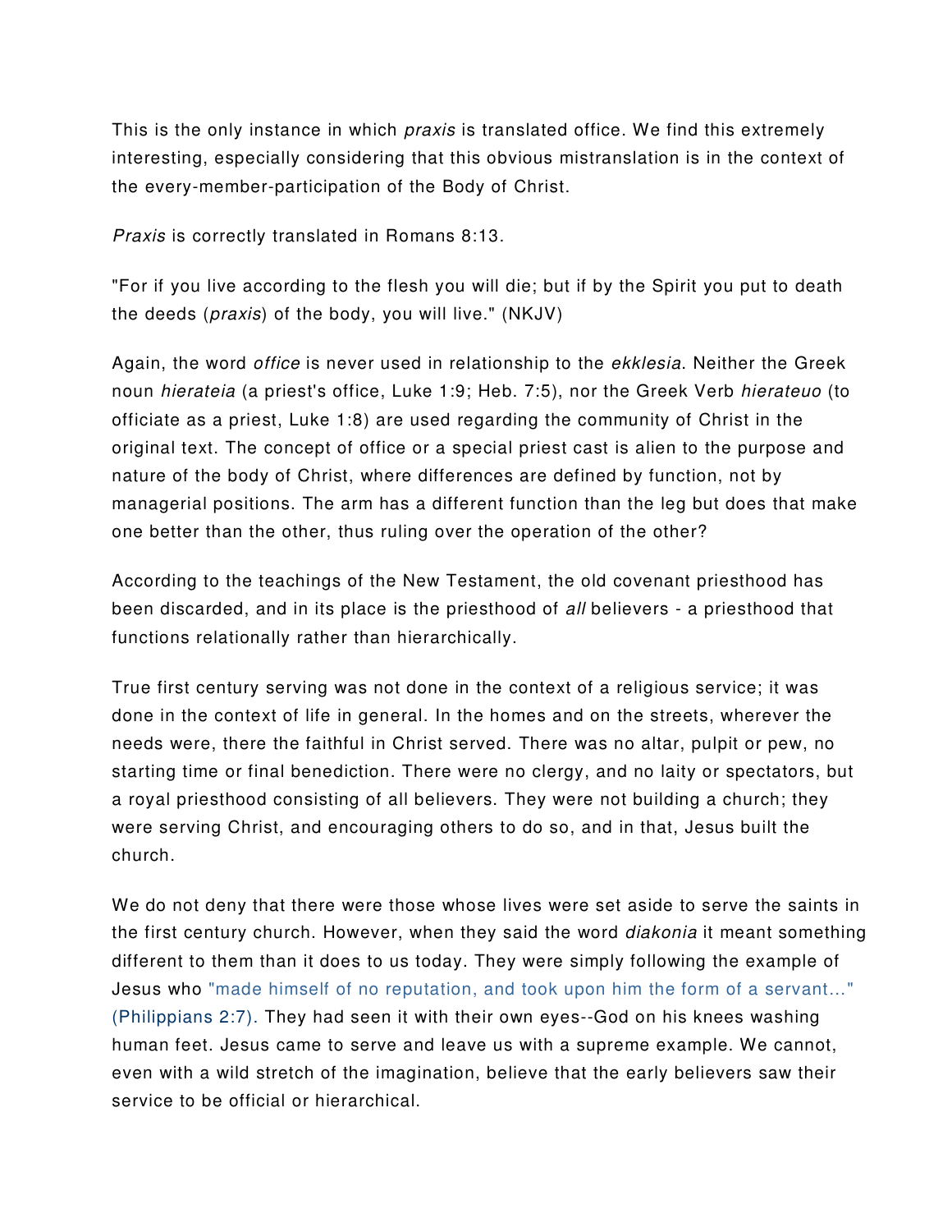This is the only instance in which *praxis* is translated office. We find this extremely interesting, especially considering that this obvious mistranslation is in the context of the every-member-participation of the Body of Christ.

*Praxis* is correctly translated in Romans 8:13.

"For if you live according to the flesh you will die; but if by the Spirit you put to death the deeds (*praxis*) of the body, you will live." (NKJV)

Again, the word *office* is never used in relationship to the *ekklesia*. Neither the Greek noun *hierateia* (a priest's office, Luke 1:9; Heb. 7:5), nor the Greek Verb *hierateuo* (to officiate as a priest, Luke 1:8) are used regarding the community of Christ in the original text. The concept of office or a special priest cast is alien to the purpose and nature of the body of Christ, where differences are defined by function, not by managerial positions. The arm has a different function than the leg but does that make one better than the other, thus ruling over the operation of the other?

According to the teachings of the New Testament, the old covenant priesthood has been discarded, and in its place is the priesthood of *all* believers - a priesthood that functions relationally rather than hierarchically.

True first century serving was not done in the context of a religious service; it was done in the context of life in general. In the homes and on the streets, wherever the needs were, there the faithful in Christ served. There was no altar, pulpit or pew, no starting time or final benediction. There were no clergy, and no laity or spectators, but a royal priesthood consisting of all believers. They were not building a church; they were serving Christ, and encouraging others to do so, and in that, Jesus built the church.

We do not deny that there were those whose lives were set aside to serve the saints in the first century church. However, when they said the word *diakonia* it meant something different to them than it does to us today. They were simply following the example of Jesus who "made himself of no reputation, and took upon him the form of a servant..." (Philippians 2:7). They had seen it with their own eyes--God on his knees washing human feet. Jesus came to serve and leave us with a supreme example. We cannot, even with a wild stretch of the imagination, believe that the early believers saw their service to be official or hierarchical.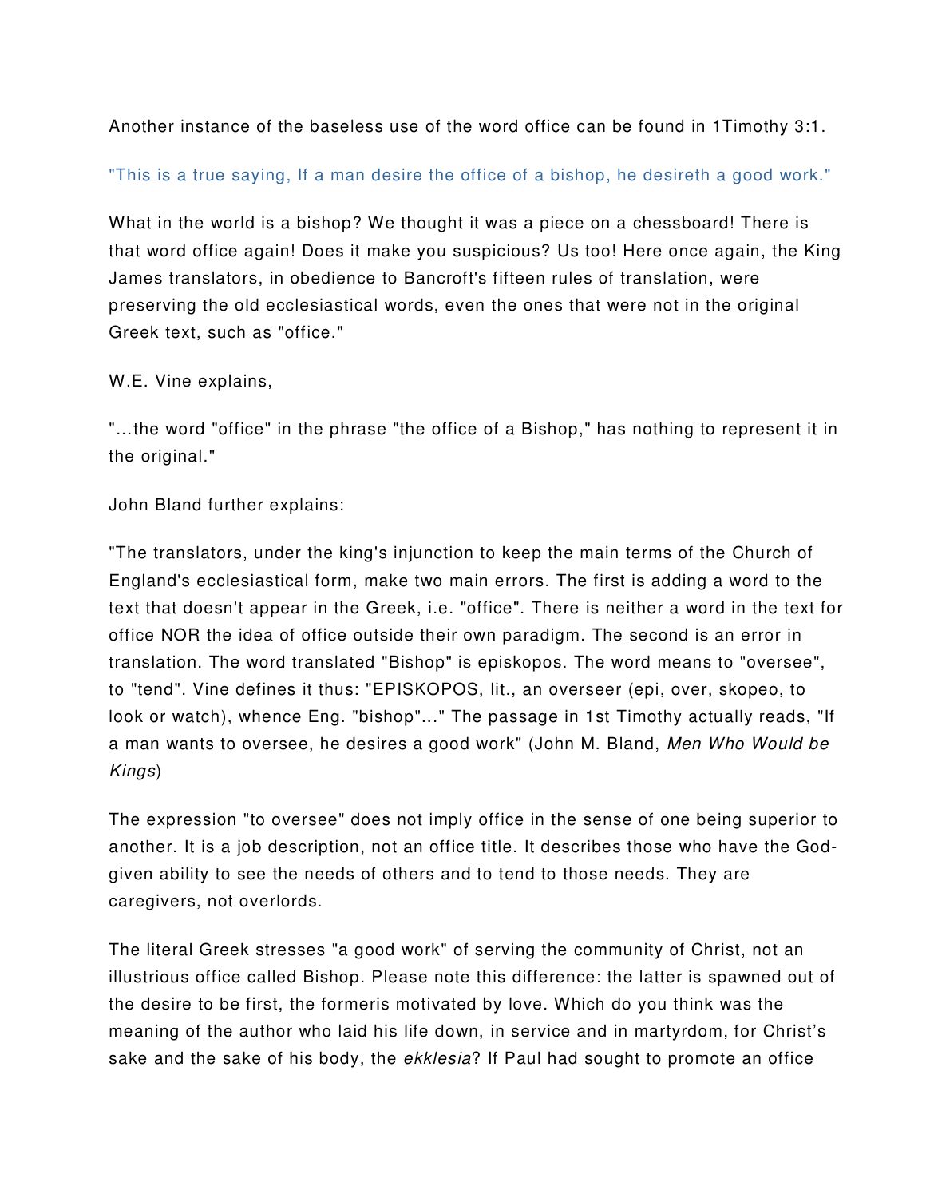Another instance of the baseless use of the word office can be found in 1Timothy 3:1.

"This is a true saying, If a man desire the office of a bishop, he desireth a good work."

What in the world is a bishop? We thought it was a piece on a chessboard! There is that word office again! Does it make you suspicious? Us too! Here once again, the King James translators, in obedience to Bancroft's fifteen rules of translation, were preserving the old ecclesiastical words, even the ones that were not in the original Greek text, such as "office."

W.E. Vine explains,

"...the word "office" in the phrase "the office of a Bishop," has nothing to represent it in the original."

John Bland further explains:

"The translators, under the king's injunction to keep the main terms of the Church of England's ecclesiastical form, make two main errors. The first is adding a word to the text that doesn't appear in the Greek, i.e. "office". There is neither a word in the text for office NOR the idea of office outside their own paradigm. The second is an error in translation. The word translated "Bishop" is episkopos. The word means to "oversee", to "tend". Vine defines it thus: "EPISKOPOS, lit., an overseer (epi, over, skopeo, to look or watch), whence Eng. "bishop"..." The passage in 1st Timothy actually reads, "If a man wants to oversee, he desires a good work" (John M. Bland, *Men Who Would be Kings*)

The expression "to oversee" does not imply office in the sense of one being superior to another. It is a job description, not an office title. It describes those who have the God-given ability to see the needs of others and to tend to those needs. They are caregivers, not overlords.

The literal Greek stresses "a good work" of serving the community of Christ, not an illustrious office called Bishop. Please note this difference: the latter is spawned out of the desire to be first, the formeris motivated by love. Which do you think was the meaning of the author who laid his life down, in service and in martyrdom, for Christ's sake and the sake of his body, the *ekklesia*? If Paul had sought to promote an office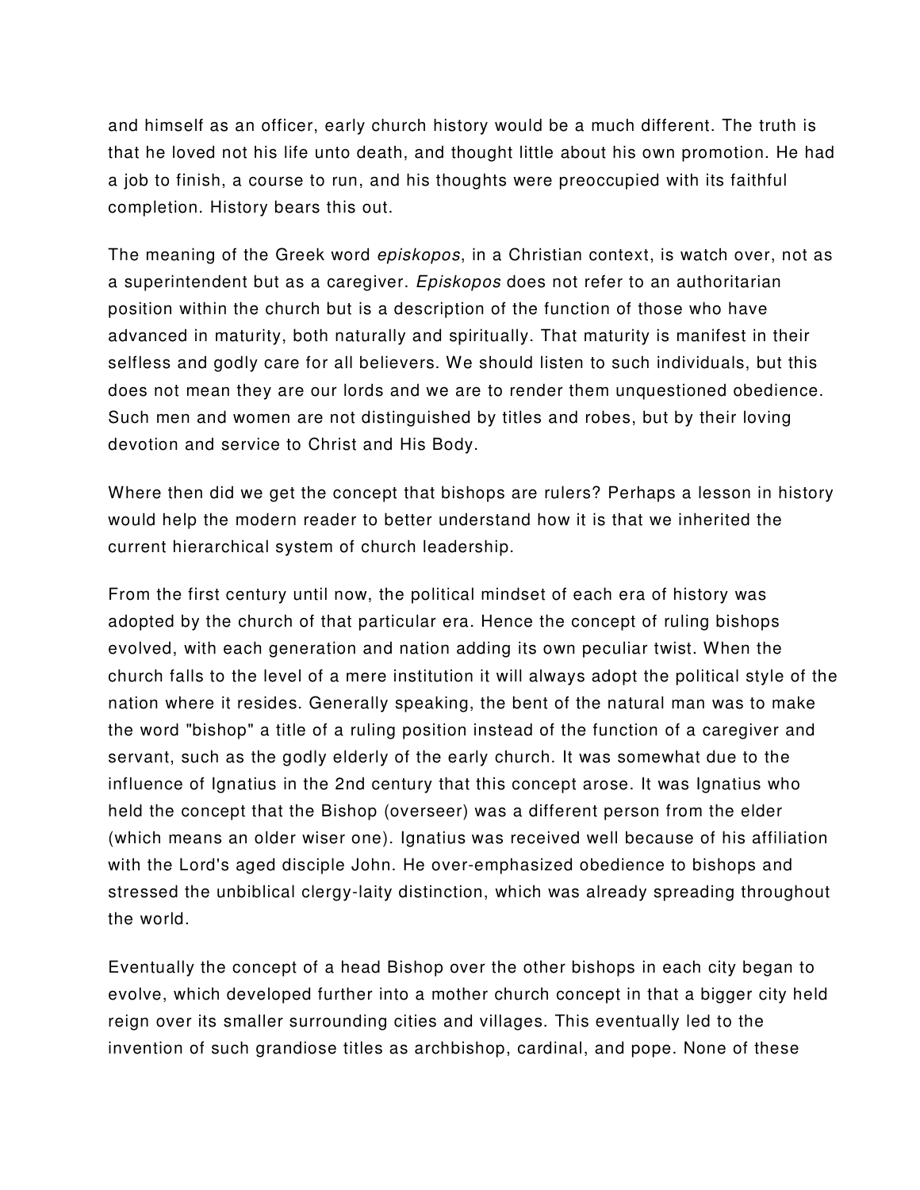and himself as an officer, early church history would be a much different. The truth is that he loved not his life unto death, and thought little about his own promotion. He had a job to finish, a course to run, and his thoughts were preoccupied with its faithful completion. History bears this out.

The meaning of the Greek word *episkopos*, in a Christian context, is watch over, not as a superintendent but as a caregiver. *Episkopos* does not refer to an authoritarian position within the church but is a description of the function of those who have advanced in maturity, both naturally and spiritually. That maturity is manifest in their selfless and godly care for all believers. We should listen to such individuals, but this does not mean they are our lords and we are to render them unquestioned obedience. Such men and women are not distinguished by titles and robes, but by their loving devotion and service to Christ and His Body.

Where then did we get the concept that bishops are rulers? Perhaps a lesson in history would help the modern reader to better understand how it is that we inherited the current hierarchical system of church leadership.

From the first century until now, the political mindset of each era of history was adopted by the church of that particular era. Hence the concept of ruling bishops evolved, with each generation and nation adding its own peculiar twist. When the church falls to the level of a mere institution it will always adopt the political style of the nation where it resides. Generally speaking, the bent of the natural man was to make the word "bishop" a title of a ruling position instead of the function of a caregiver and servant, such as the godly elderly of the early church. It was somewhat due to the influence of Ignatius in the 2nd century that this concept arose. It was Ignatius who held the concept that the Bishop (overseer) was a different person from the elder (which means an older wiser one). Ignatius was received well because of his affiliation with the Lord's aged disciple John. He over-emphasized obedience to bishops and stressed the unbiblical clergy-laity distinction, which was already spreading throughout the world.

Eventually the concept of a head Bishop over the other bishops in each city began to evolve, which developed further into a mother church concept in that a bigger city held reign over its smaller surrounding cities and villages. This eventually led to the invention of such grandiose titles as archbishop, cardinal, and pope. None of these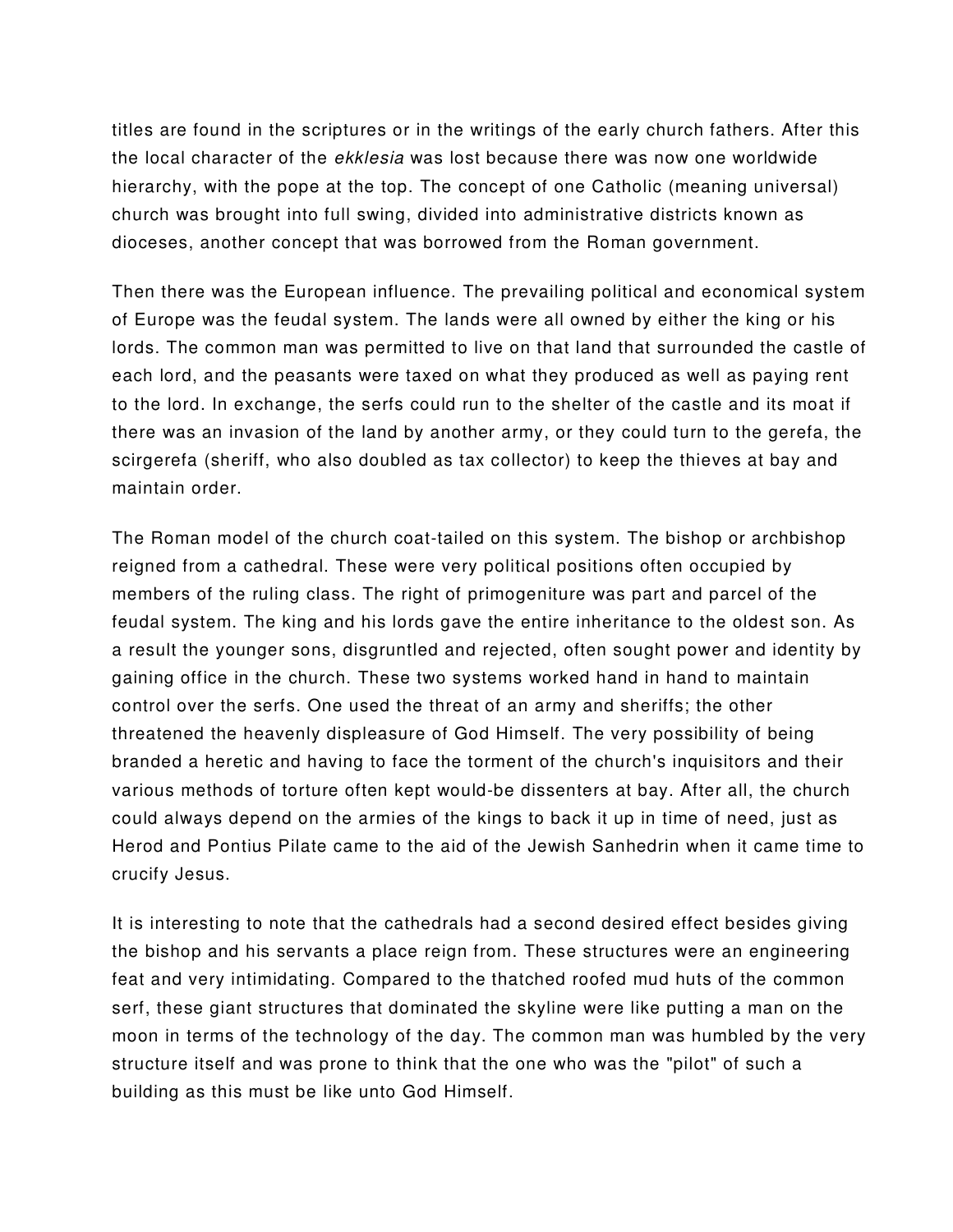titles are found in the scriptures or in the writings of the early church fathers. After this the local character of the *ekklesia* was lost because there was now one worldwide hierarchy, with the pope at the top. The concept of one Catholic (meaning universal) church was brought into full swing, divided into administrative districts known as dioceses, another concept that was borrowed from the Roman government.

Then there was the European influence. The prevailing political and economical system of Europe was the feudal system. The lands were all owned by either the king or his lords. The common man was permitted to live on that land that surrounded the castle of each lord, and the peasants were taxed on what they produced as well as paying rent to the lord. In exchange, the serfs could run to the shelter of the castle and its moat if there was an invasion of the land by another army, or they could turn to the gerefa, the scirgerefa (sheriff, who also doubled as tax collector) to keep the thieves at bay and maintain order.

The Roman model of the church coat-tailed on this system. The bishop or archbishop reigned from a cathedral. These were very political positions often occupied by members of the ruling class. The right of primogeniture was part and parcel of the feudal system. The king and his lords gave the entire inheritance to the oldest son. As a result the younger sons, disgruntled and rejected, often sought power and identity by gaining office in the church. These two systems worked hand in hand to maintain control over the serfs. One used the threat of an army and sheriffs; the other threatened the heavenly displeasure of God Himself. The very possibility of being branded a heretic and having to face the torment of the church's inquisitors and their various methods of torture often kept would-be dissenters at bay. After all, the church could always depend on the armies of the kings to back it up in time of need, just as Herod and Pontius Pilate came to the aid of the Jewish Sanhedrin when it came time to crucify Jesus.

It is interesting to note that the cathedrals had a second desired effect besides giving the bishop and his servants a place reign from. These structures were an engineering feat and very intimidating. Compared to the thatched roofed mud huts of the common serf, these giant structures that dominated the skyline were like putting a man on the moon in terms of the technology of the day. The common man was humbled by the very structure itself and was prone to think that the one who was the "pilot" of such a building as this must be like unto God Himself.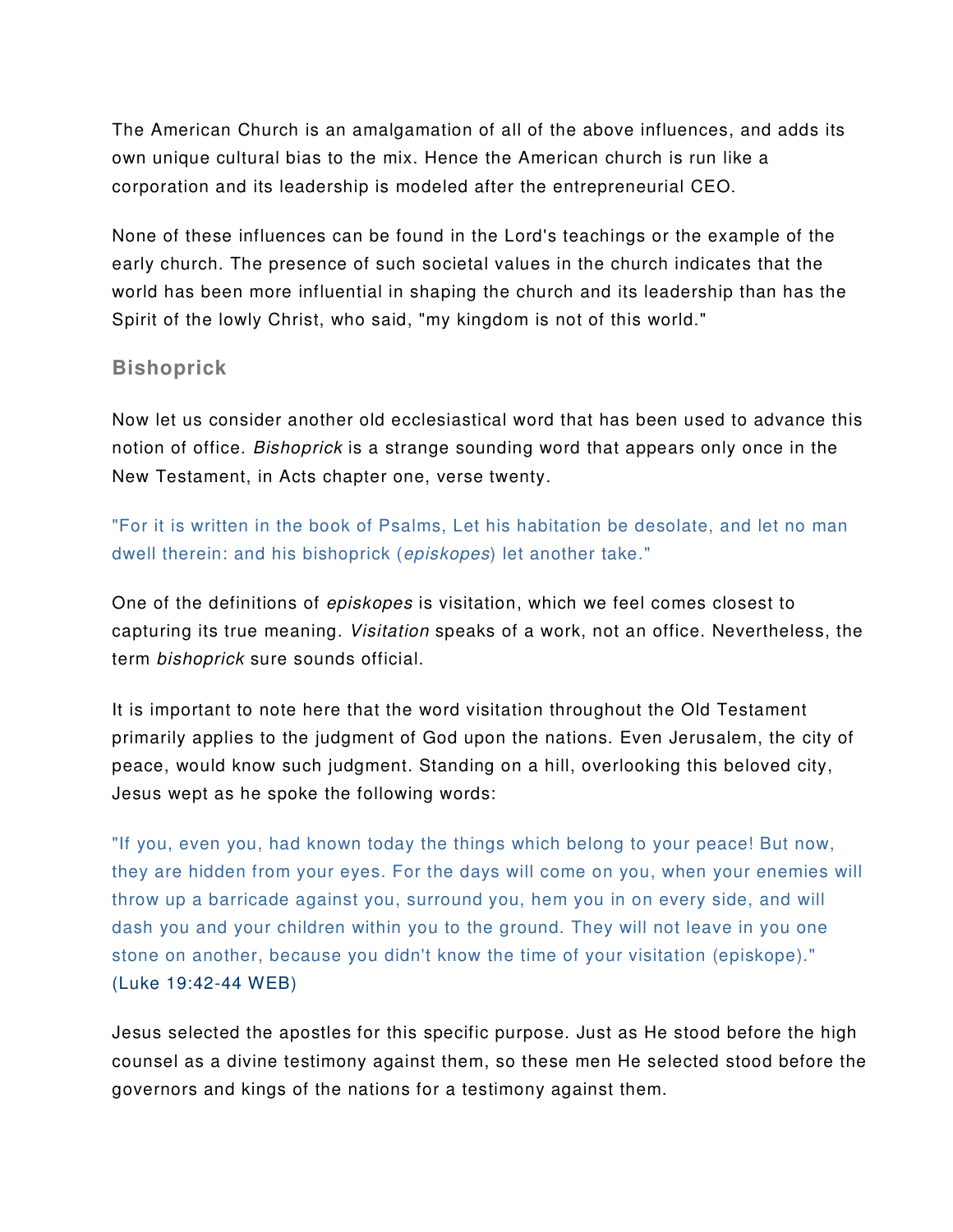The American Church is an amalgamation of all of the above influences, and adds its own unique cultural bias to the mix. Hence the American church is run like a corporation and its leadership is modeled after the entrepreneurial CEO.

None of these influences can be found in the Lord's teachings or the example of the early church. The presence of such societal values in the church indicates that the world has been more influential in shaping the church and its leadership than has the Spirit of the lowly Christ, who said, "my kingdom is not of this world."

## Bishoprick

Now let us consider another old ecclesiastical word that has been used to advance this notion of office. *Bishoprick* is a strange sounding word that appears only once in the New Testament, in Acts chapter one, verse twenty.

"For it is written in the book of Psalms, Let his habitation be desolate, and let no man dwell therein: and his bishoprick (*episkopes*) let another take."

One of the definitions of *episkopes* is visitation, which we feel comes closest to capturing its true meaning. *Visitation* speaks of a work, not an office. Nevertheless, the term *bishoprick* sure sounds official.

It is important to note here that the word visitation throughout the Old Testament primarily applies to the judgment of God upon the nations. Even Jerusalem, the city of peace, would know such judgment. Standing on a hill, overlooking this beloved city, Jesus wept as he spoke the following words:

"If you, even you, had known today the things which belong to your peace! But now, they are hidden from your eyes. For the days will come on you, when your enemies will throw up a barricade against you, surround you, hem you in on every side, and will dash you and your children within you to the ground. They will not leave in you one stone on another, because you didn't know the time of your visitation (episkope)." (Luke 19:42-44 WEB)

Jesus selected the apostles for this specific purpose. Just as He stood before the high counsel as a divine testimony against them, so these men He selected stood before the governors and kings of the nations for a testimony against them.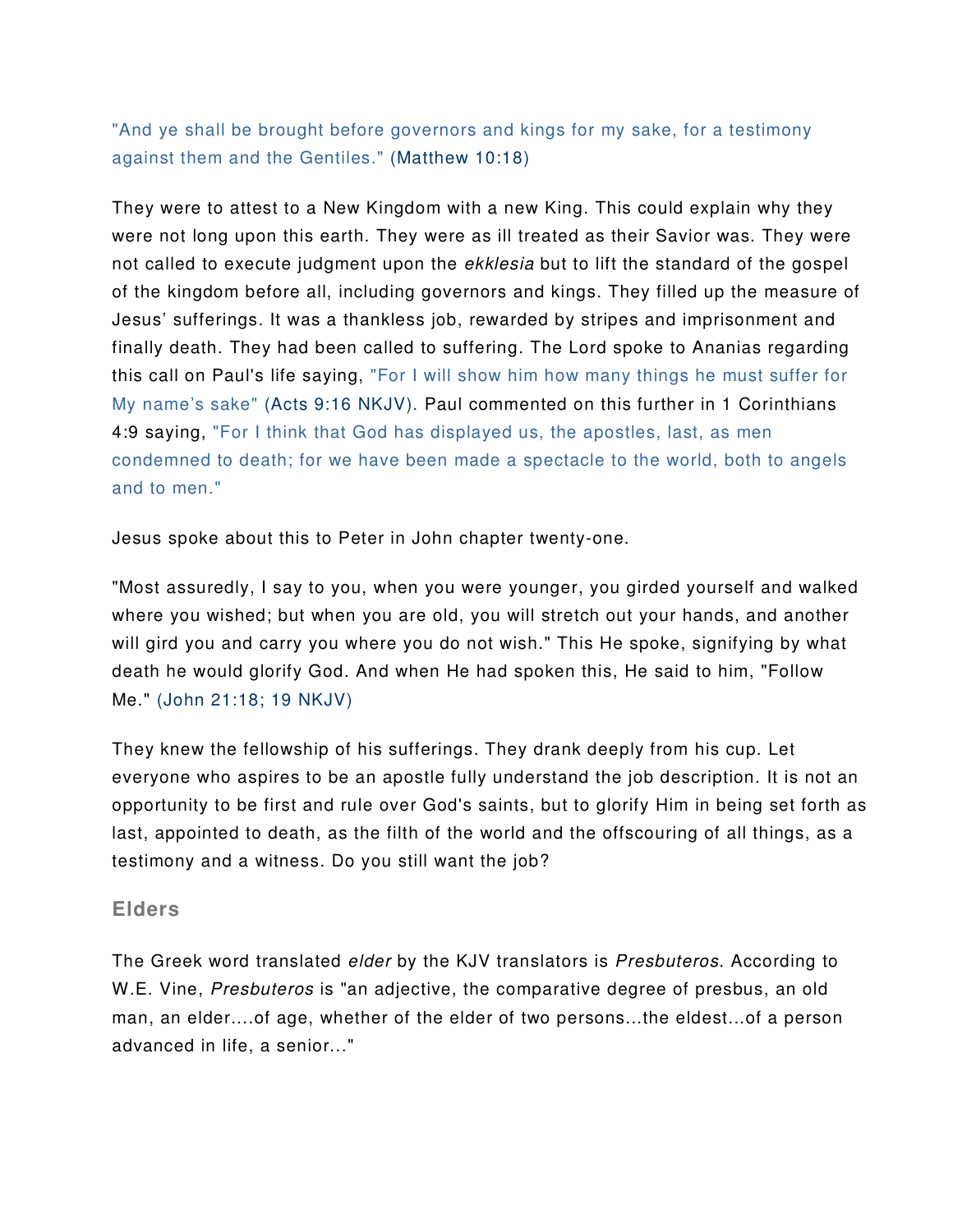"And ye shall be brought before governors and kings for my sake, for a testimony against them and the Gentiles." (Matthew 10:18)

They were to attest to a New Kingdom with a new King. This could explain why they were not long upon this earth. They were as ill treated as their Savior was. They were not called to execute judgment upon the *ekklesia* but to lift the standard of the gospel of the kingdom before all, including governors and kings. They filled up the measure of Jesus' sufferings. It was a thankless job, rewarded by stripes and imprisonment and finally death. They had been called to suffering. The Lord spoke to Ananias regarding this call on Paul's life saying, "For I will show him how many things he must suffer for My name's sake" (Acts 9:16 NKJV). Paul commented on this further in 1 Corinthians 4:9 saying, "For I think that God has displayed us, the apostles, last, as men condemned to death; for we have been made a spectacle to the world, both to angels and to men."

Jesus spoke about this to Peter in John chapter twenty-one.

"Most assuredly, I say to you, when you were younger, you girded yourself and walked where you wished; but when you are old, you will stretch out your hands, and another will gird you and carry you where you do not wish." This He spoke, signifying by what death he would glorify God. And when He had spoken this, He said to him, "Follow Me." (John 21:18; 19 NKJV)

They knew the fellowship of his sufferings. They drank deeply from his cup. Let everyone who aspires to be an apostle fully understand the job description. It is not an opportunity to be first and rule over God's saints, but to glorify Him in being set forth as last, appointed to death, as the filth of the world and the offscouring of all things, as a testimony and a witness. Do you still want the job?

## Elders

The Greek word translated *elder* by the KJV translators is *Presbuteros*. According to W.E. Vine, *Presbuteros* is "an adjective, the comparative degree of presbus, an old man, an elder....of age, whether of the elder of two persons...the eldest...of a person advanced in life, a senior..."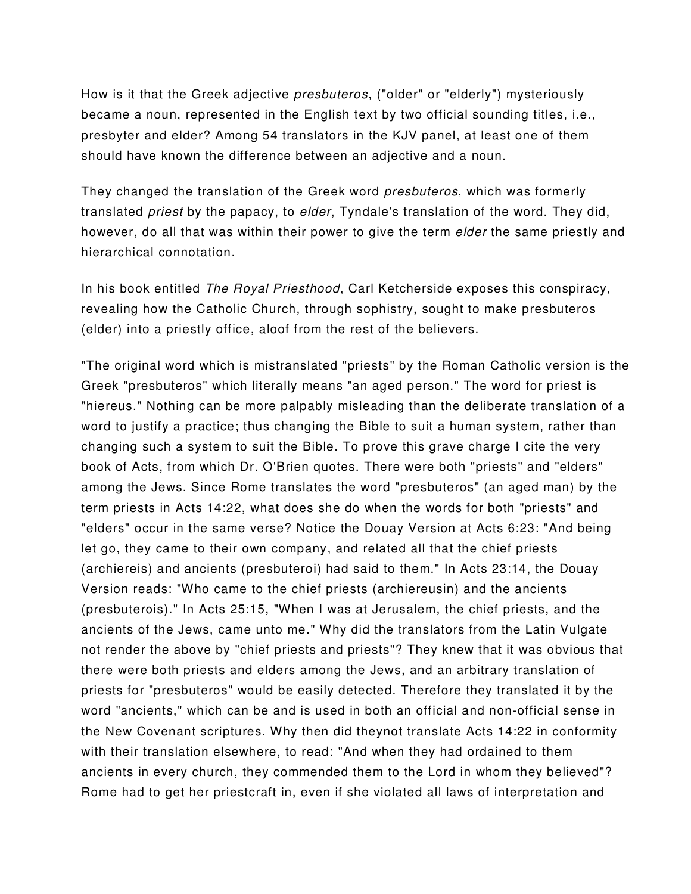How is it that the Greek adjective *presbuteros*, ("older" or "elderly") mysteriously became a noun, represented in the English text by two official sounding titles, i.e., presbyter and elder? Among 54 translators in the KJV panel, at least one of them should have known the difference between an adjective and a noun.

They changed the translation of the Greek word *presbuteros*, which was formerly translated *priest* by the papacy, to *elder*, Tyndale's translation of the word. They did, however, do all that was within their power to give the term *elder* the same priestly and hierarchical connotation.

In his book entitled *The Royal Priesthood*, Carl Ketcherside exposes this conspiracy, revealing how the Catholic Church, through sophistry, sought to make presbuteros (elder) into a priestly office, aloof from the rest of the believers.

"The original word which is mistranslated "priests" by the Roman Catholic version is the Greek "presbuteros" which literally means "an aged person." The word for priest is "hiereus." Nothing can be more palpably misleading than the deliberate translation of a word to justify a practice; thus changing the Bible to suit a human system, rather than changing such a system to suit the Bible. To prove this grave charge I cite the very book of Acts, from which Dr. O'Brien quotes. There were both "priests" and "elders" among the Jews. Since Rome translates the word "presbuteros" (an aged man) by the term priests in Acts 14:22, what does she do when the words for both "priests" and "elders" occur in the same verse? Notice the Douay Version at Acts 6:23: "And being let go, they came to their own company, and related all that the chief priests (archiereis) and ancients (presbuteroi) had said to them." In Acts 23:14, the Douay Version reads: "Who came to the chief priests (archiereusin) and the ancients (presbuterois)." In Acts 25:15, "When I was at Jerusalem, the chief priests, and the ancients of the Jews, came unto me." Why did the translators from the Latin Vulgate not render the above by "chief priests and priests"? They knew that it was obvious that there were both priests and elders among the Jews, and an arbitrary translation of priests for "presbuteros" would be easily detected. Therefore they translated it by the word "ancients," which can be and is used in both an official and non-official sense in the New Covenant scriptures. Why then did theynot translate Acts 14:22 in conformity with their translation elsewhere, to read: "And when they had ordained to them ancients in every church, they commended them to the Lord in whom they believed"? Rome had to get her priestcraft in, even if she violated all laws of interpretation and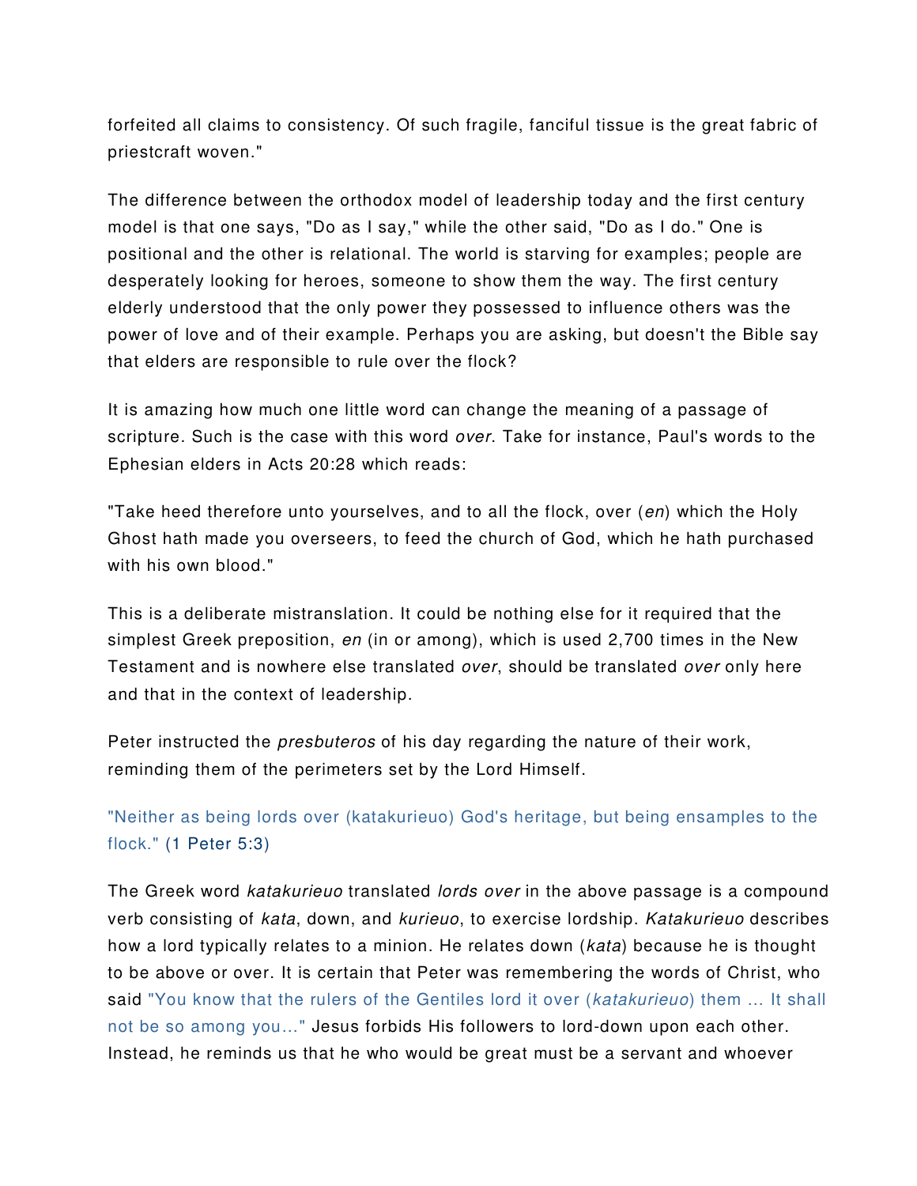forfeited all claims to consistency. Of such fragile, fanciful tissue is the great fabric of priestcraft woven."

The difference between the orthodox model of leadership today and the first century model is that one says, "Do as I say," while the other said, "Do as I do." One is positional and the other is relational. The world is starving for examples; people are desperately looking for heroes, someone to show them the way. The first century elderly understood that the only power they possessed to influence others was the power of love and of their example. Perhaps you are asking, but doesn't the Bible say that elders are responsible to rule over the flock?

It is amazing how much one little word can change the meaning of a passage of scripture. Such is the case with this word *over*. Take for instance, Paul's words to the Ephesian elders in Acts 20:28 which reads:

"Take heed therefore unto yourselves, and to all the flock, over (*en*) which the Holy Ghost hath made you overseers, to feed the church of God, which he hath purchased with his own blood."

This is a deliberate mistranslation. It could be nothing else for it required that the simplest Greek preposition, *en* (in or among), which is used 2,700 times in the New Testament and is nowhere else translated *over*, should be translated *over* only here and that in the context of leadership.

Peter instructed the *presbuteros* of his day regarding the nature of their work, reminding them of the perimeters set by the Lord Himself.

"Neither as being lords over (katakurieuo) God's heritage, but being ensamples to the flock." (1 Peter 5:3)

The Greek word *katakurieuo* translated *lords over* in the above passage is a compound verb consisting of *kata*, down, and *kurieuo*, to exercise lordship. *Katakurieuo* describes how a lord typically relates to a minion. He relates down (*kata*) because he is thought to be above or over. It is certain that Peter was remembering the words of Christ, who said "You know that the rulers of the Gentiles lord it over (*katakurieuo*) them ... It shall not be so among you..." Jesus forbids His followers to lord-down upon each other. Instead, he reminds us that he who would be great must be a servant and whoever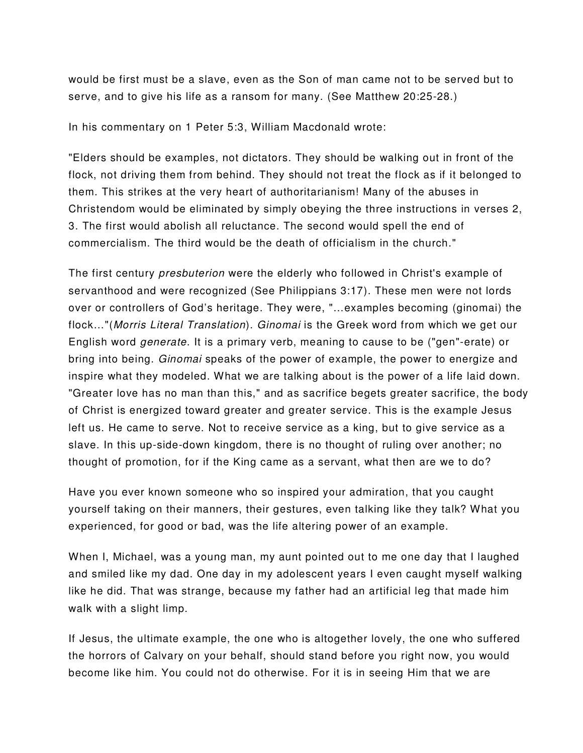would be first must be a slave, even as the Son of man came not to be served but to serve, and to give his life as a ransom for many. (See Matthew 20:25-28.)

In his commentary on 1 Peter 5:3, William Macdonald wrote:

"Elders should be examples, not dictators. They should be walking out in front of the flock, not driving them from behind. They should not treat the flock as if it belonged to them. This strikes at the very heart of authoritarianism! Many of the abuses in Christendom would be eliminated by simply obeying the three instructions in verses 2, 3. The first would abolish all reluctance. The second would spell the end of commercialism. The third would be the death of officialism in the church."

The first century *presbuterion* were the elderly who followed in Christ's example of servanthood and were recognized (See Philippians 3:17). These men were not lords over or controllers of God's heritage. They were, "...examples becoming (ginomai) the flock..."(*Morris Literal Translation*). *Ginomai* is the Greek word from which we get our English word *generate*. It is a primary verb, meaning to cause to be ("gen"-erate) or bring into being. *Ginomai* speaks of the power of example, the power to energize and inspire what they modeled. What we are talking about is the power of a life laid down. "Greater love has no man than this," and as sacrifice begets greater sacrifice, the body of Christ is energized toward greater and greater service. This is the example Jesus left us. He came to serve. Not to receive service as a king, but to give service as a slave. In this up-side-down kingdom, there is no thought of ruling over another; no thought of promotion, for if the King came as a servant, what then are we to do?

Have you ever known someone who so inspired your admiration, that you caught yourself taking on their manners, their gestures, even talking like they talk? What you experienced, for good or bad, was the life altering power of an example.

When I, Michael, was a young man, my aunt pointed out to me one day that I laughed and smiled like my dad. One day in my adolescent years I even caught myself walking like he did. That was strange, because my father had an artificial leg that made him walk with a slight limp.

If Jesus, the ultimate example, the one who is altogether lovely, the one who suffered the horrors of Calvary on your behalf, should stand before you right now, you would become like him. You could not do otherwise. For it is in seeing Him that we are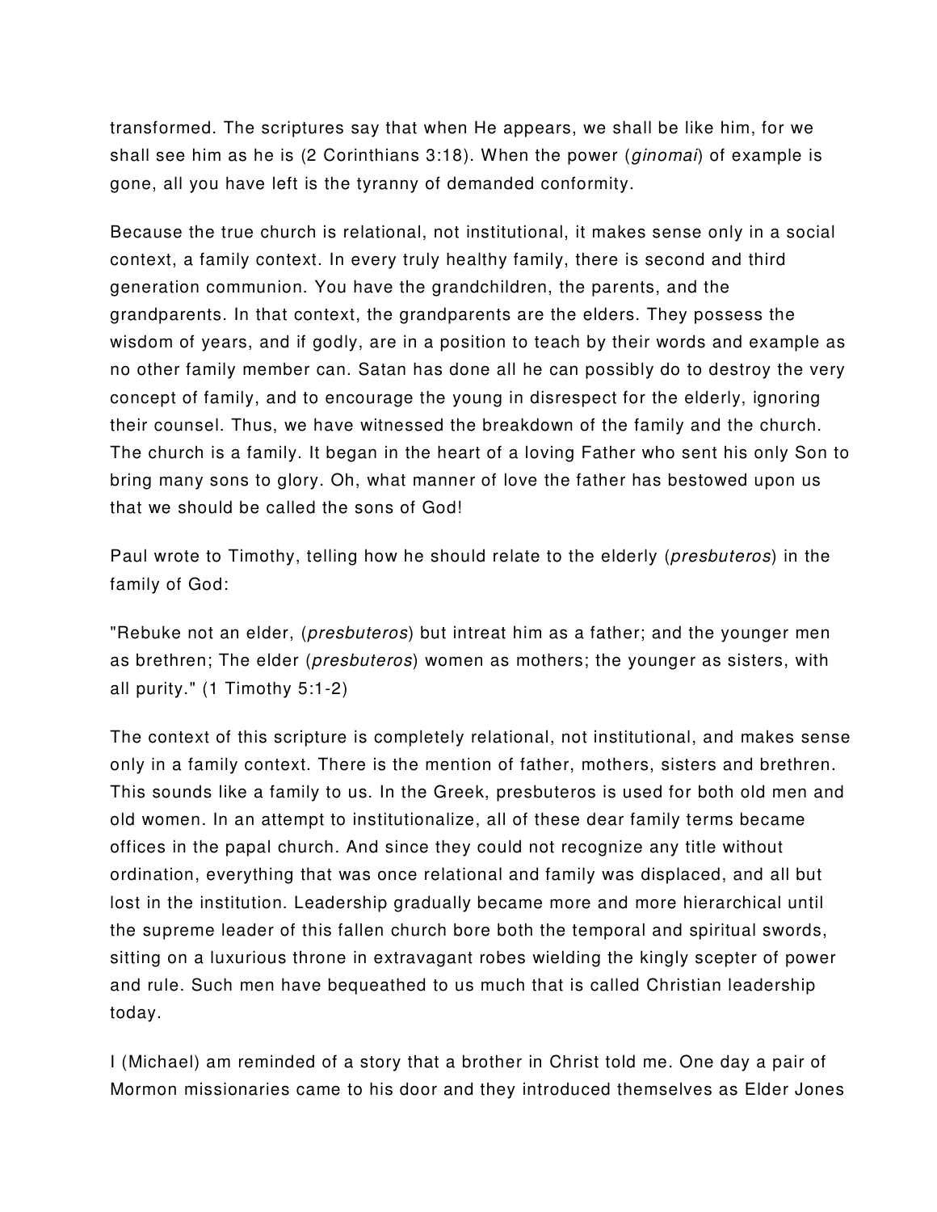transformed. The scriptures say that when He appears, we shall be like him, for we shall see him as he is (2 Corinthians 3:18). When the power (*ginomai*) of example is gone, all you have left is the tyranny of demanded conformity.

Because the true church is relational, not institutional, it makes sense only in a social context, a family context. In every truly healthy family, there is second and third generation communion. You have the grandchildren, the parents, and the grandparents. In that context, the grandparents are the elders. They possess the wisdom of years, and if godly, are in a position to teach by their words and example as no other family member can. Satan has done all he can possibly do to destroy the very concept of family, and to encourage the young in disrespect for the elderly, ignoring their counsel. Thus, we have witnessed the breakdown of the family and the church. The church is a family. It began in the heart of a loving Father who sent his only Son to bring many sons to glory. Oh, what manner of love the father has bestowed upon us that we should be called the sons of God!

Paul wrote to Timothy, telling how he should relate to the elderly (*presbuteros*) in the family of God:

"Rebuke not an elder, (*presbuteros*) but intreat him as a father; and the younger men as brethren; The elder (*presbuteros*) women as mothers; the younger as sisters, with all purity." (1 Timothy 5:1-2)

The context of this scripture is completely relational, not institutional, and makes sense only in a family context. There is the mention of father, mothers, sisters and brethren. This sounds like a family to us. In the Greek, presbuteros is used for both old men and old women. In an attempt to institutionalize, all of these dear family terms became offices in the papal church. And since they could not recognize any title without ordination, everything that was once relational and family was displaced, and all but lost in the institution. Leadership gradually became more and more hierarchical until the supreme leader of this fallen church bore both the temporal and spiritual swords, sitting on a luxurious throne in extravagant robes wielding the kingly scepter of power and rule. Such men have bequeathed to us much that is called Christian leadership today.

I (Michael) am reminded of a story that a brother in Christ told me. One day a pair of Mormon missionaries came to his door and they introduced themselves as Elder Jones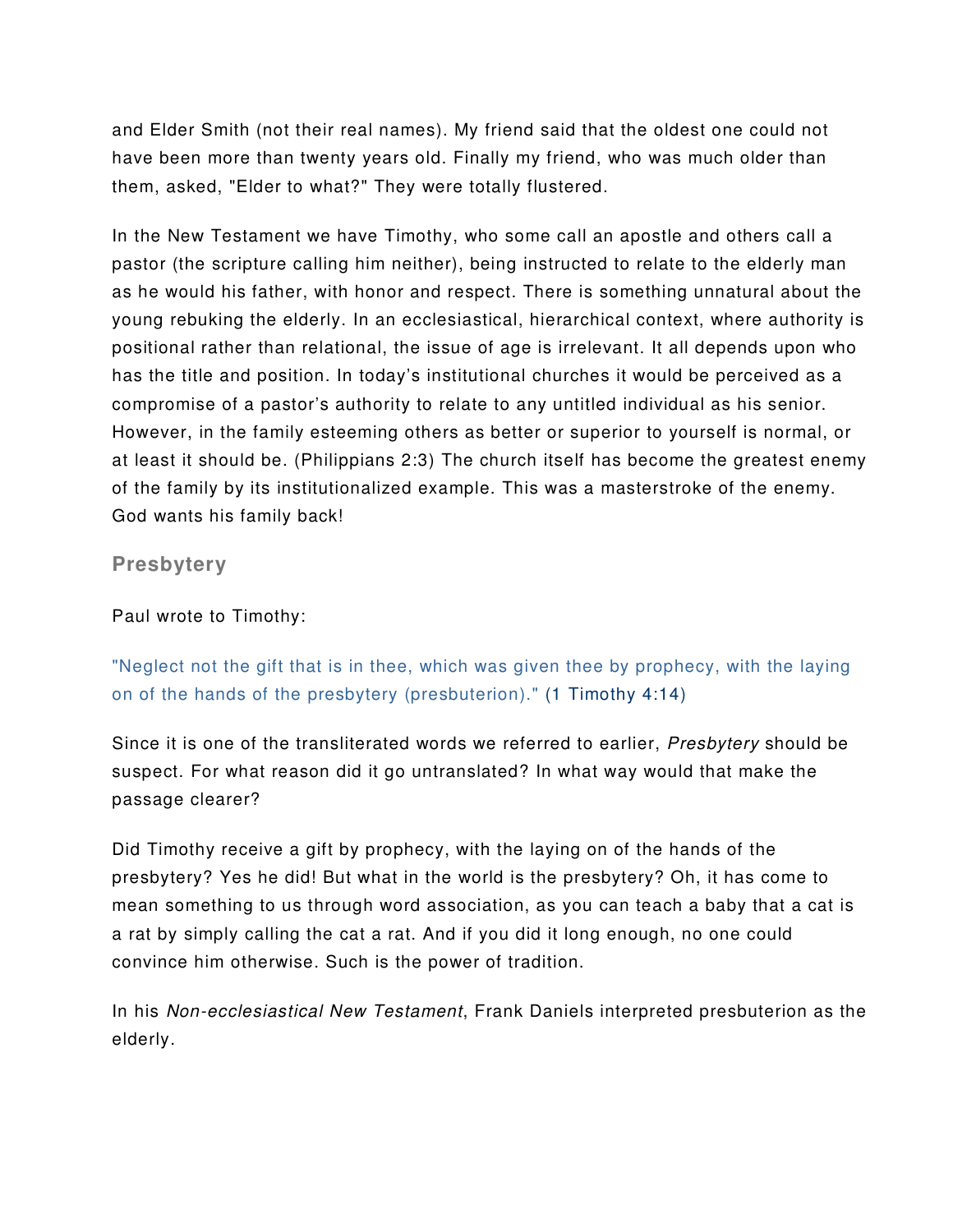and Elder Smith (not their real names). My friend said that the oldest one could not have been more than twenty years old. Finally my friend, who was much older than them, asked, "Elder to what?" They were totally flustered.

In the New Testament we have Timothy, who some call an apostle and others call a pastor (the scripture calling him neither), being instructed to relate to the elderly man as he would his father, with honor and respect. There is something unnatural about the young rebuking the elderly. In an ecclesiastical, hierarchical context, where authority is positional rather than relational, the issue of age is irrelevant. It all depends upon who has the title and position. In today's institutional churches it would be perceived as a compromise of a pastor's authority to relate to any untitled individual as his senior. However, in the family esteeming others as better or superior to yourself is normal, or at least it should be. (Philippians 2:3) The church itself has become the greatest enemy of the family by its institutionalized example. This was a masterstroke of the enemy. God wants his family back!

## Presbytery

Paul wrote to Timothy:

"Neglect not the gift that is in thee, which was given thee by prophecy, with the laying on of the hands of the presbytery (presbuterion)." (1 Timothy 4:14)

Since it is one of the transliterated words we referred to earlier, *Presbytery* should be suspect. For what reason did it go untranslated? In what way would that make the passage clearer?

Did Timothy receive a gift by prophecy, with the laying on of the hands of the presbytery? Yes he did! But what in the world is the presbytery? Oh, it has come to mean something to us through word association, as you can teach a baby that a cat is a rat by simply calling the cat a rat. And if you did it long enough, no one could convince him otherwise. Such is the power of tradition.

In his *Non-ecclesiastical New Testament*, Frank Daniels interpreted presbuterion as the elderly.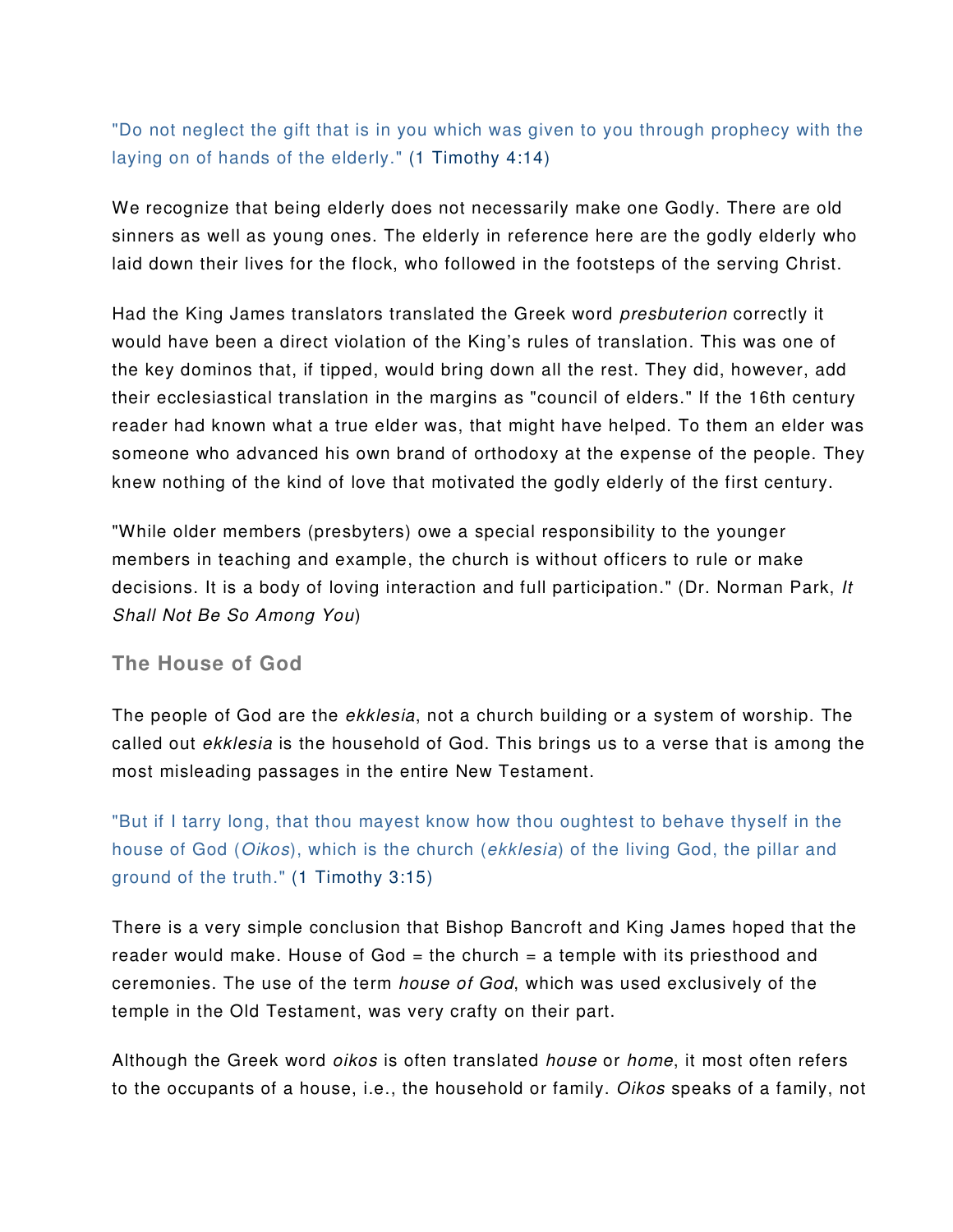"Do not neglect the gift that is in you which was given to you through prophecy with the laying on of hands of the elderly." (1 Timothy 4:14)

We recognize that being elderly does not necessarily make one Godly. There are old sinners as well as young ones. The elderly in reference here are the godly elderly who laid down their lives for the flock, who followed in the footsteps of the serving Christ.

Had the King James translators translated the Greek word *presbuterion* correctly it would have been a direct violation of the King's rules of translation. This was one of the key dominos that, if tipped, would bring down all the rest. They did, however, add their ecclesiastical translation in the margins as "council of elders." If the 16th century reader had known what a true elder was, that might have helped. To them an elder was someone who advanced his own brand of orthodoxy at the expense of the people. They knew nothing of the kind of love that motivated the godly elderly of the first century.

"While older members (presbyters) owe a special responsibility to the younger members in teaching and example, the church is without officers to rule or make decisions. It is a body of loving interaction and full participation." (Dr. Norman Park, *It Shall Not Be So Among You*)

### The House of God

The people of God are the *ekklesia*, not a church building or a system of worship. The called out *ekklesia* is the household of God. This brings us to a verse that is among the most misleading passages in the entire New Testament.

"But if I tarry long, that thou mayest know how thou oughtest to behave thyself in the house of God (*Oikos*), which is the church (*ekklesia*) of the living God, the pillar and ground of the truth." (1 Timothy 3:15)

There is a very simple conclusion that Bishop Bancroft and King James hoped that the reader would make. House of God = the church = a temple with its priesthood and ceremonies. The use of the term *house of God*, which was used exclusively of the temple in the Old Testament, was very crafty on their part.

Although the Greek word *oikos* is often translated *house* or *home*, it most often refers to the occupants of a house, i.e., the household or family. *Oikos* speaks of a family, not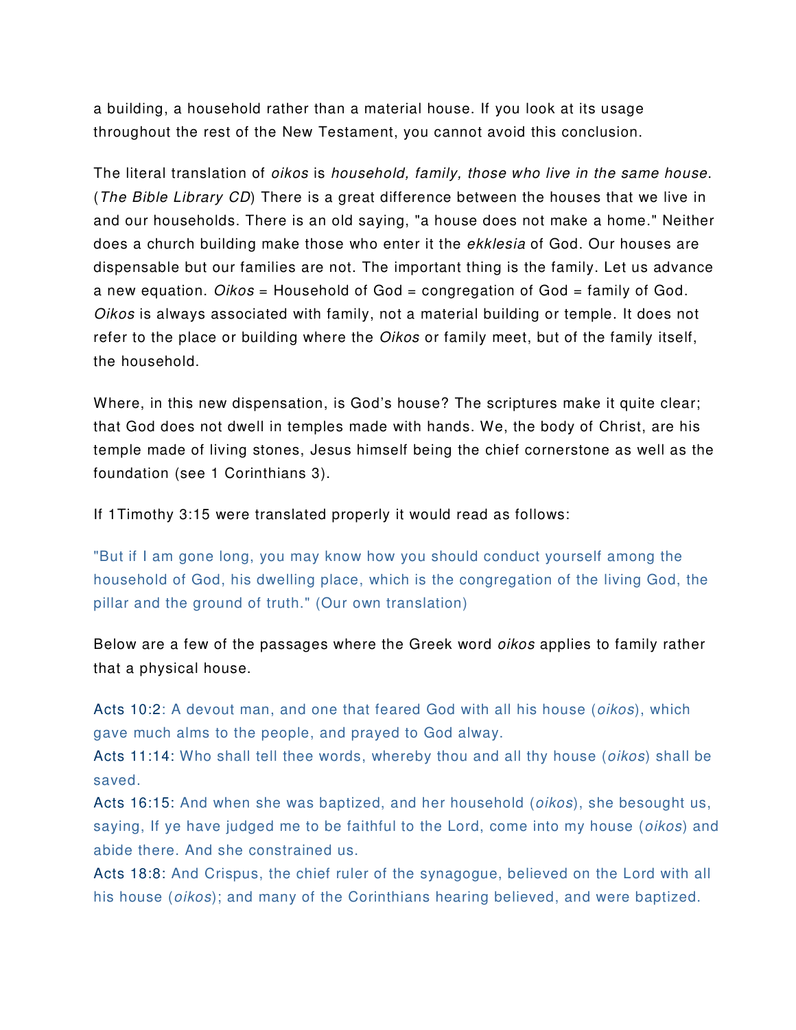a building, a household rather than a material house. If you look at its usage throughout the rest of the New Testament, you cannot avoid this conclusion.

The literal translation of *oikos* is *household, family, those who live in the same house*. (*The Bible Library CD*) There is a great difference between the houses that we live in and our households. There is an old saying, "a house does not make a home." Neither does a church building make those who enter it the *ekklesia* of God. Our houses are dispensable but our families are not. The important thing is the family. Let us advance a new equation. *Oikos* = Household of God = congregation of God = family of God. *Oikos* is always associated with family, not a material building or temple. It does not refer to the place or building where the *Oikos* or family meet, but of the family itself, the household.

Where, in this new dispensation, is God's house? The scriptures make it quite clear; that God does not dwell in temples made with hands. We, the body of Christ, are his temple made of living stones, Jesus himself being the chief cornerstone as well as the foundation (see 1 Corinthians 3).

If 1Timothy 3:15 were translated properly it would read as follows:

"But if I am gone long, you may know how you should conduct yourself among the household of God, his dwelling place, which is the congregation of the living God, the pillar and the ground of truth." (Our own translation)

Below are a few of the passages where the Greek word *oikos* applies to family rather that a physical house.

Acts 10:2: A devout man, and one that feared God with all his house (*oikos*), which gave much alms to the people, and prayed to God alway.
Acts 11:14: Who shall tell thee words, whereby thou and all thy house (*oikos*) shall be saved.
Acts 16:15: And when she was baptized, and her household (*oikos*), she besought us, saying, If ye have judged me to be faithful to the Lord, come into my house (*oikos*) and abide there. And she constrained us.
Acts 18:8: And Crispus, the chief ruler of the synagogue, believed on the Lord with all his house (*oikos*); and many of the Corinthians hearing believed, and were baptized.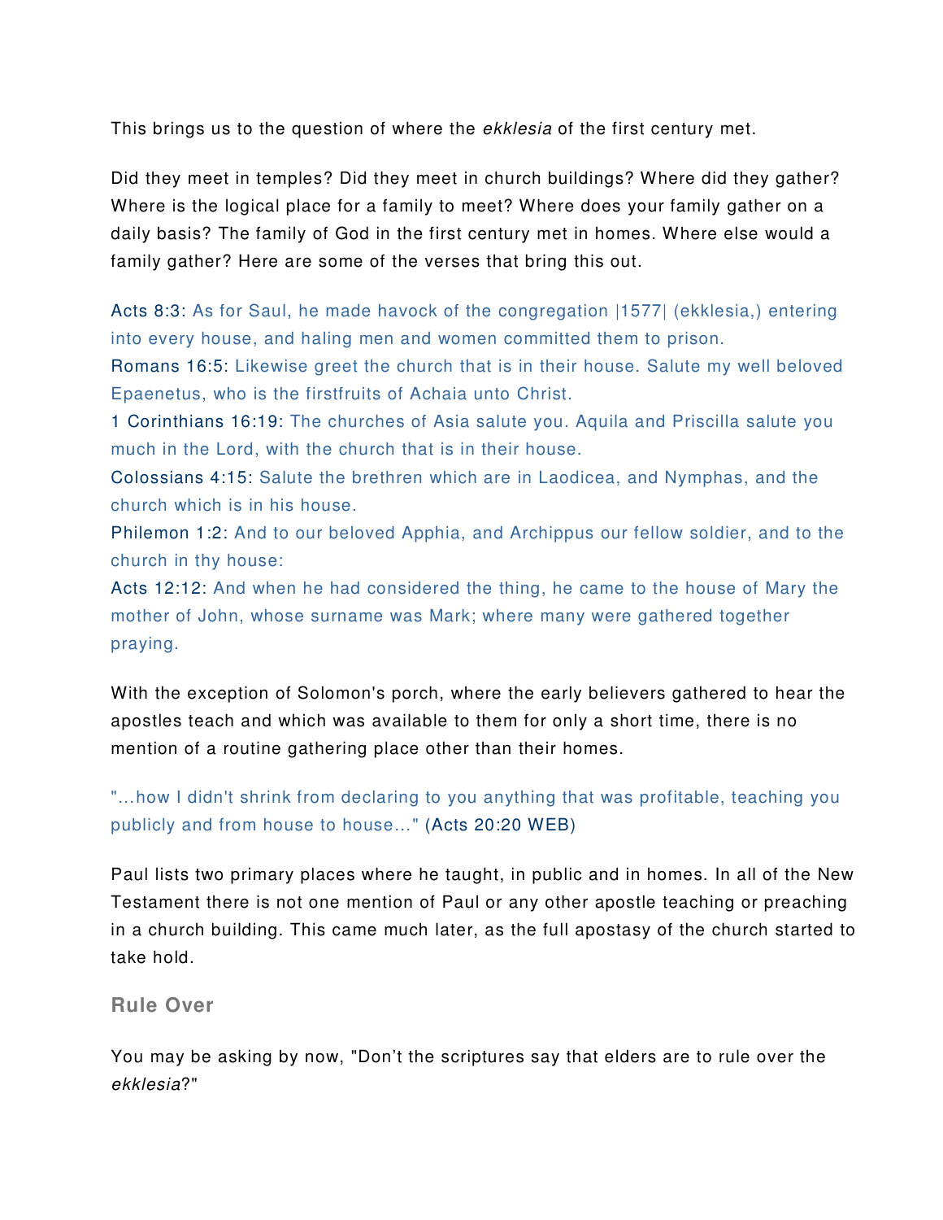This brings us to the question of where the *ekklesia* of the first century met.

Did they meet in temples? Did they meet in church buildings? Where did they gather? Where is the logical place for a family to meet? Where does your family gather on a daily basis? The family of God in the first century met in homes. Where else would a family gather? Here are some of the verses that bring this out.

Acts 8:3: As for Saul, he made havock of the congregation |1577| (ekklesia,) entering into every house, and haling men and women committed them to prison.
Romans 16:5: Likewise greet the church that is in their house. Salute my well beloved Epaenetus, who is the firstfruits of Achaia unto Christ.
1 Corinthians 16:19: The churches of Asia salute you. Aquila and Priscilla salute you much in the Lord, with the church that is in their house.
Colossians 4:15: Salute the brethren which are in Laodicea, and Nymphas, and the church which is in his house.
Philemon 1:2: And to our beloved Apphia, and Archippus our fellow soldier, and to the church in thy house:
Acts 12:12: And when he had considered the thing, he came to the house of Mary the mother of John, whose surname was Mark; where many were gathered together praying.

With the exception of Solomon's porch, where the early believers gathered to hear the apostles teach and which was available to them for only a short time, there is no mention of a routine gathering place other than their homes.

"...how I didn't shrink from declaring to you anything that was profitable, teaching you publicly and from house to house..." (Acts 20:20 WEB)

Paul lists two primary places where he taught, in public and in homes. In all of the New Testament there is not one mention of Paul or any other apostle teaching or preaching in a church building. This came much later, as the full apostasy of the church started to take hold.

### Rule Over

You may be asking by now, "Don't the scriptures say that elders are to rule over the *ekklesia*?"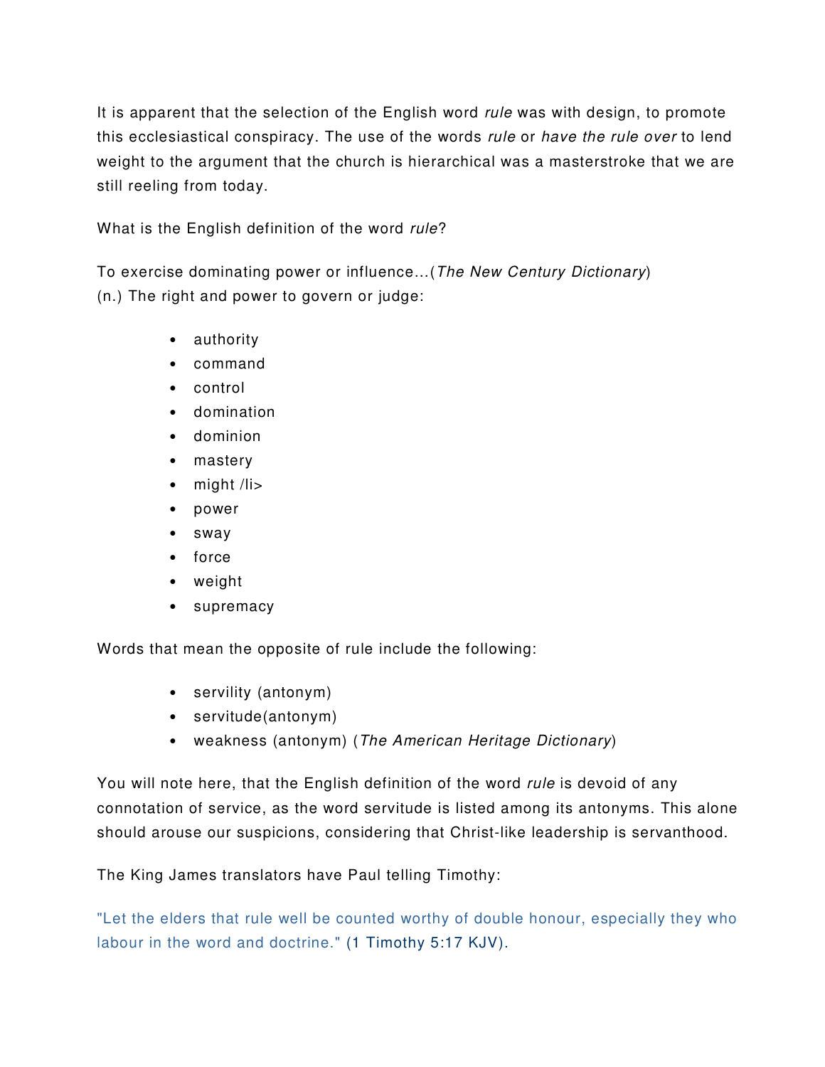It is apparent that the selection of the English word *rule* was with design, to promote this ecclesiastical conspiracy. The use of the words *rule* or *have the rule over* to lend weight to the argument that the church is hierarchical was a masterstroke that we are still reeling from today.

What is the English definition of the word *rule*?

To exercise dominating power or influence...(*The New Century Dictionary*)
(n.) The right and power to govern or judge:

- authority
- command
- control
- domination
- dominion
- mastery
- might /li>
- power
- sway
- force
- weight
- supremacy

Words that mean the opposite of rule include the following:

- servility (antonym)
- servitude(antonym)
- weakness (antonym) (*The American Heritage Dictionary*)

You will note here, that the English definition of the word *rule* is devoid of any connotation of service, as the word servitude is listed among its antonyms. This alone should arouse our suspicions, considering that Christ-like leadership is servanthood.

The King James translators have Paul telling Timothy:

"Let the elders that rule well be counted worthy of double honour, especially they who labour in the word and doctrine." (1 Timothy 5:17 KJV).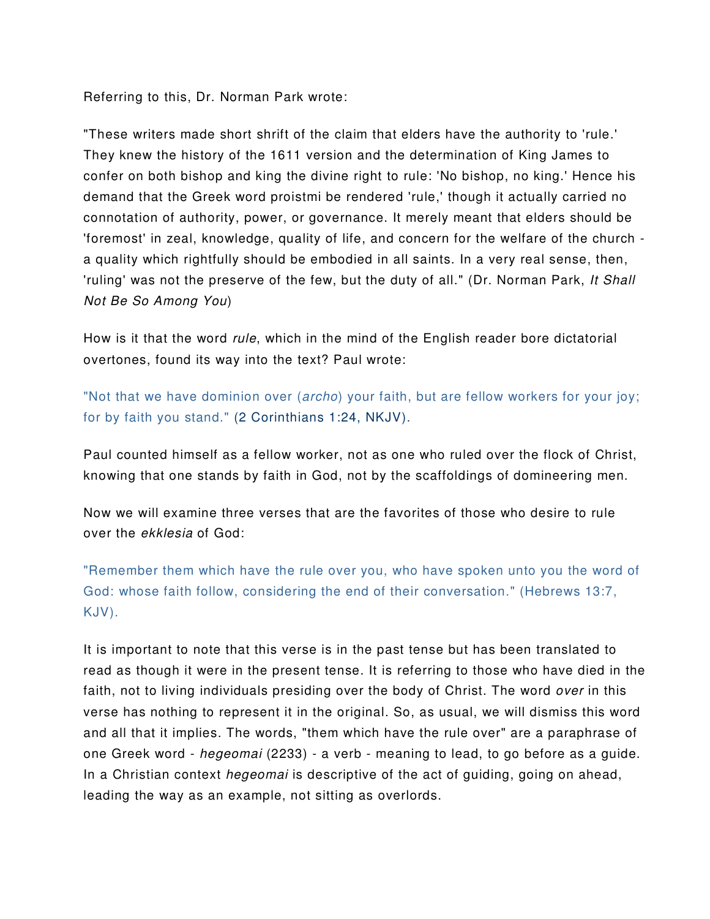Referring to this, Dr. Norman Park wrote:

"These writers made short shrift of the claim that elders have the authority to 'rule.' They knew the history of the 1611 version and the determination of King James to confer on both bishop and king the divine right to rule: 'No bishop, no king.' Hence his demand that the Greek word proistmi be rendered 'rule,' though it actually carried no connotation of authority, power, or governance. It merely meant that elders should be 'foremost' in zeal, knowledge, quality of life, and concern for the welfare of the church - a quality which rightfully should be embodied in all saints. In a very real sense, then, 'ruling' was not the preserve of the few, but the duty of all." (Dr. Norman Park, *It Shall Not Be So Among You*)

How is it that the word *rule*, which in the mind of the English reader bore dictatorial overtones, found its way into the text? Paul wrote:

"Not that we have dominion over (*archo*) your faith, but are fellow workers for your joy; for by faith you stand." (2 Corinthians 1:24, NKJV).

Paul counted himself as a fellow worker, not as one who ruled over the flock of Christ, knowing that one stands by faith in God, not by the scaffoldings of domineering men.

Now we will examine three verses that are the favorites of those who desire to rule over the *ekklesia* of God:

"Remember them which have the rule over you, who have spoken unto you the word of God: whose faith follow, considering the end of their conversation." (Hebrews 13:7, KJV).

It is important to note that this verse is in the past tense but has been translated to read as though it were in the present tense. It is referring to those who have died in the faith, not to living individuals presiding over the body of Christ. The word *over* in this verse has nothing to represent it in the original. So, as usual, we will dismiss this word and all that it implies. The words, "them which have the rule over" are a paraphrase of one Greek word - *hegeomai* (2233) - a verb - meaning to lead, to go before as a guide. In a Christian context *hegeomai* is descriptive of the act of guiding, going on ahead, leading the way as an example, not sitting as overlords.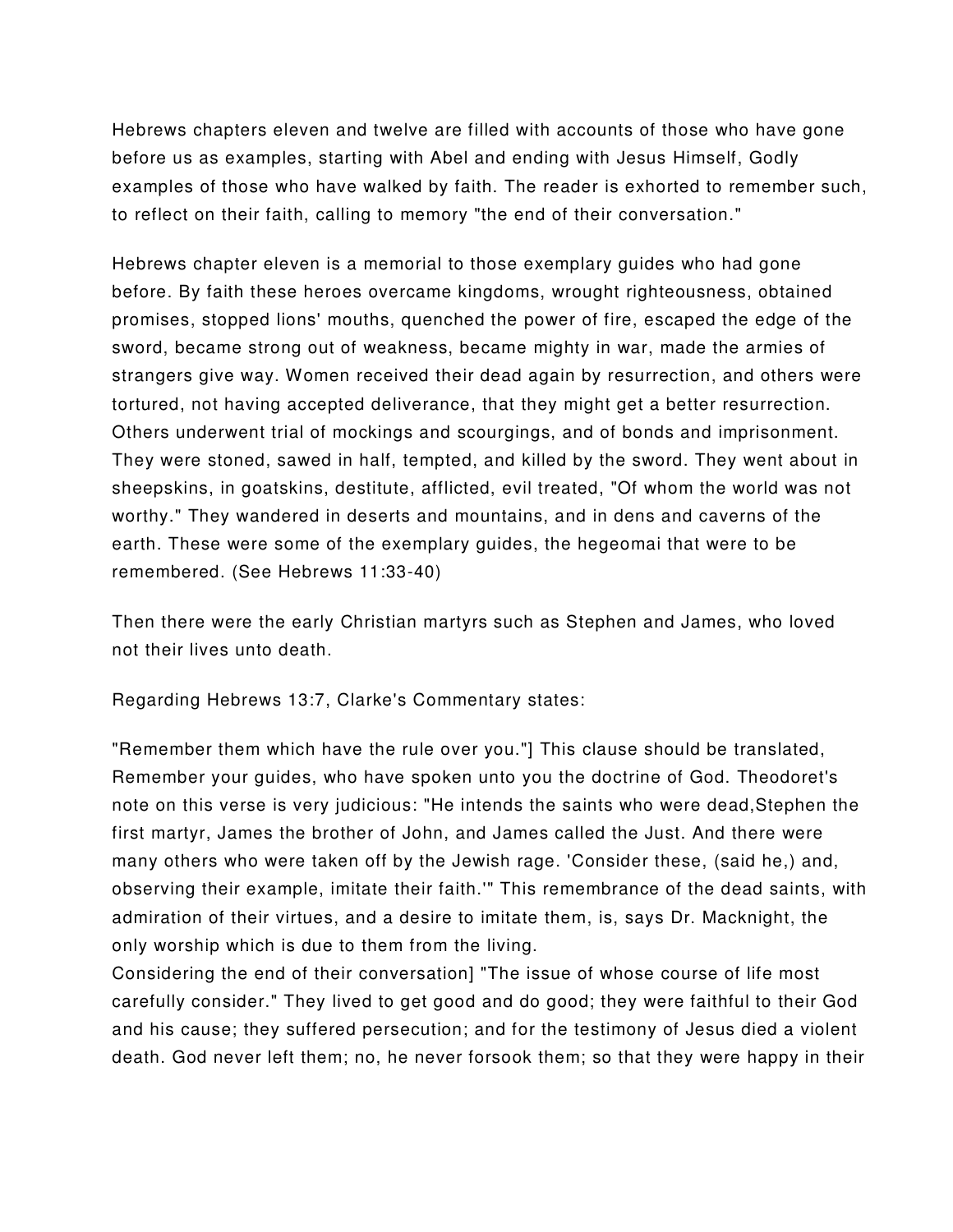Hebrews chapters eleven and twelve are filled with accounts of those who have gone before us as examples, starting with Abel and ending with Jesus Himself, Godly examples of those who have walked by faith. The reader is exhorted to remember such, to reflect on their faith, calling to memory "the end of their conversation."

Hebrews chapter eleven is a memorial to those exemplary guides who had gone before. By faith these heroes overcame kingdoms, wrought righteousness, obtained promises, stopped lions' mouths, quenched the power of fire, escaped the edge of the sword, became strong out of weakness, became mighty in war, made the armies of strangers give way. Women received their dead again by resurrection, and others were tortured, not having accepted deliverance, that they might get a better resurrection. Others underwent trial of mockings and scourgings, and of bonds and imprisonment. They were stoned, sawed in half, tempted, and killed by the sword. They went about in sheepskins, in goatskins, destitute, afflicted, evil treated, "Of whom the world was not worthy." They wandered in deserts and mountains, and in dens and caverns of the earth. These were some of the exemplary guides, the hegeomai that were to be remembered. (See Hebrews 11:33-40)

Then there were the early Christian martyrs such as Stephen and James, who loved not their lives unto death.

Regarding Hebrews 13:7, Clarke's Commentary states:

"Remember them which have the rule over you."] This clause should be translated, Remember your guides, who have spoken unto you the doctrine of God. Theodoret's note on this verse is very judicious: "He intends the saints who were dead,Stephen the first martyr, James the brother of John, and James called the Just. And there were many others who were taken off by the Jewish rage. 'Consider these, (said he,) and, observing their example, imitate their faith.'" This remembrance of the dead saints, with admiration of their virtues, and a desire to imitate them, is, says Dr. Macknight, the only worship which is due to them from the living.
Considering the end of their conversation] "The issue of whose course of life most carefully consider." They lived to get good and do good; they were faithful to their God and his cause; they suffered persecution; and for the testimony of Jesus died a violent death. God never left them; no, he never forsook them; so that they were happy in their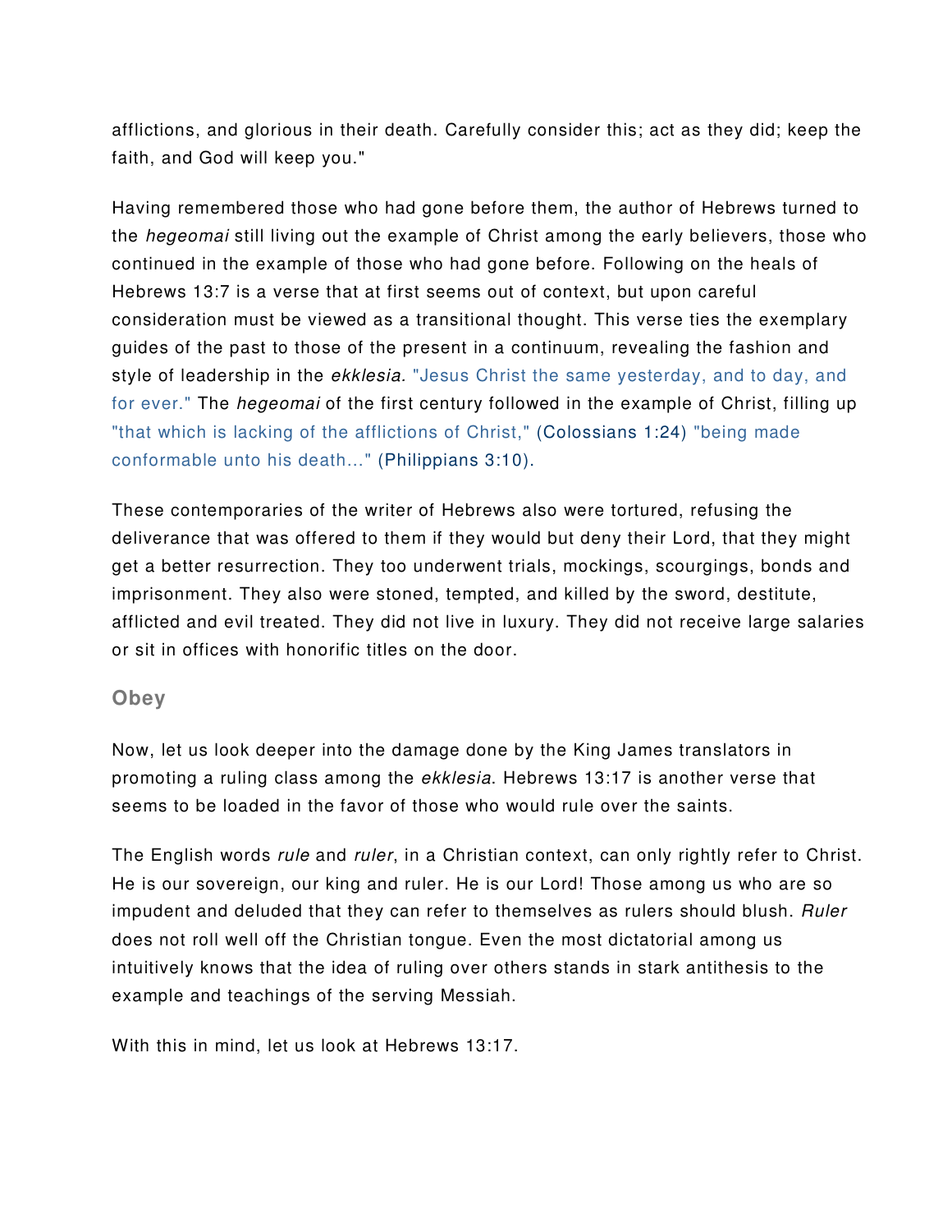afflictions, and glorious in their death. Carefully consider this; act as they did; keep the faith, and God will keep you."

Having remembered those who had gone before them, the author of Hebrews turned to the *hegeomai* still living out the example of Christ among the early believers, those who continued in the example of those who had gone before. Following on the heals of Hebrews 13:7 is a verse that at first seems out of context, but upon careful consideration must be viewed as a transitional thought. This verse ties the exemplary guides of the past to those of the present in a continuum, revealing the fashion and style of leadership in the *ekklesia.* "Jesus Christ the same yesterday, and to day, and for ever." The *hegeomai* of the first century followed in the example of Christ, filling up "that which is lacking of the afflictions of Christ," (Colossians 1:24) "being made conformable unto his death..." (Philippians 3:10).

These contemporaries of the writer of Hebrews also were tortured, refusing the deliverance that was offered to them if they would but deny their Lord, that they might get a better resurrection. They too underwent trials, mockings, scourgings, bonds and imprisonment. They also were stoned, tempted, and killed by the sword, destitute, afflicted and evil treated. They did not live in luxury. They did not receive large salaries or sit in offices with honorific titles on the door.

### Obey

Now, let us look deeper into the damage done by the King James translators in promoting a ruling class among the *ekklesia*. Hebrews 13:17 is another verse that seems to be loaded in the favor of those who would rule over the saints.

The English words *rule* and *ruler*, in a Christian context, can only rightly refer to Christ. He is our sovereign, our king and ruler. He is our Lord! Those among us who are so impudent and deluded that they can refer to themselves as rulers should blush. *Ruler* does not roll well off the Christian tongue. Even the most dictatorial among us intuitively knows that the idea of ruling over others stands in stark antithesis to the example and teachings of the serving Messiah.

With this in mind, let us look at Hebrews 13:17.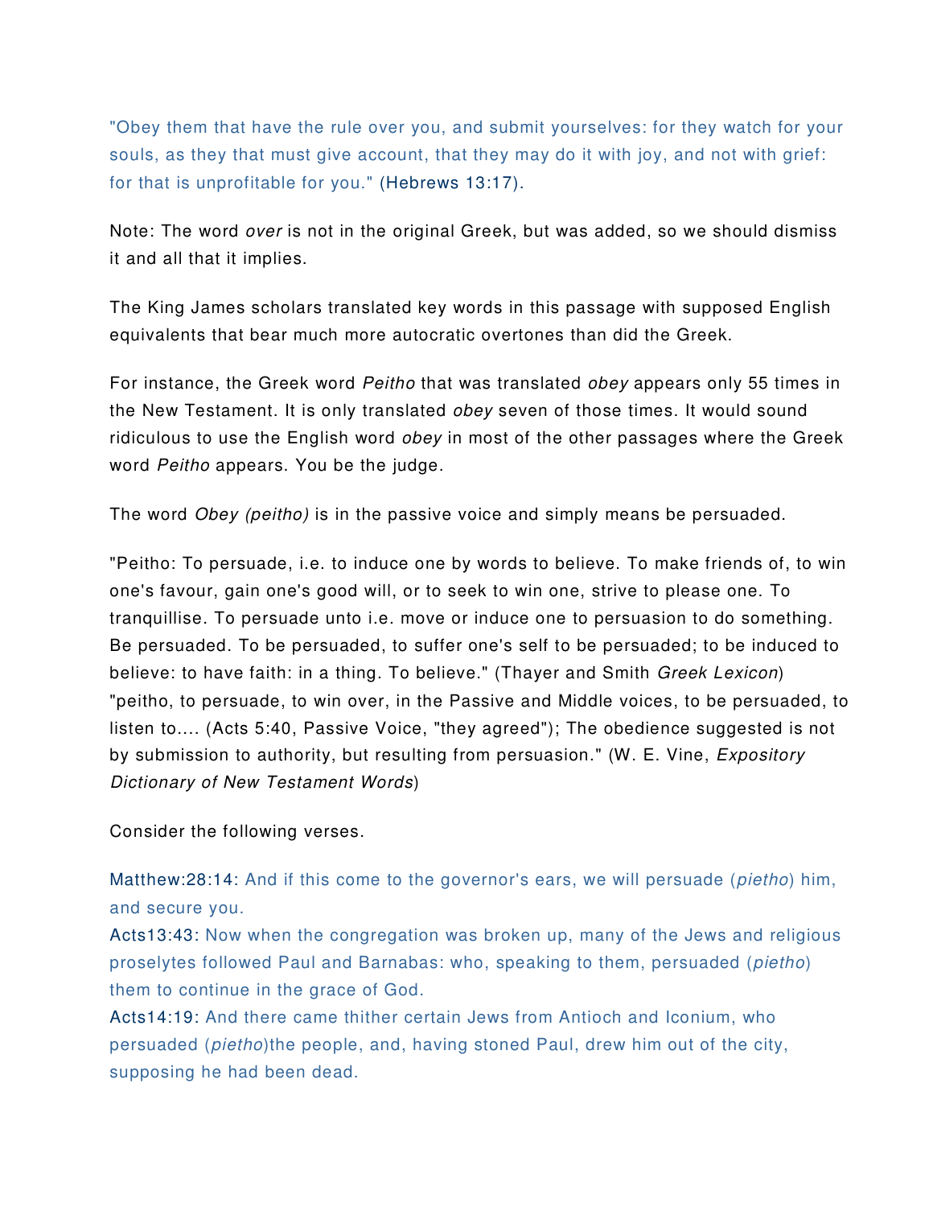"Obey them that have the rule over you, and submit yourselves: for they watch for your souls, as they that must give account, that they may do it with joy, and not with grief: for that is unprofitable for you." (Hebrews 13:17).

Note: The word *over* is not in the original Greek, but was added, so we should dismiss it and all that it implies.

The King James scholars translated key words in this passage with supposed English equivalents that bear much more autocratic overtones than did the Greek.

For instance, the Greek word *Peitho* that was translated *obey* appears only 55 times in the New Testament. It is only translated *obey* seven of those times. It would sound ridiculous to use the English word *obey* in most of the other passages where the Greek word *Peitho* appears. You be the judge.

The word *Obey (peitho)* is in the passive voice and simply means be persuaded.

"Peitho: To persuade, i.e. to induce one by words to believe. To make friends of, to win one's favour, gain one's good will, or to seek to win one, strive to please one. To tranquillise. To persuade unto i.e. move or induce one to persuasion to do something. Be persuaded. To be persuaded, to suffer one's self to be persuaded; to be induced to believe: to have faith: in a thing. To believe." (Thayer and Smith *Greek Lexicon*) "peitho, to persuade, to win over, in the Passive and Middle voices, to be persuaded, to listen to.... (Acts 5:40, Passive Voice, "they agreed"); The obedience suggested is not by submission to authority, but resulting from persuasion." (W. E. Vine, *Expository Dictionary of New Testament Words*)

Consider the following verses.

Matthew:28:14: And if this come to the governor's ears, we will persuade (*pietho*) him, and secure you.
Acts13:43: Now when the congregation was broken up, many of the Jews and religious proselytes followed Paul and Barnabas: who, speaking to them, persuaded (*pietho*) them to continue in the grace of God.
Acts14:19: And there came thither certain Jews from Antioch and Iconium, who persuaded (*pietho*)the people, and, having stoned Paul, drew him out of the city, supposing he had been dead.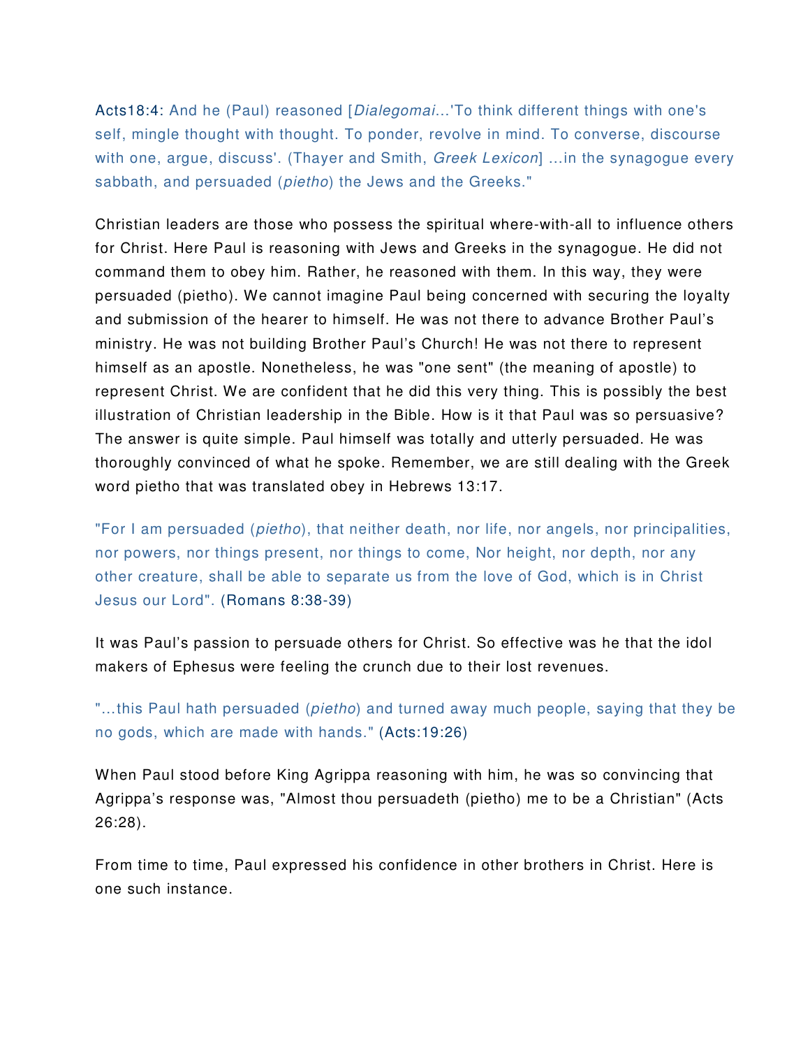Acts18:4: And he (Paul) reasoned [*Dialegomai*...'To think different things with one's self, mingle thought with thought. To ponder, revolve in mind. To converse, discourse with one, argue, discuss'. (Thayer and Smith, *Greek Lexicon*] ...in the synagogue every sabbath, and persuaded (*pietho*) the Jews and the Greeks."

Christian leaders are those who possess the spiritual where-with-all to influence others for Christ. Here Paul is reasoning with Jews and Greeks in the synagogue. He did not command them to obey him. Rather, he reasoned with them. In this way, they were persuaded (pietho). We cannot imagine Paul being concerned with securing the loyalty and submission of the hearer to himself. He was not there to advance Brother Paul's ministry. He was not building Brother Paul's Church! He was not there to represent himself as an apostle. Nonetheless, he was "one sent" (the meaning of apostle) to represent Christ. We are confident that he did this very thing. This is possibly the best illustration of Christian leadership in the Bible. How is it that Paul was so persuasive? The answer is quite simple. Paul himself was totally and utterly persuaded. He was thoroughly convinced of what he spoke. Remember, we are still dealing with the Greek word pietho that was translated obey in Hebrews 13:17.

"For I am persuaded (*pietho*), that neither death, nor life, nor angels, nor principalities, nor powers, nor things present, nor things to come, Nor height, nor depth, nor any other creature, shall be able to separate us from the love of God, which is in Christ Jesus our Lord". (Romans 8:38-39)

It was Paul's passion to persuade others for Christ. So effective was he that the idol makers of Ephesus were feeling the crunch due to their lost revenues.

"...this Paul hath persuaded (*pietho*) and turned away much people, saying that they be no gods, which are made with hands." (Acts:19:26)

When Paul stood before King Agrippa reasoning with him, he was so convincing that Agrippa's response was, "Almost thou persuadeth (pietho) me to be a Christian" (Acts 26:28).

From time to time, Paul expressed his confidence in other brothers in Christ. Here is one such instance.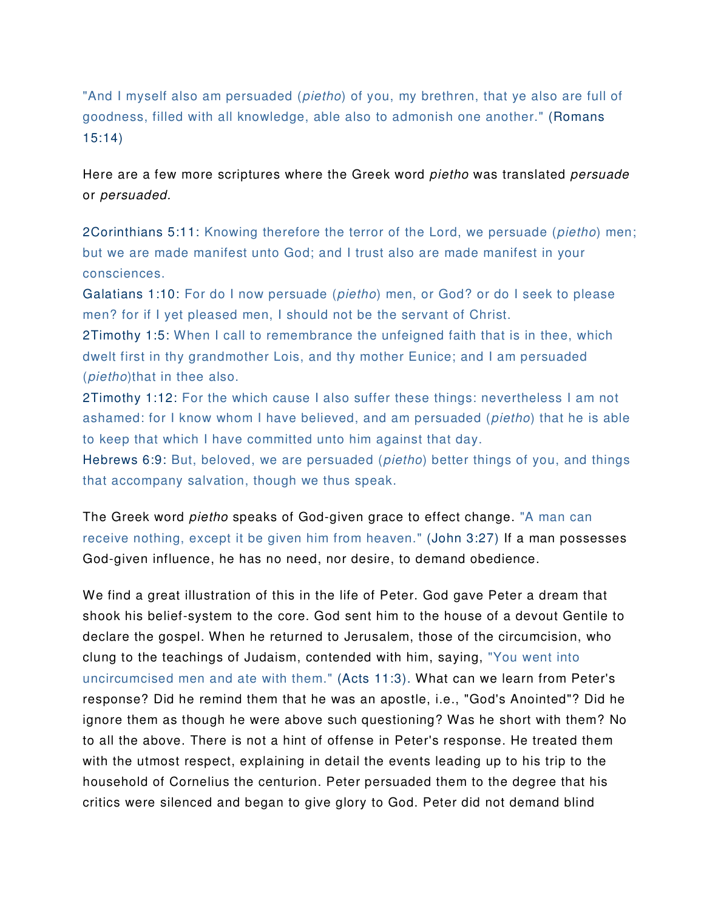"And I myself also am persuaded (*pietho*) of you, my brethren, that ye also are full of goodness, filled with all knowledge, able also to admonish one another." (Romans 15:14)

Here are a few more scriptures where the Greek word *pietho* was translated *persuade* or *persuaded.*

2Corinthians 5:11: Knowing therefore the terror of the Lord, we persuade (*pietho*) men; but we are made manifest unto God; and I trust also are made manifest in your consciences.
Galatians 1:10: For do I now persuade (*pietho*) men, or God? or do I seek to please men? for if I yet pleased men, I should not be the servant of Christ.
2Timothy 1:5: When I call to remembrance the unfeigned faith that is in thee, which dwelt first in thy grandmother Lois, and thy mother Eunice; and I am persuaded (*pietho*)that in thee also.
2Timothy 1:12: For the which cause I also suffer these things: nevertheless I am not ashamed: for I know whom I have believed, and am persuaded (*pietho*) that he is able to keep that which I have committed unto him against that day.
Hebrews 6:9: But, beloved, we are persuaded (*pietho*) better things of you, and things that accompany salvation, though we thus speak.

The Greek word *pietho* speaks of God-given grace to effect change. "A man can receive nothing, except it be given him from heaven." (John 3:27) If a man possesses God-given influence, he has no need, nor desire, to demand obedience.

We find a great illustration of this in the life of Peter. God gave Peter a dream that shook his belief-system to the core. God sent him to the house of a devout Gentile to declare the gospel. When he returned to Jerusalem, those of the circumcision, who clung to the teachings of Judaism, contended with him, saying, "You went into uncircumcised men and ate with them." (Acts 11:3). What can we learn from Peter's response? Did he remind them that he was an apostle, i.e., "God's Anointed"? Did he ignore them as though he were above such questioning? Was he short with them? No to all the above. There is not a hint of offense in Peter's response. He treated them with the utmost respect, explaining in detail the events leading up to his trip to the household of Cornelius the centurion. Peter persuaded them to the degree that his critics were silenced and began to give glory to God. Peter did not demand blind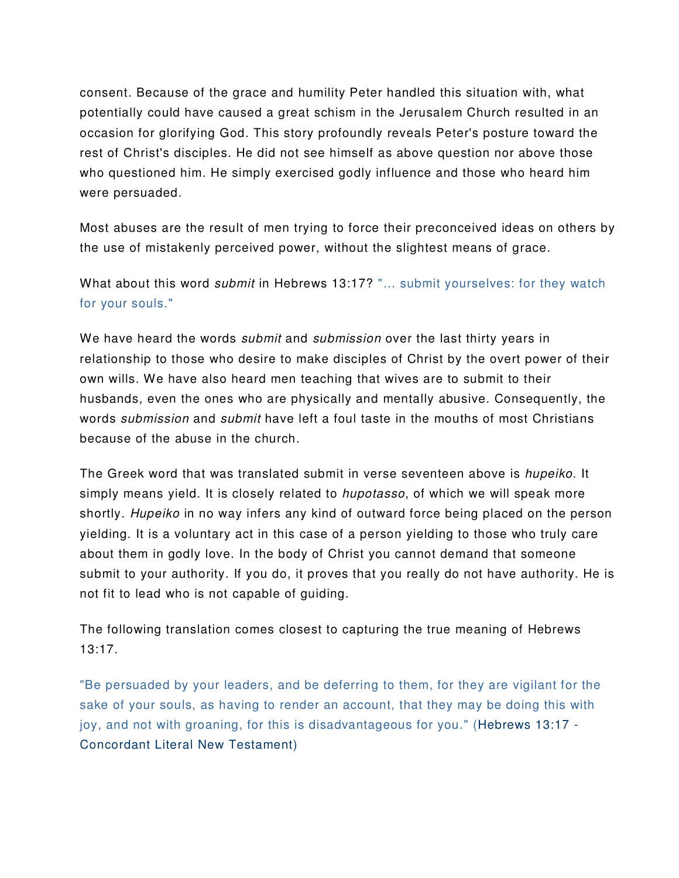consent. Because of the grace and humility Peter handled this situation with, what potentially could have caused a great schism in the Jerusalem Church resulted in an occasion for glorifying God. This story profoundly reveals Peter's posture toward the rest of Christ's disciples. He did not see himself as above question nor above those who questioned him. He simply exercised godly influence and those who heard him were persuaded.

Most abuses are the result of men trying to force their preconceived ideas on others by the use of mistakenly perceived power, without the slightest means of grace.

What about this word *submit* in Hebrews 13:17? "... submit yourselves: for they watch for your souls."

We have heard the words *submit* and *submission* over the last thirty years in relationship to those who desire to make disciples of Christ by the overt power of their own wills. We have also heard men teaching that wives are to submit to their husbands, even the ones who are physically and mentally abusive. Consequently, the words *submission* and *submit* have left a foul taste in the mouths of most Christians because of the abuse in the church.

The Greek word that was translated submit in verse seventeen above is *hupeiko*. It simply means yield. It is closely related to *hupotasso*, of which we will speak more shortly. *Hupeiko* in no way infers any kind of outward force being placed on the person yielding. It is a voluntary act in this case of a person yielding to those who truly care about them in godly love. In the body of Christ you cannot demand that someone submit to your authority. If you do, it proves that you really do not have authority. He is not fit to lead who is not capable of guiding.

The following translation comes closest to capturing the true meaning of Hebrews 13:17.

"Be persuaded by your leaders, and be deferring to them, for they are vigilant for the sake of your souls, as having to render an account, that they may be doing this with joy, and not with groaning, for this is disadvantageous for you." (Hebrews 13:17 - Concordant Literal New Testament)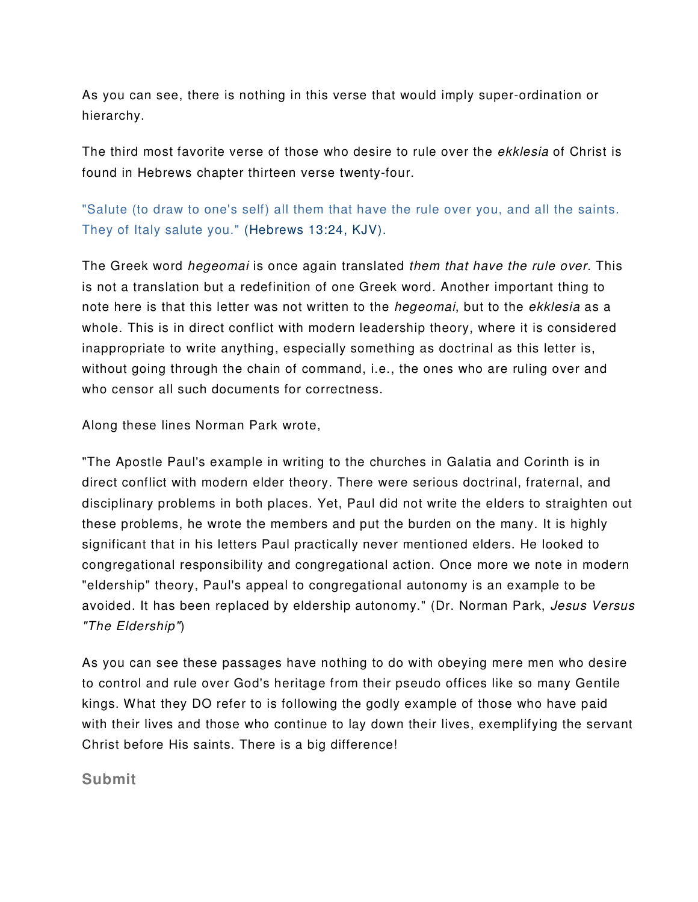As you can see, there is nothing in this verse that would imply super-ordination or hierarchy.

The third most favorite verse of those who desire to rule over the *ekklesia* of Christ is found in Hebrews chapter thirteen verse twenty-four.

"Salute (to draw to one's self) all them that have the rule over you, and all the saints. They of Italy salute you." (Hebrews 13:24, KJV).

The Greek word *hegeomai* is once again translated *them that have the rule over*. This is not a translation but a redefinition of one Greek word. Another important thing to note here is that this letter was not written to the *hegeomai*, but to the *ekklesia* as a whole. This is in direct conflict with modern leadership theory, where it is considered inappropriate to write anything, especially something as doctrinal as this letter is, without going through the chain of command, i.e., the ones who are ruling over and who censor all such documents for correctness.

Along these lines Norman Park wrote,

"The Apostle Paul's example in writing to the churches in Galatia and Corinth is in direct conflict with modern elder theory. There were serious doctrinal, fraternal, and disciplinary problems in both places. Yet, Paul did not write the elders to straighten out these problems, he wrote the members and put the burden on the many. It is highly significant that in his letters Paul practically never mentioned elders. He looked to congregational responsibility and congregational action. Once more we note in modern "eldership" theory, Paul's appeal to congregational autonomy is an example to be avoided. It has been replaced by eldership autonomy." (Dr. Norman Park, *Jesus Versus "The Eldership"*)

As you can see these passages have nothing to do with obeying mere men who desire to control and rule over God's heritage from their pseudo offices like so many Gentile kings. What they DO refer to is following the godly example of those who have paid with their lives and those who continue to lay down their lives, exemplifying the servant Christ before His saints. There is a big difference!

## Submit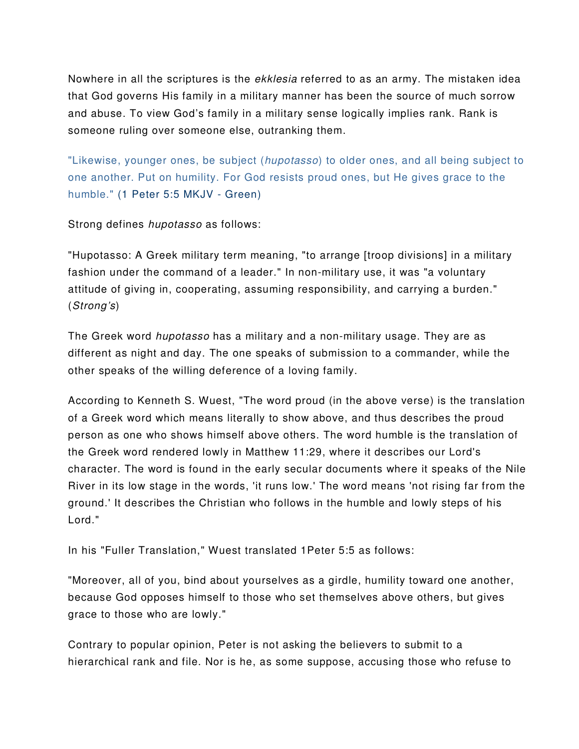Nowhere in all the scriptures is the *ekklesia* referred to as an army. The mistaken idea that God governs His family in a military manner has been the source of much sorrow and abuse. To view God's family in a military sense logically implies rank. Rank is someone ruling over someone else, outranking them.

"Likewise, younger ones, be subject (*hupotasso*) to older ones, and all being subject to one another. Put on humility. For God resists proud ones, but He gives grace to the humble." (1 Peter 5:5 MKJV - Green)

Strong defines *hupotasso* as follows:

"Hupotasso: A Greek military term meaning, "to arrange [troop divisions] in a military fashion under the command of a leader." In non-military use, it was "a voluntary attitude of giving in, cooperating, assuming responsibility, and carrying a burden." (*Strong's*)

The Greek word *hupotasso* has a military and a non-military usage. They are as different as night and day. The one speaks of submission to a commander, while the other speaks of the willing deference of a loving family.

According to Kenneth S. Wuest, "The word proud (in the above verse) is the translation of a Greek word which means literally to show above, and thus describes the proud person as one who shows himself above others. The word humble is the translation of the Greek word rendered lowly in Matthew 11:29, where it describes our Lord's character. The word is found in the early secular documents where it speaks of the Nile River in its low stage in the words, 'it runs low.' The word means 'not rising far from the ground.' It describes the Christian who follows in the humble and lowly steps of his Lord."

In his "Fuller Translation," Wuest translated 1Peter 5:5 as follows:

"Moreover, all of you, bind about yourselves as a girdle, humility toward one another, because God opposes himself to those who set themselves above others, but gives grace to those who are lowly."

Contrary to popular opinion, Peter is not asking the believers to submit to a hierarchical rank and file. Nor is he, as some suppose, accusing those who refuse to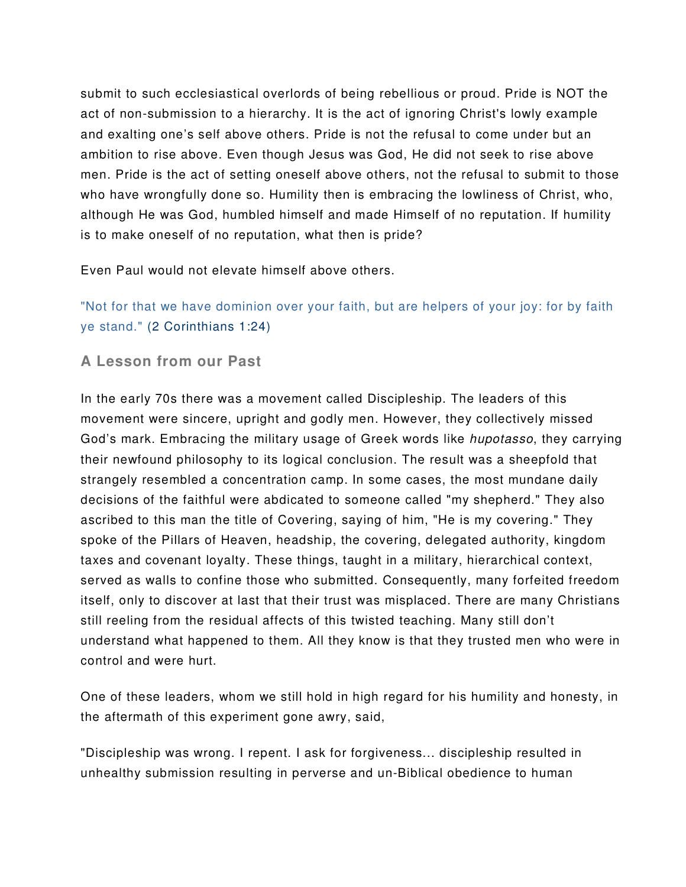submit to such ecclesiastical overlords of being rebellious or proud. Pride is NOT the act of non-submission to a hierarchy. It is the act of ignoring Christ's lowly example and exalting one's self above others. Pride is not the refusal to come under but an ambition to rise above. Even though Jesus was God, He did not seek to rise above men. Pride is the act of setting oneself above others, not the refusal to submit to those who have wrongfully done so. Humility then is embracing the lowliness of Christ, who, although He was God, humbled himself and made Himself of no reputation. If humility is to make oneself of no reputation, what then is pride?

Even Paul would not elevate himself above others.

"Not for that we have dominion over your faith, but are helpers of your joy: for by faith ye stand." (2 Corinthians 1:24)

### A Lesson from our Past

In the early 70s there was a movement called Discipleship. The leaders of this movement were sincere, upright and godly men. However, they collectively missed God's mark. Embracing the military usage of Greek words like *hupotasso*, they carrying their newfound philosophy to its logical conclusion. The result was a sheepfold that strangely resembled a concentration camp. In some cases, the most mundane daily decisions of the faithful were abdicated to someone called "my shepherd." They also ascribed to this man the title of Covering, saying of him, "He is my covering." They spoke of the Pillars of Heaven, headship, the covering, delegated authority, kingdom taxes and covenant loyalty. These things, taught in a military, hierarchical context, served as walls to confine those who submitted. Consequently, many forfeited freedom itself, only to discover at last that their trust was misplaced. There are many Christians still reeling from the residual affects of this twisted teaching. Many still don't understand what happened to them. All they know is that they trusted men who were in control and were hurt.

One of these leaders, whom we still hold in high regard for his humility and honesty, in the aftermath of this experiment gone awry, said,

"Discipleship was wrong. I repent. I ask for forgiveness... discipleship resulted in unhealthy submission resulting in perverse and un-Biblical obedience to human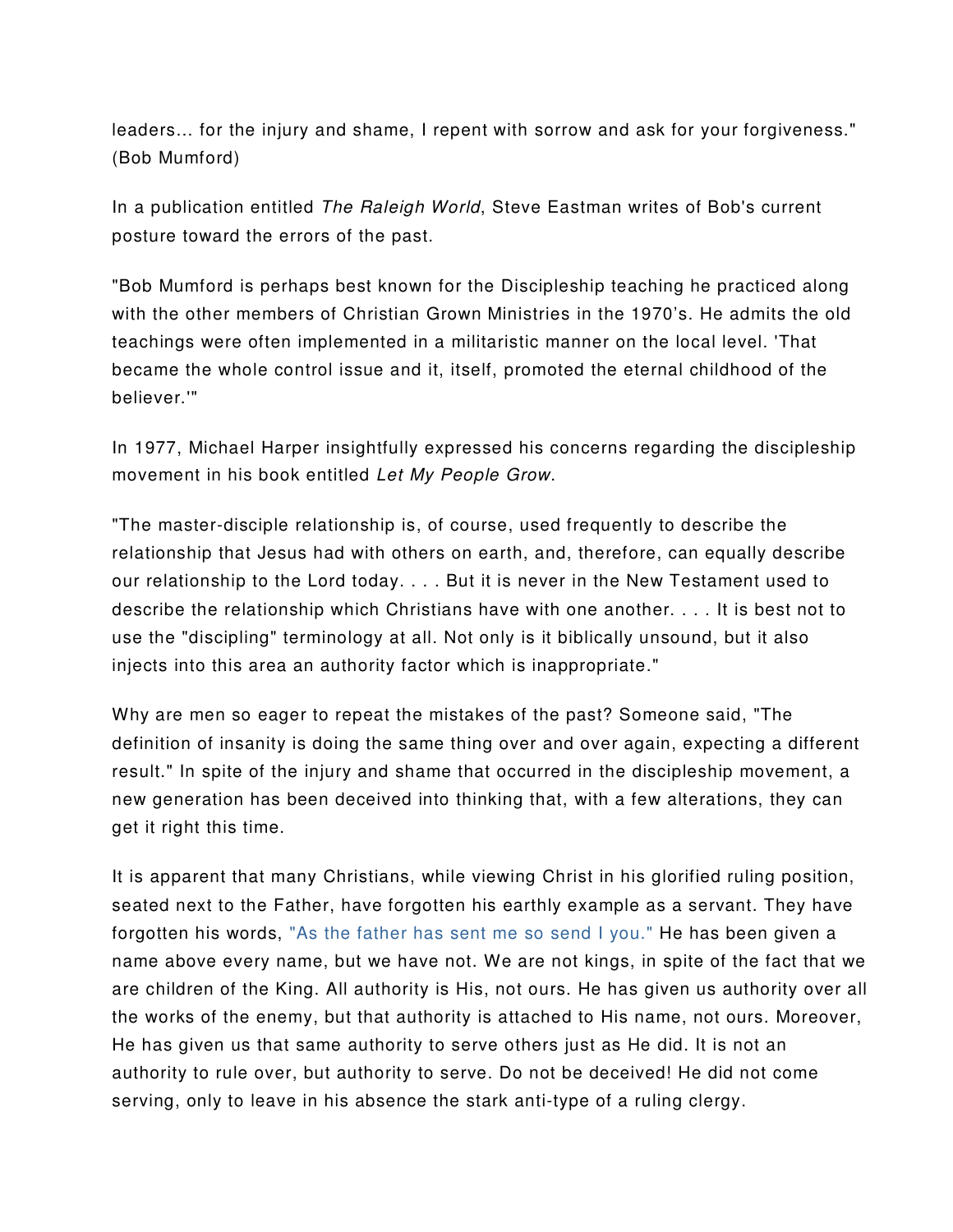leaders... for the injury and shame, I repent with sorrow and ask for your forgiveness." (Bob Mumford)

In a publication entitled *The Raleigh World*, Steve Eastman writes of Bob's current posture toward the errors of the past.

"Bob Mumford is perhaps best known for the Discipleship teaching he practiced along with the other members of Christian Grown Ministries in the 1970's. He admits the old teachings were often implemented in a militaristic manner on the local level. 'That became the whole control issue and it, itself, promoted the eternal childhood of the believer.'"

In 1977, Michael Harper insightfully expressed his concerns regarding the discipleship movement in his book entitled *Let My People Grow*.

"The master-disciple relationship is, of course, used frequently to describe the relationship that Jesus had with others on earth, and, therefore, can equally describe our relationship to the Lord today. . . . But it is never in the New Testament used to describe the relationship which Christians have with one another. . . . It is best not to use the "discipling" terminology at all. Not only is it biblically unsound, but it also injects into this area an authority factor which is inappropriate."

Why are men so eager to repeat the mistakes of the past? Someone said, "The definition of insanity is doing the same thing over and over again, expecting a different result." In spite of the injury and shame that occurred in the discipleship movement, a new generation has been deceived into thinking that, with a few alterations, they can get it right this time.

It is apparent that many Christians, while viewing Christ in his glorified ruling position, seated next to the Father, have forgotten his earthly example as a servant. They have forgotten his words, "As the father has sent me so send I you." He has been given a name above every name, but we have not. We are not kings, in spite of the fact that we are children of the King. All authority is His, not ours. He has given us authority over all the works of the enemy, but that authority is attached to His name, not ours. Moreover, He has given us that same authority to serve others just as He did. It is not an authority to rule over, but authority to serve. Do not be deceived! He did not come serving, only to leave in his absence the stark anti-type of a ruling clergy.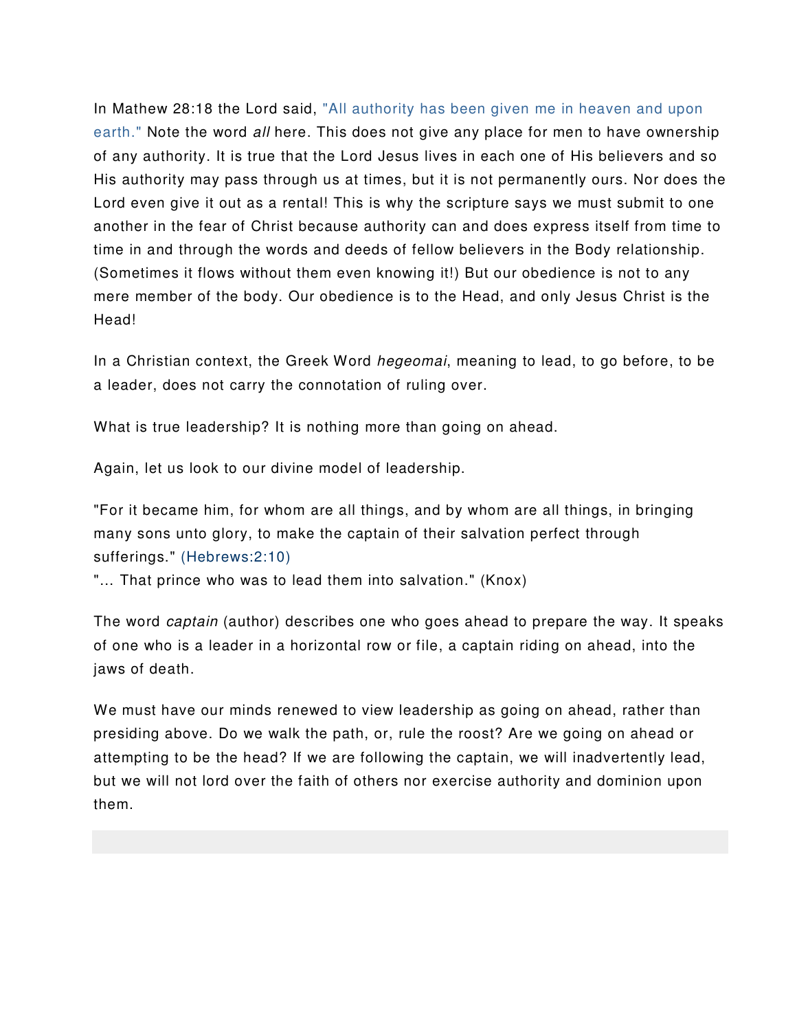In Mathew 28:18 the Lord said, "All authority has been given me in heaven and upon earth." Note the word *all* here. This does not give any place for men to have ownership of any authority. It is true that the Lord Jesus lives in each one of His believers and so His authority may pass through us at times, but it is not permanently ours. Nor does the Lord even give it out as a rental! This is why the scripture says we must submit to one another in the fear of Christ because authority can and does express itself from time to time in and through the words and deeds of fellow believers in the Body relationship. (Sometimes it flows without them even knowing it!) But our obedience is not to any mere member of the body. Our obedience is to the Head, and only Jesus Christ is the Head!

In a Christian context, the Greek Word *hegeomai*, meaning to lead, to go before, to be a leader, does not carry the connotation of ruling over.

What is true leadership? It is nothing more than going on ahead.

Again, let us look to our divine model of leadership.

"For it became him, for whom are all things, and by whom are all things, in bringing many sons unto glory, to make the captain of their salvation perfect through sufferings." (Hebrews:2:10)
"... That prince who was to lead them into salvation." (Knox)

The word *captain* (author) describes one who goes ahead to prepare the way. It speaks of one who is a leader in a horizontal row or file, a captain riding on ahead, into the jaws of death.

We must have our minds renewed to view leadership as going on ahead, rather than presiding above. Do we walk the path, or, rule the roost? Are we going on ahead or attempting to be the head? If we are following the captain, we will inadvertently lead, but we will not lord over the faith of others nor exercise authority and dominion upon them.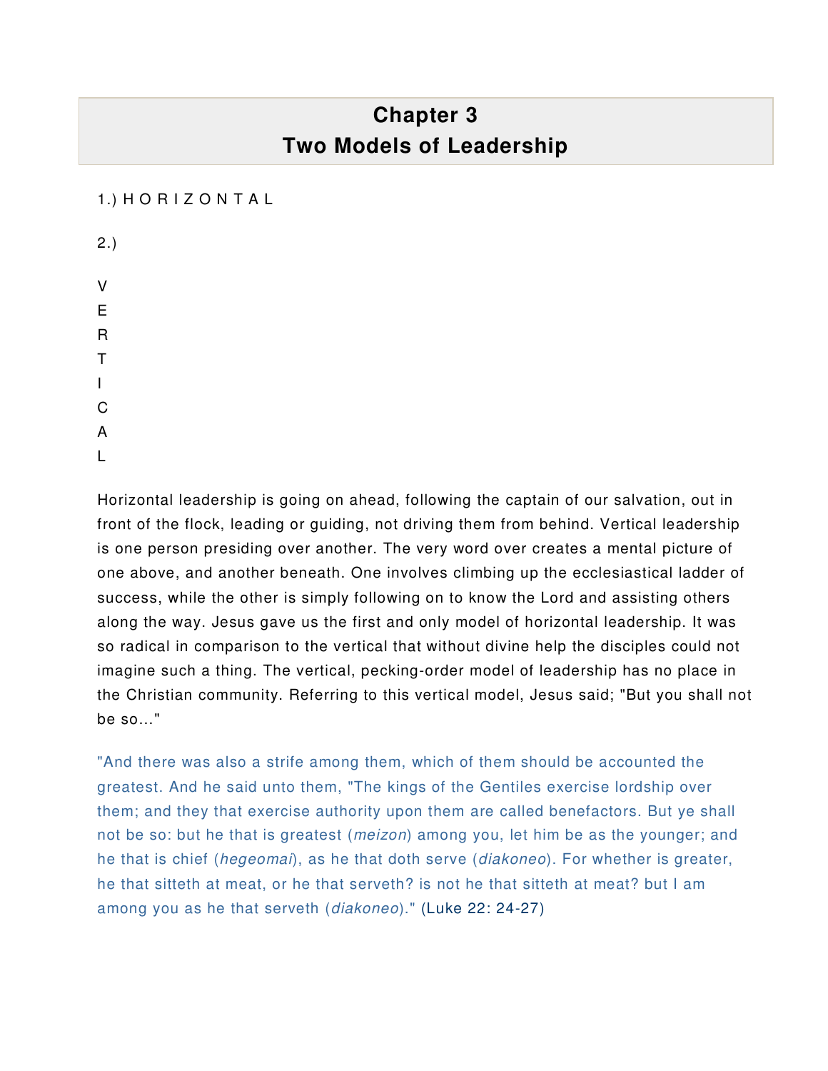# Chapter 3
# Two Models of Leadership

1.) H O R I Z O N T A L

2.)

V
E
R
T
I
C
A
L

Horizontal leadership is going on ahead, following the captain of our salvation, out in front of the flock, leading or guiding, not driving them from behind. Vertical leadership is one person presiding over another. The very word over creates a mental picture of one above, and another beneath. One involves climbing up the ecclesiastical ladder of success, while the other is simply following on to know the Lord and assisting others along the way. Jesus gave us the first and only model of horizontal leadership. It was so radical in comparison to the vertical that without divine help the disciples could not imagine such a thing. The vertical, pecking-order model of leadership has no place in the Christian community. Referring to this vertical model, Jesus said; "But you shall not be so..."

"And there was also a strife among them, which of them should be accounted the greatest. And he said unto them, "The kings of the Gentiles exercise lordship over them; and they that exercise authority upon them are called benefactors. But ye shall not be so: but he that is greatest (*meizon*) among you, let him be as the younger; and he that is chief (*hegeomai*), as he that doth serve (*diakoneo*). For whether is greater, he that sitteth at meat, or he that serveth? is not he that sitteth at meat? but I am among you as he that serveth (*diakoneo*)." (Luke 22: 24-27)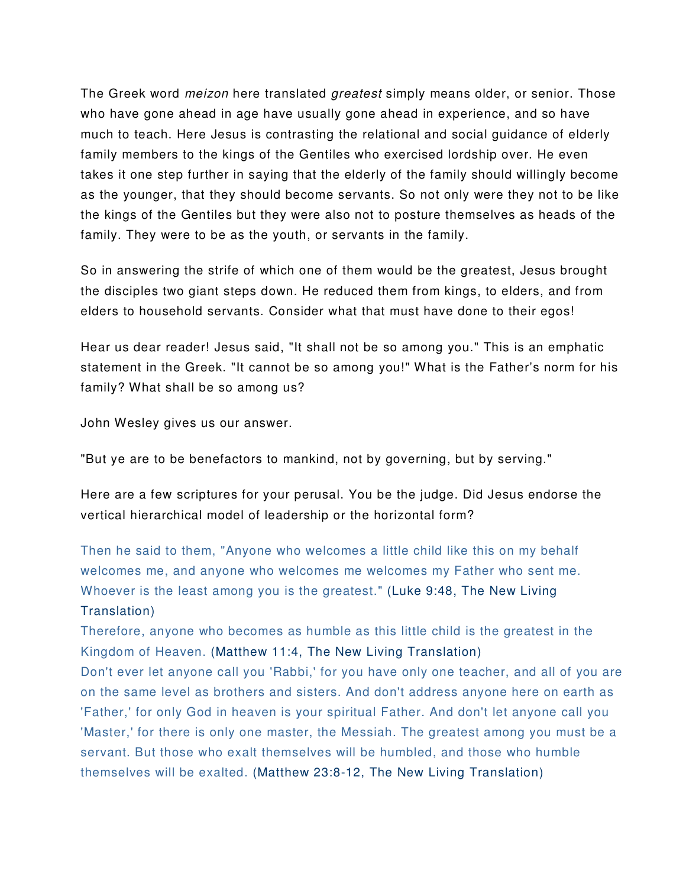The Greek word *meizon* here translated *greatest* simply means older, or senior. Those who have gone ahead in age have usually gone ahead in experience, and so have much to teach. Here Jesus is contrasting the relational and social guidance of elderly family members to the kings of the Gentiles who exercised lordship over. He even takes it one step further in saying that the elderly of the family should willingly become as the younger, that they should become servants. So not only were they not to be like the kings of the Gentiles but they were also not to posture themselves as heads of the family. They were to be as the youth, or servants in the family.

So in answering the strife of which one of them would be the greatest, Jesus brought the disciples two giant steps down. He reduced them from kings, to elders, and from elders to household servants. Consider what that must have done to their egos!

Hear us dear reader! Jesus said, "It shall not be so among you." This is an emphatic statement in the Greek. "It cannot be so among you!" What is the Father's norm for his family? What shall be so among us?

John Wesley gives us our answer.

"But ye are to be benefactors to mankind, not by governing, but by serving."

Here are a few scriptures for your perusal. You be the judge. Did Jesus endorse the vertical hierarchical model of leadership or the horizontal form?

Then he said to them, "Anyone who welcomes a little child like this on my behalf welcomes me, and anyone who welcomes me welcomes my Father who sent me. Whoever is the least among you is the greatest." (Luke 9:48, The New Living Translation)
Therefore, anyone who becomes as humble as this little child is the greatest in the Kingdom of Heaven. (Matthew 11:4, The New Living Translation)
Don't ever let anyone call you 'Rabbi,' for you have only one teacher, and all of you are on the same level as brothers and sisters. And don't address anyone here on earth as 'Father,' for only God in heaven is your spiritual Father. And don't let anyone call you 'Master,' for there is only one master, the Messiah. The greatest among you must be a servant. But those who exalt themselves will be humbled, and those who humble themselves will be exalted. (Matthew 23:8-12, The New Living Translation)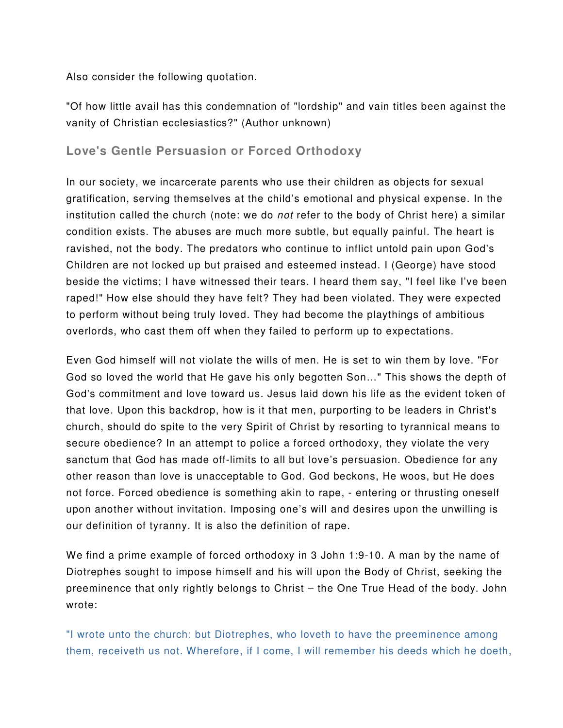Also consider the following quotation.

"Of how little avail has this condemnation of "lordship" and vain titles been against the vanity of Christian ecclesiastics?" (Author unknown)

### Love's Gentle Persuasion or Forced Orthodoxy

In our society, we incarcerate parents who use their children as objects for sexual gratification, serving themselves at the child's emotional and physical expense. In the institution called the church (note: we do *not* refer to the body of Christ here) a similar condition exists. The abuses are much more subtle, but equally painful. The heart is ravished, not the body. The predators who continue to inflict untold pain upon God's Children are not locked up but praised and esteemed instead. I (George) have stood beside the victims; I have witnessed their tears. I heard them say, "I feel like I've been raped!" How else should they have felt? They had been violated. They were expected to perform without being truly loved. They had become the playthings of ambitious overlords, who cast them off when they failed to perform up to expectations.

Even God himself will not violate the wills of men. He is set to win them by love. "For God so loved the world that He gave his only begotten Son…" This shows the depth of God's commitment and love toward us. Jesus laid down his life as the evident token of that love. Upon this backdrop, how is it that men, purporting to be leaders in Christ's church, should do spite to the very Spirit of Christ by resorting to tyrannical means to secure obedience? In an attempt to police a forced orthodoxy, they violate the very sanctum that God has made off-limits to all but love's persuasion. Obedience for any other reason than love is unacceptable to God. God beckons, He woos, but He does not force. Forced obedience is something akin to rape, - entering or thrusting oneself upon another without invitation. Imposing one's will and desires upon the unwilling is our definition of tyranny. It is also the definition of rape.

We find a prime example of forced orthodoxy in 3 John 1:9-10. A man by the name of Diotrephes sought to impose himself and his will upon the Body of Christ, seeking the preeminence that only rightly belongs to Christ – the One True Head of the body. John wrote:

"I wrote unto the church: but Diotrephes, who loveth to have the preeminence among them, receiveth us not. Wherefore, if I come, I will remember his deeds which he doeth,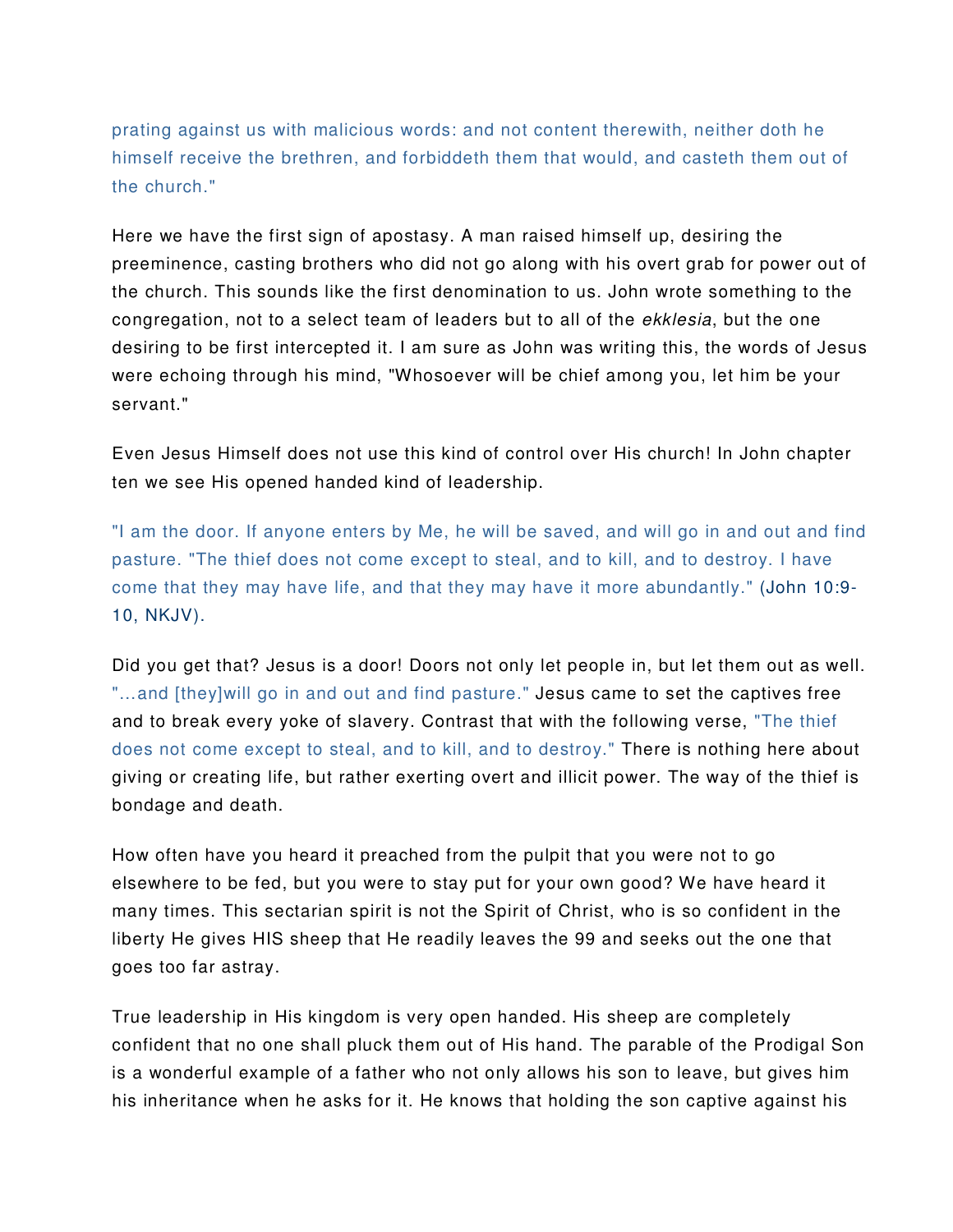prating against us with malicious words: and not content therewith, neither doth he himself receive the brethren, and forbiddeth them that would, and casteth them out of the church."

Here we have the first sign of apostasy. A man raised himself up, desiring the preeminence, casting brothers who did not go along with his overt grab for power out of the church. This sounds like the first denomination to us. John wrote something to the congregation, not to a select team of leaders but to all of the *ekklesia*, but the one desiring to be first intercepted it. I am sure as John was writing this, the words of Jesus were echoing through his mind, "Whosoever will be chief among you, let him be your servant."

Even Jesus Himself does not use this kind of control over His church! In John chapter ten we see His opened handed kind of leadership.

"I am the door. If anyone enters by Me, he will be saved, and will go in and out and find pasture. "The thief does not come except to steal, and to kill, and to destroy. I have come that they may have life, and that they may have it more abundantly." (John 10:9-10, NKJV).

Did you get that? Jesus is a door! Doors not only let people in, but let them out as well. "...and [they]will go in and out and find pasture." Jesus came to set the captives free and to break every yoke of slavery. Contrast that with the following verse, "The thief does not come except to steal, and to kill, and to destroy." There is nothing here about giving or creating life, but rather exerting overt and illicit power. The way of the thief is bondage and death.

How often have you heard it preached from the pulpit that you were not to go elsewhere to be fed, but you were to stay put for your own good? We have heard it many times. This sectarian spirit is not the Spirit of Christ, who is so confident in the liberty He gives HIS sheep that He readily leaves the 99 and seeks out the one that goes too far astray.

True leadership in His kingdom is very open handed. His sheep are completely confident that no one shall pluck them out of His hand. The parable of the Prodigal Son is a wonderful example of a father who not only allows his son to leave, but gives him his inheritance when he asks for it. He knows that holding the son captive against his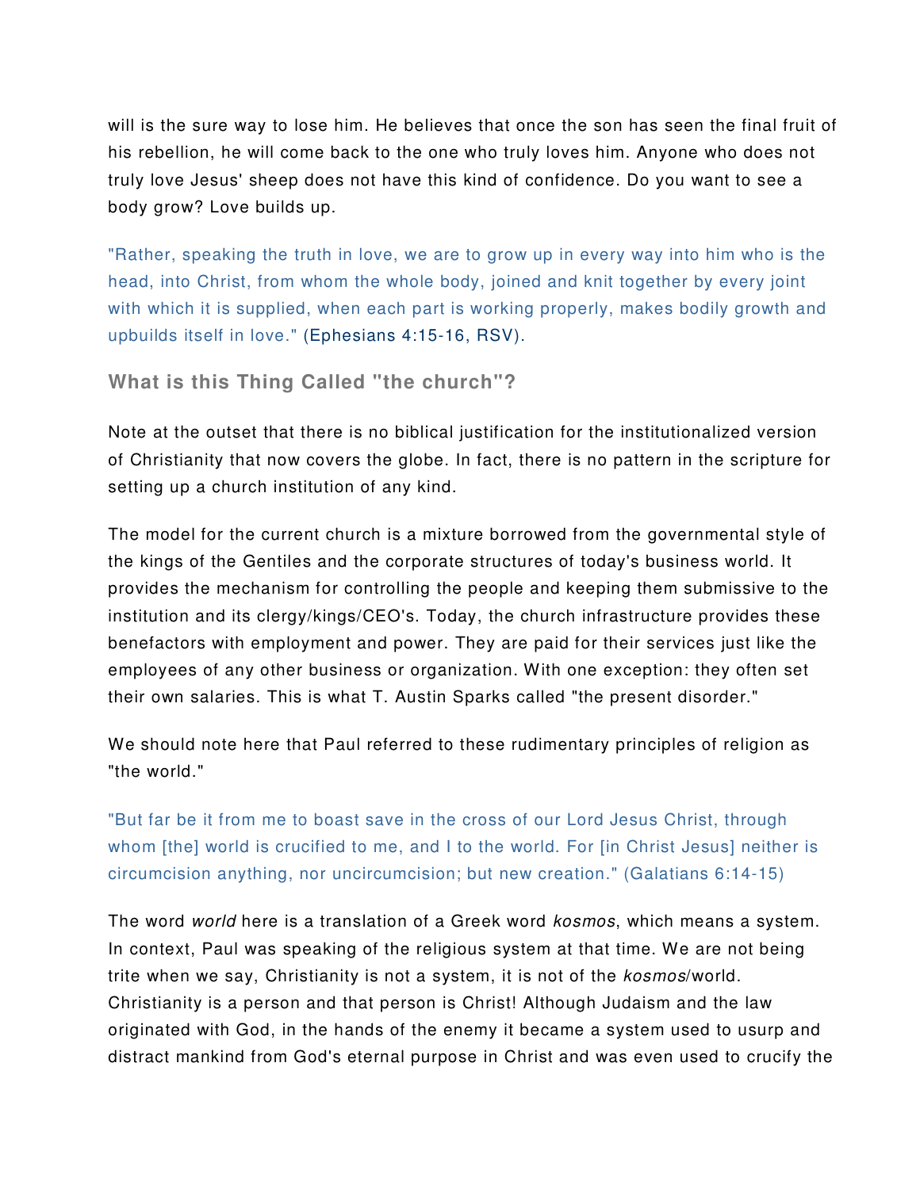will is the sure way to lose him. He believes that once the son has seen the final fruit of his rebellion, he will come back to the one who truly loves him. Anyone who does not truly love Jesus' sheep does not have this kind of confidence. Do you want to see a body grow? Love builds up.

"Rather, speaking the truth in love, we are to grow up in every way into him who is the head, into Christ, from whom the whole body, joined and knit together by every joint with which it is supplied, when each part is working properly, makes bodily growth and upbuilds itself in love." (Ephesians 4:15-16, RSV).

### What is this Thing Called "the church"?

Note at the outset that there is no biblical justification for the institutionalized version of Christianity that now covers the globe. In fact, there is no pattern in the scripture for setting up a church institution of any kind.

The model for the current church is a mixture borrowed from the governmental style of the kings of the Gentiles and the corporate structures of today's business world. It provides the mechanism for controlling the people and keeping them submissive to the institution and its clergy/kings/CEO's. Today, the church infrastructure provides these benefactors with employment and power. They are paid for their services just like the employees of any other business or organization. With one exception: they often set their own salaries. This is what T. Austin Sparks called "the present disorder."

We should note here that Paul referred to these rudimentary principles of religion as "the world."

"But far be it from me to boast save in the cross of our Lord Jesus Christ, through whom [the] world is crucified to me, and I to the world. For [in Christ Jesus] neither is circumcision anything, nor uncircumcision; but new creation." (Galatians 6:14-15)

The word *world* here is a translation of a Greek word *kosmos*, which means a system. In context, Paul was speaking of the religious system at that time. We are not being trite when we say, Christianity is not a system, it is not of the *kosmos*/world. Christianity is a person and that person is Christ! Although Judaism and the law originated with God, in the hands of the enemy it became a system used to usurp and distract mankind from God's eternal purpose in Christ and was even used to crucify the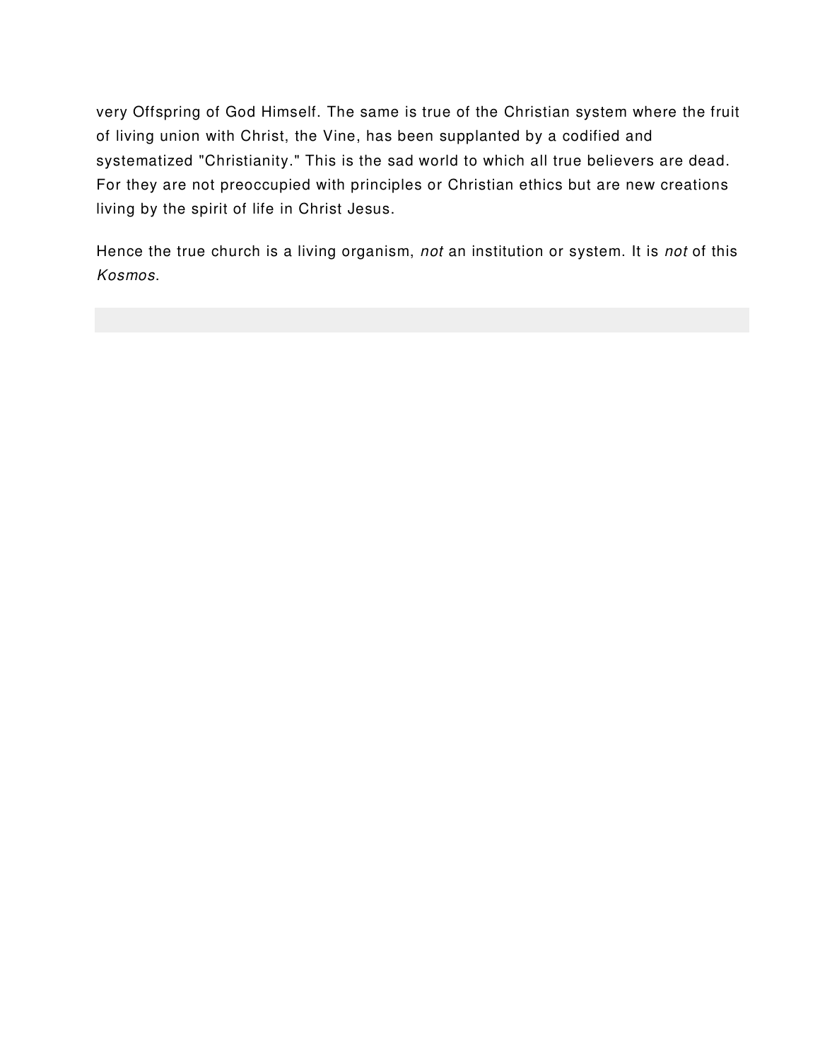very Offspring of God Himself. The same is true of the Christian system where the fruit of living union with Christ, the Vine, has been supplanted by a codified and systematized "Christianity." This is the sad world to which all true believers are dead. For they are not preoccupied with principles or Christian ethics but are new creations living by the spirit of life in Christ Jesus.

Hence the true church is a living organism, *not* an institution or system. It is *not* of this *Kosmos*.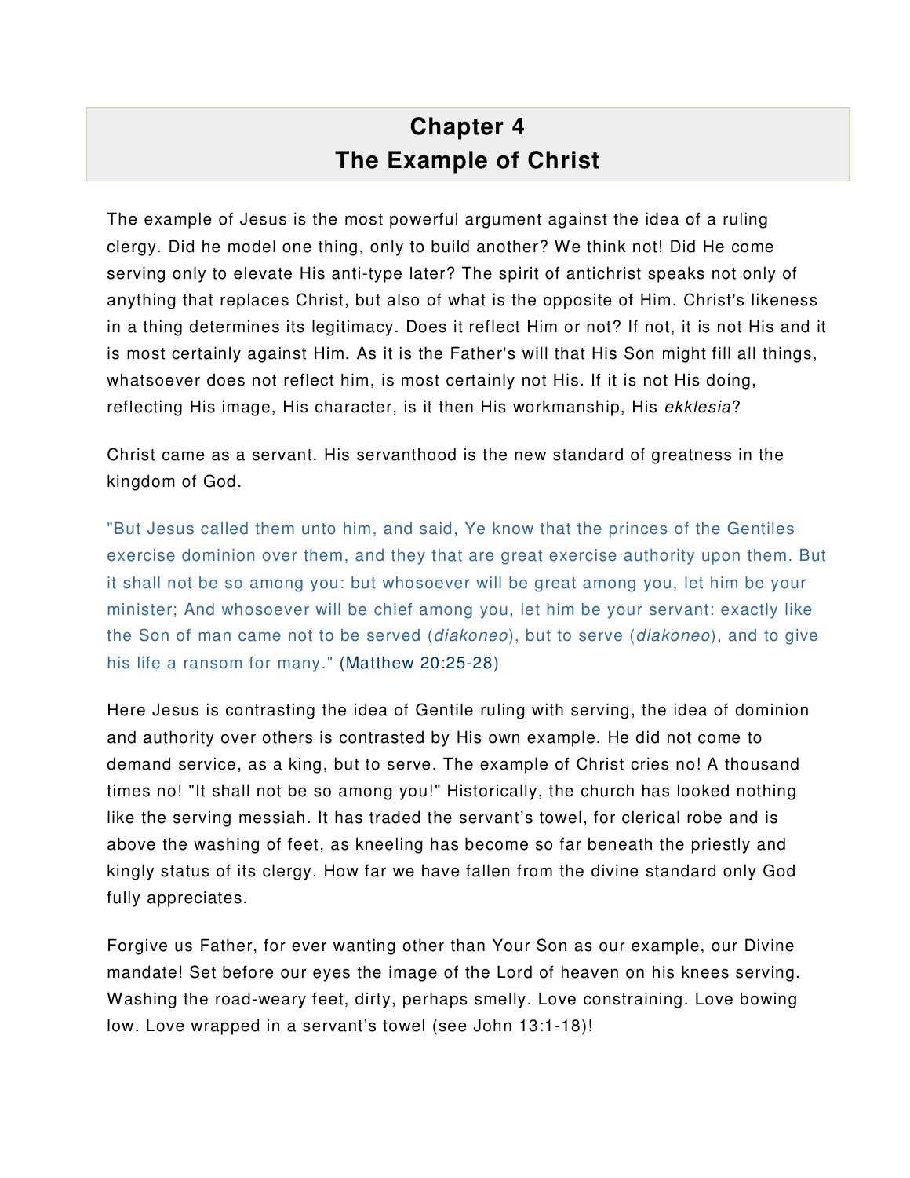# Chapter 4
# The Example of Christ

The example of Jesus is the most powerful argument against the idea of a ruling clergy. Did he model one thing, only to build another? We think not! Did He come serving only to elevate His anti-type later? The spirit of antichrist speaks not only of anything that replaces Christ, but also of what is the opposite of Him. Christ's likeness in a thing determines its legitimacy. Does it reflect Him or not? If not, it is not His and it is most certainly against Him. As it is the Father's will that His Son might fill all things, whatsoever does not reflect him, is most certainly not His. If it is not His doing, reflecting His image, His character, is it then His workmanship, His *ekklesia*?

Christ came as a servant. His servanthood is the new standard of greatness in the kingdom of God.

"But Jesus called them unto him, and said, Ye know that the princes of the Gentiles exercise dominion over them, and they that are great exercise authority upon them. But it shall not be so among you: but whosoever will be great among you, let him be your minister; And whosoever will be chief among you, let him be your servant: exactly like the Son of man came not to be served (*diakoneo*), but to serve (*diakoneo*), and to give his life a ransom for many." (Matthew 20:25-28)

Here Jesus is contrasting the idea of Gentile ruling with serving, the idea of dominion and authority over others is contrasted by His own example. He did not come to demand service, as a king, but to serve. The example of Christ cries no! A thousand times no! "It shall not be so among you!" Historically, the church has looked nothing like the serving messiah. It has traded the servant's towel, for clerical robe and is above the washing of feet, as kneeling has become so far beneath the priestly and kingly status of its clergy. How far we have fallen from the divine standard only God fully appreciates.

Forgive us Father, for ever wanting other than Your Son as our example, our Divine mandate! Set before our eyes the image of the Lord of heaven on his knees serving. Washing the road-weary feet, dirty, perhaps smelly. Love constraining. Love bowing low. Love wrapped in a servant's towel (see John 13:1-18)!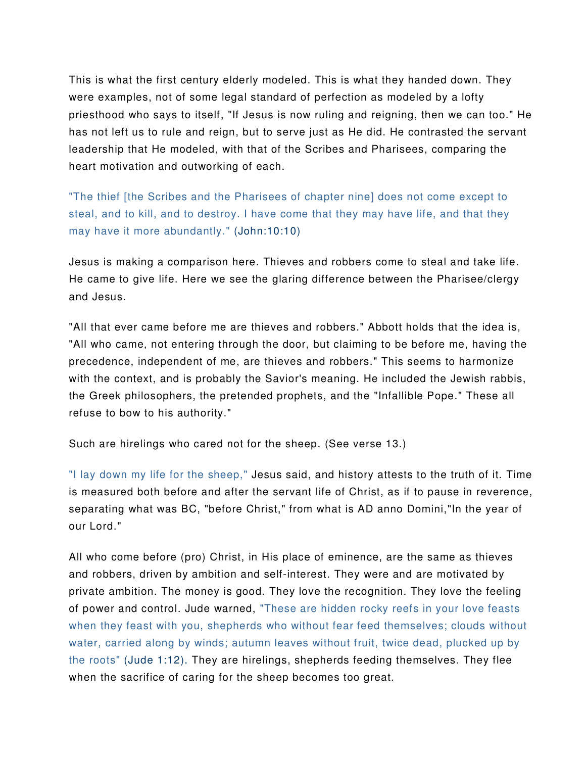This is what the first century elderly modeled. This is what they handed down. They were examples, not of some legal standard of perfection as modeled by a lofty priesthood who says to itself, "If Jesus is now ruling and reigning, then we can too." He has not left us to rule and reign, but to serve just as He did. He contrasted the servant leadership that He modeled, with that of the Scribes and Pharisees, comparing the heart motivation and outworking of each.

"The thief [the Scribes and the Pharisees of chapter nine] does not come except to steal, and to kill, and to destroy. I have come that they may have life, and that they may have it more abundantly." (John:10:10)

Jesus is making a comparison here. Thieves and robbers come to steal and take life. He came to give life. Here we see the glaring difference between the Pharisee/clergy and Jesus.

"All that ever came before me are thieves and robbers." Abbott holds that the idea is, "All who came, not entering through the door, but claiming to be before me, having the precedence, independent of me, are thieves and robbers." This seems to harmonize with the context, and is probably the Savior's meaning. He included the Jewish rabbis, the Greek philosophers, the pretended prophets, and the "Infallible Pope." These all refuse to bow to his authority."

Such are hirelings who cared not for the sheep. (See verse 13.)

"I lay down my life for the sheep," Jesus said, and history attests to the truth of it. Time is measured both before and after the servant life of Christ, as if to pause in reverence, separating what was BC, "before Christ," from what is AD anno Domini,"In the year of our Lord."

All who come before (pro) Christ, in His place of eminence, are the same as thieves and robbers, driven by ambition and self-interest. They were and are motivated by private ambition. The money is good. They love the recognition. They love the feeling of power and control. Jude warned, "These are hidden rocky reefs in your love feasts when they feast with you, shepherds who without fear feed themselves; clouds without water, carried along by winds; autumn leaves without fruit, twice dead, plucked up by the roots" (Jude 1:12). They are hirelings, shepherds feeding themselves. They flee when the sacrifice of caring for the sheep becomes too great.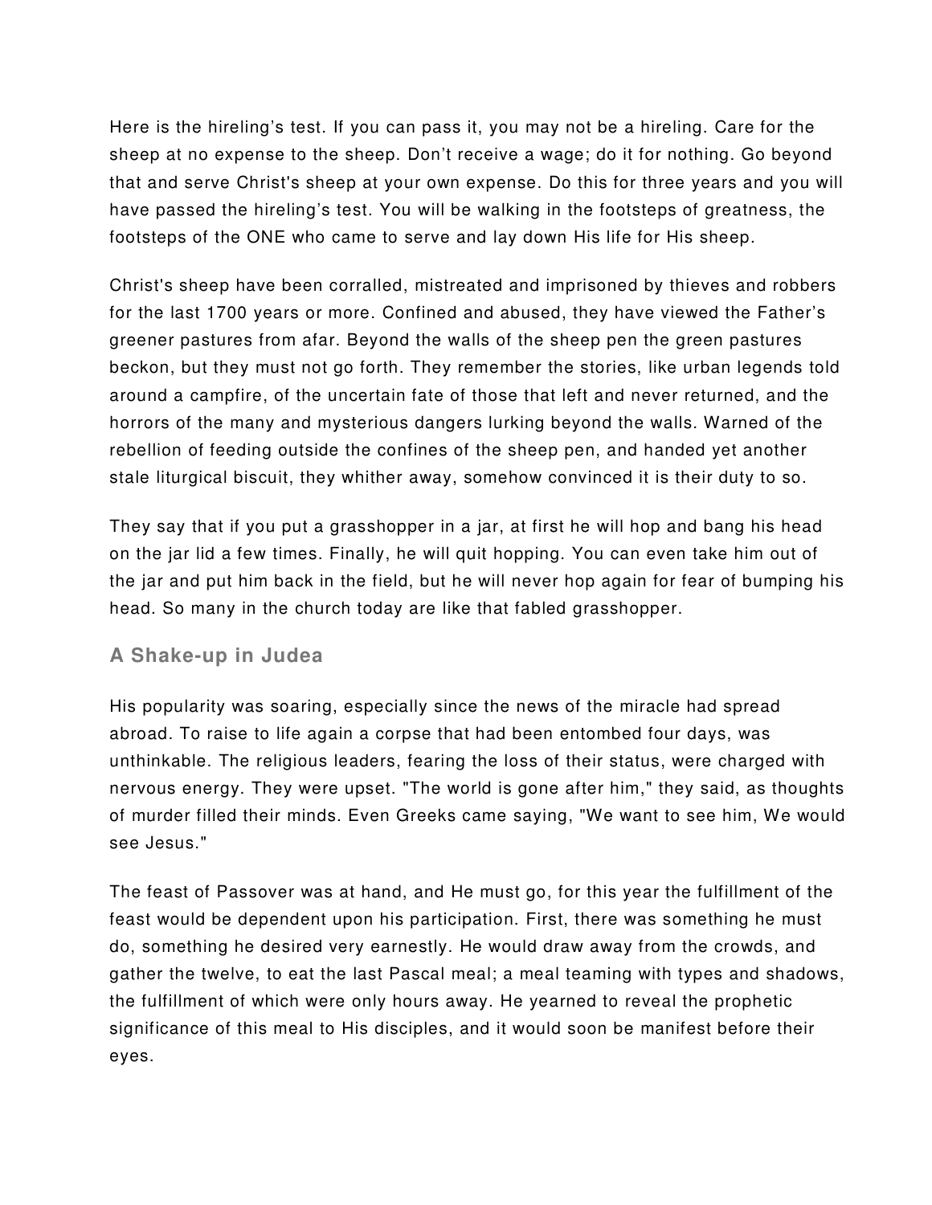Here is the hireling's test. If you can pass it, you may not be a hireling. Care for the sheep at no expense to the sheep. Don't receive a wage; do it for nothing. Go beyond that and serve Christ's sheep at your own expense. Do this for three years and you will have passed the hireling's test. You will be walking in the footsteps of greatness, the footsteps of the ONE who came to serve and lay down His life for His sheep.

Christ's sheep have been corralled, mistreated and imprisoned by thieves and robbers for the last 1700 years or more. Confined and abused, they have viewed the Father's greener pastures from afar. Beyond the walls of the sheep pen the green pastures beckon, but they must not go forth. They remember the stories, like urban legends told around a campfire, of the uncertain fate of those that left and never returned, and the horrors of the many and mysterious dangers lurking beyond the walls. Warned of the rebellion of feeding outside the confines of the sheep pen, and handed yet another stale liturgical biscuit, they whither away, somehow convinced it is their duty to so.

They say that if you put a grasshopper in a jar, at first he will hop and bang his head on the jar lid a few times. Finally, he will quit hopping. You can even take him out of the jar and put him back in the field, but he will never hop again for fear of bumping his head. So many in the church today are like that fabled grasshopper.

### A Shake-up in Judea

His popularity was soaring, especially since the news of the miracle had spread abroad. To raise to life again a corpse that had been entombed four days, was unthinkable. The religious leaders, fearing the loss of their status, were charged with nervous energy. They were upset. "The world is gone after him," they said, as thoughts of murder filled their minds. Even Greeks came saying, "We want to see him, We would see Jesus."

The feast of Passover was at hand, and He must go, for this year the fulfillment of the feast would be dependent upon his participation. First, there was something he must do, something he desired very earnestly. He would draw away from the crowds, and gather the twelve, to eat the last Pascal meal; a meal teaming with types and shadows, the fulfillment of which were only hours away. He yearned to reveal the prophetic significance of this meal to His disciples, and it would soon be manifest before their eyes.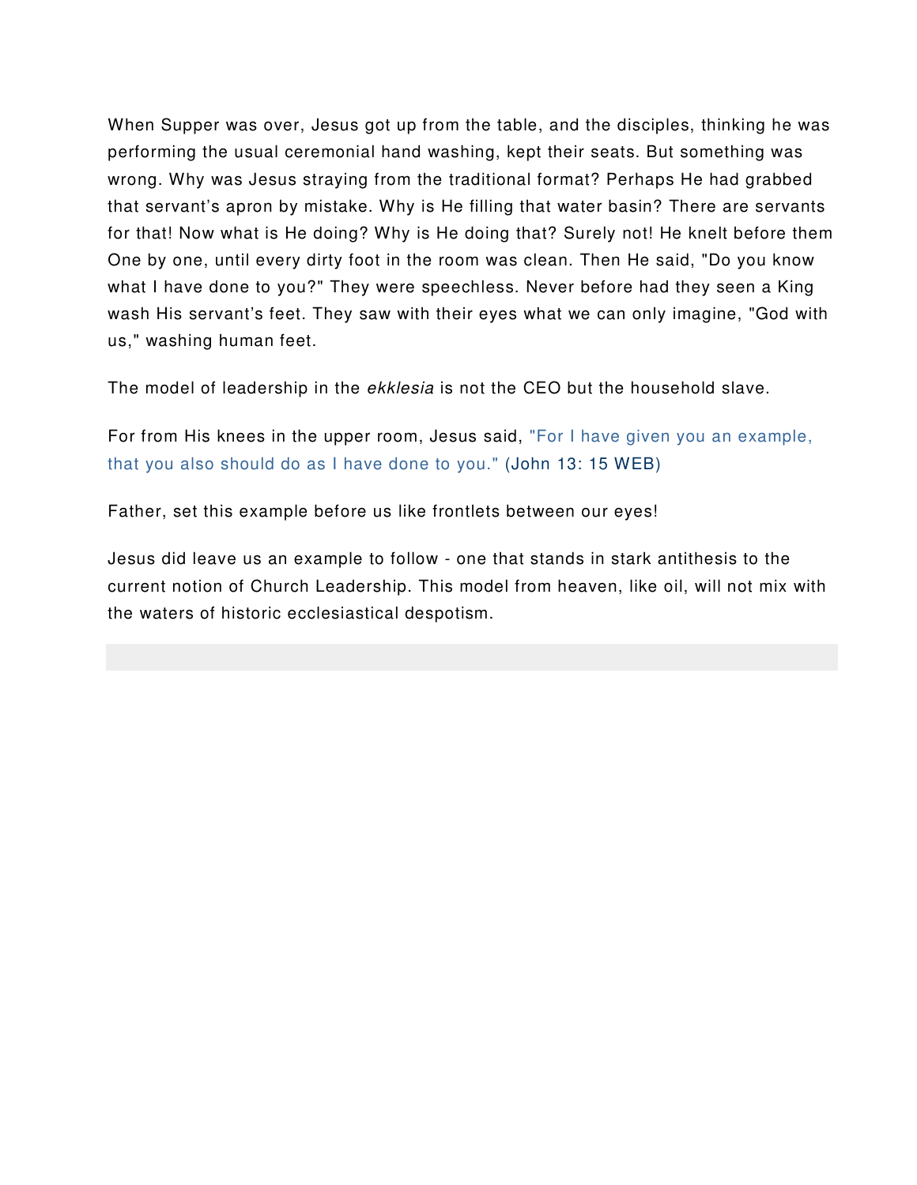When Supper was over, Jesus got up from the table, and the disciples, thinking he was performing the usual ceremonial hand washing, kept their seats. But something was wrong. Why was Jesus straying from the traditional format? Perhaps He had grabbed that servant's apron by mistake. Why is He filling that water basin? There are servants for that! Now what is He doing? Why is He doing that? Surely not! He knelt before them One by one, until every dirty foot in the room was clean. Then He said, "Do you know what I have done to you?" They were speechless. Never before had they seen a King wash His servant's feet. They saw with their eyes what we can only imagine, "God with us," washing human feet.

The model of leadership in the *ekklesia* is not the CEO but the household slave.

For from His knees in the upper room, Jesus said, "For I have given you an example, that you also should do as I have done to you." (John 13: 15 WEB)

Father, set this example before us like frontlets between our eyes!

Jesus did leave us an example to follow - one that stands in stark antithesis to the current notion of Church Leadership. This model from heaven, like oil, will not mix with the waters of historic ecclesiastical despotism.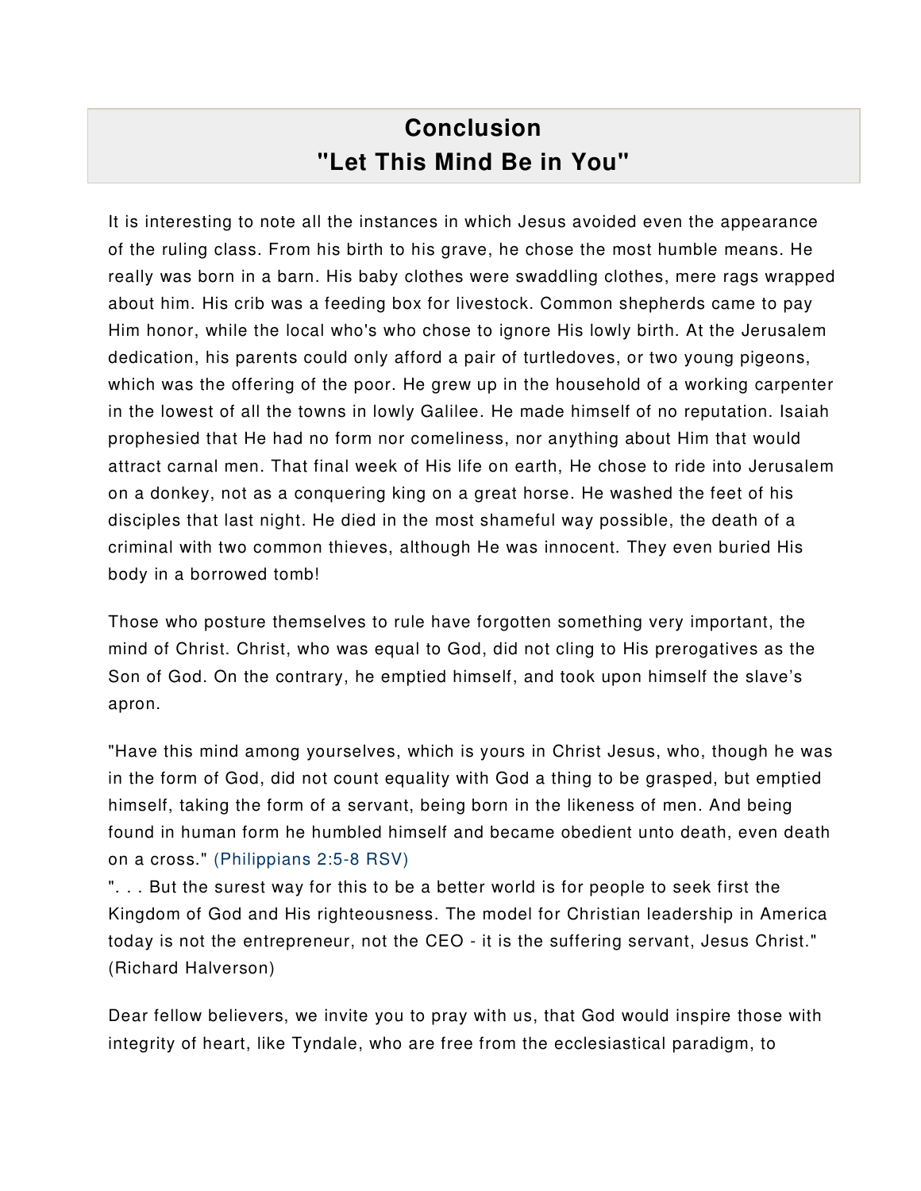# Conclusion
# "Let This Mind Be in You"

It is interesting to note all the instances in which Jesus avoided even the appearance of the ruling class. From his birth to his grave, he chose the most humble means. He really was born in a barn. His baby clothes were swaddling clothes, mere rags wrapped about him. His crib was a feeding box for livestock. Common shepherds came to pay Him honor, while the local who's who chose to ignore His lowly birth. At the Jerusalem dedication, his parents could only afford a pair of turtledoves, or two young pigeons, which was the offering of the poor. He grew up in the household of a working carpenter in the lowest of all the towns in lowly Galilee. He made himself of no reputation. Isaiah prophesied that He had no form nor comeliness, nor anything about Him that would attract carnal men. That final week of His life on earth, He chose to ride into Jerusalem on a donkey, not as a conquering king on a great horse. He washed the feet of his disciples that last night. He died in the most shameful way possible, the death of a criminal with two common thieves, although He was innocent. They even buried His body in a borrowed tomb!

Those who posture themselves to rule have forgotten something very important, the mind of Christ. Christ, who was equal to God, did not cling to His prerogatives as the Son of God. On the contrary, he emptied himself, and took upon himself the slave's apron.

"Have this mind among yourselves, which is yours in Christ Jesus, who, though he was in the form of God, did not count equality with God a thing to be grasped, but emptied himself, taking the form of a servant, being born in the likeness of men. And being found in human form he humbled himself and became obedient unto death, even death on a cross." (Philippians 2:5-8 RSV)

". . . But the surest way for this to be a better world is for people to seek first the Kingdom of God and His righteousness. The model for Christian leadership in America today is not the entrepreneur, not the CEO - it is the suffering servant, Jesus Christ." (Richard Halverson)

Dear fellow believers, we invite you to pray with us, that God would inspire those with integrity of heart, like Tyndale, who are free from the ecclesiastical paradigm, to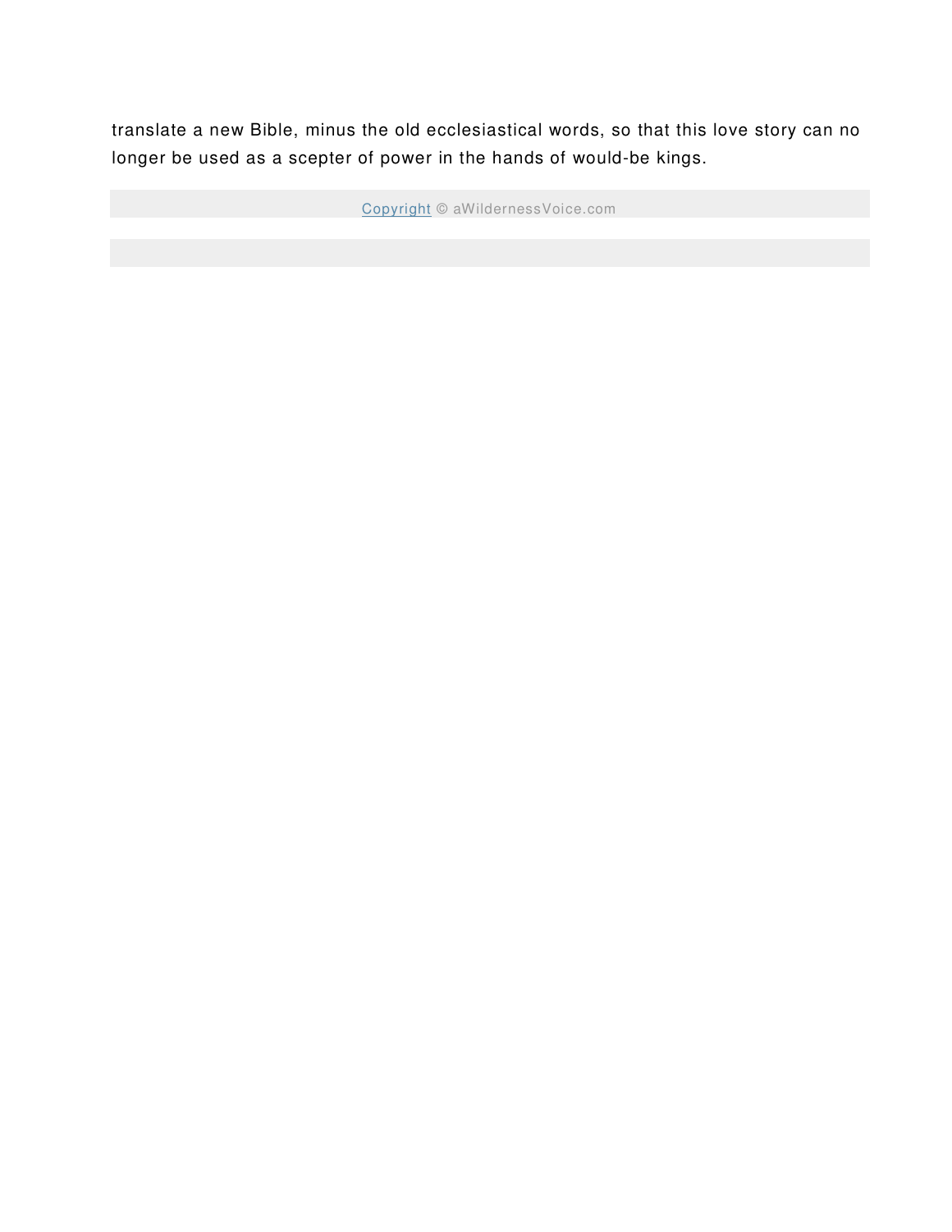translate a new Bible, minus the old ecclesiastical words, so that this love story can no longer be used as a scepter of power in the hands of would-be kings.

Copyright © aWildernessVoice.com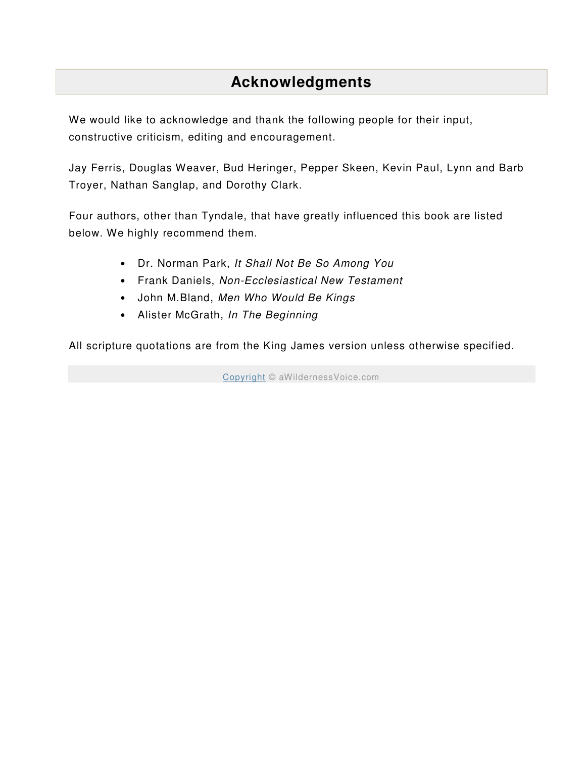# Acknowledgments

We would like to acknowledge and thank the following people for their input, constructive criticism, editing and encouragement.

Jay Ferris, Douglas Weaver, Bud Heringer, Pepper Skeen, Kevin Paul, Lynn and Barb Troyer, Nathan Sanglap, and Dorothy Clark.

Four authors, other than Tyndale, that have greatly influenced this book are listed below. We highly recommend them.

- Dr. Norman Park, *It Shall Not Be So Among You*
- Frank Daniels, *Non-Ecclesiastical New Testament*
- John M.Bland, *Men Who Would Be Kings*
- Alister McGrath, *In The Beginning*

All scripture quotations are from the King James version unless otherwise specified.

Copyright © aWildernessVoice.com